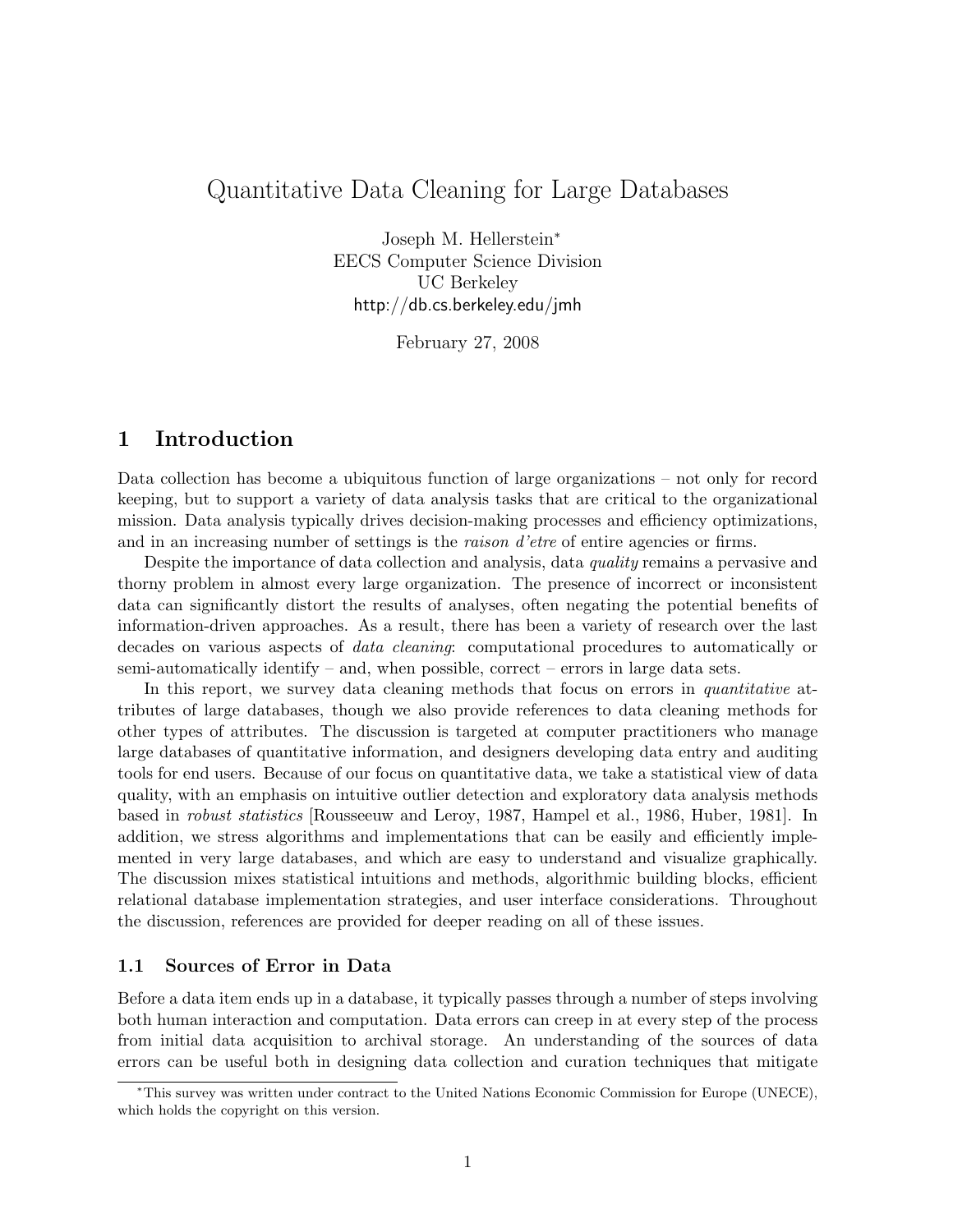# Quantitative Data Cleaning for Large Databases

Joseph M. Hellerstein*
EECS Computer Science Division
UC Berkeley
http://db.cs.berkeley.edu/jmh

February 27, 2008

## 1 Introduction

Data collection has become a ubiquitous function of large organizations – not only for record keeping, but to support a variety of data analysis tasks that are critical to the organizational mission. Data analysis typically drives decision-making processes and efficiency optimizations, and in an increasing number of settings is the *raison d'etre* of entire agencies or firms.

Despite the importance of data collection and analysis, data *quality* remains a pervasive and thorny problem in almost every large organization. The presence of incorrect or inconsistent data can significantly distort the results of analyses, often negating the potential benefits of information-driven approaches. As a result, there has been a variety of research over the last decades on various aspects of *data cleaning*: computational procedures to automatically or semi-automatically identify – and, when possible, correct – errors in large data sets.

In this report, we survey data cleaning methods that focus on errors in *quantitative* attributes of large databases, though we also provide references to data cleaning methods for other types of attributes. The discussion is targeted at computer practitioners who manage large databases of quantitative information, and designers developing data entry and auditing tools for end users. Because of our focus on quantitative data, we take a statistical view of data quality, with an emphasis on intuitive outlier detection and exploratory data analysis methods based in *robust statistics* [Rousseeuw and Leroy, 1987, Hampel et al., 1986, Huber, 1981]. In addition, we stress algorithms and implementations that can be easily and efficiently implemented in very large databases, and which are easy to understand and visualize graphically. The discussion mixes statistical intuitions and methods, algorithmic building blocks, efficient relational database implementation strategies, and user interface considerations. Throughout the discussion, references are provided for deeper reading on all of these issues.

### 1.1 Sources of Error in Data

Before a data item ends up in a database, it typically passes through a number of steps involving both human interaction and computation. Data errors can creep in at every step of the process from initial data acquisition to archival storage. An understanding of the sources of data errors can be useful both in designing data collection and curation techniques that mitigate

*This survey was written under contract to the United Nations Economic Commission for Europe (UNECE), which holds the copyright on this version.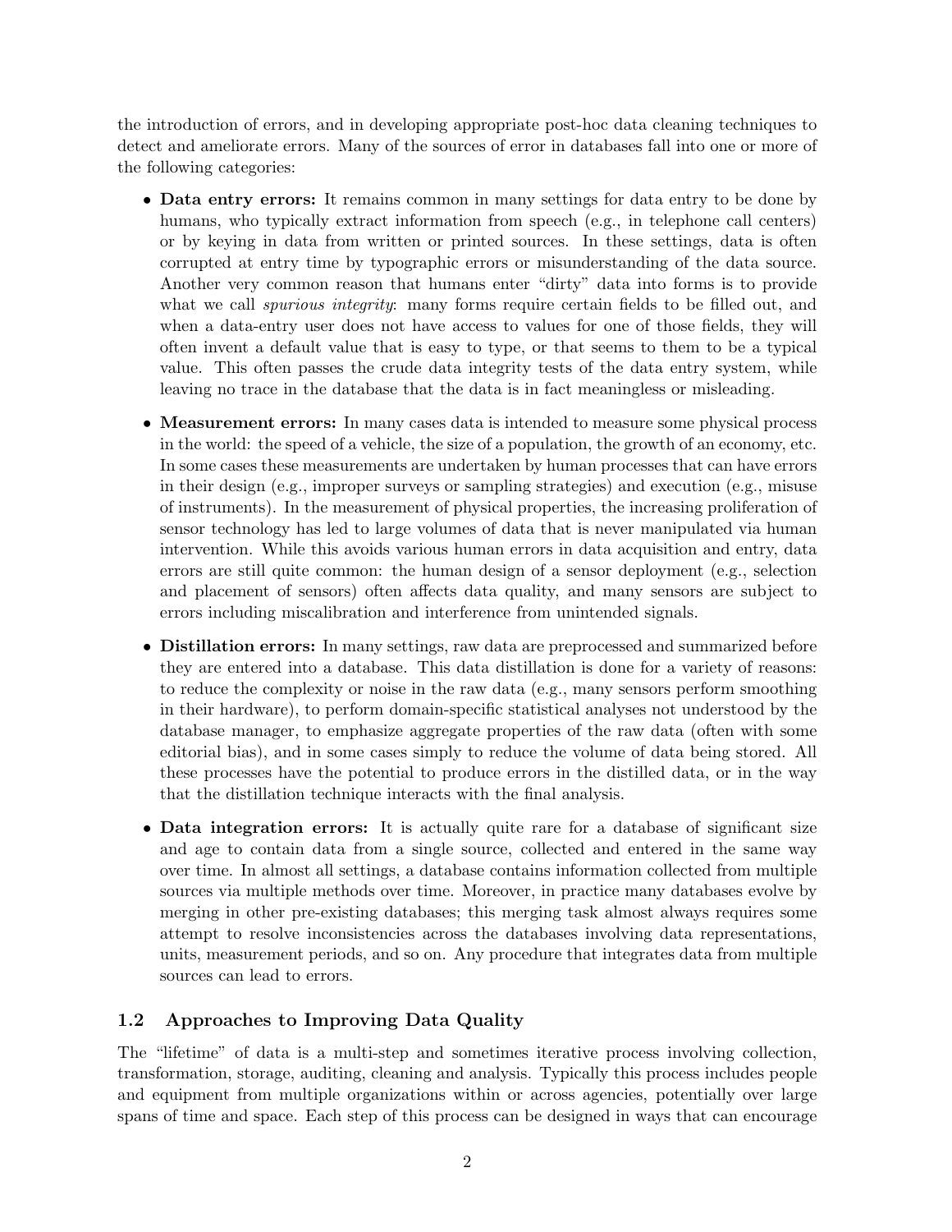the introduction of errors, and in developing appropriate post-hoc data cleaning techniques to detect and ameliorate errors. Many of the sources of error in databases fall into one or more of the following categories:

- **Data entry errors:** It remains common in many settings for data entry to be done by humans, who typically extract information from speech (e.g., in telephone call centers) or by keying in data from written or printed sources. In these settings, data is often corrupted at entry time by typographic errors or misunderstanding of the data source. Another very common reason that humans enter "dirty" data into forms is to provide what we call *spurious integrity*: many forms require certain fields to be filled out, and when a data-entry user does not have access to values for one of those fields, they will often invent a default value that is easy to type, or that seems to them to be a typical value. This often passes the crude data integrity tests of the data entry system, while leaving no trace in the database that the data is in fact meaningless or misleading.
- **Measurement errors:** In many cases data is intended to measure some physical process in the world: the speed of a vehicle, the size of a population, the growth of an economy, etc. In some cases these measurements are undertaken by human processes that can have errors in their design (e.g., improper surveys or sampling strategies) and execution (e.g., misuse of instruments). In the measurement of physical properties, the increasing proliferation of sensor technology has led to large volumes of data that is never manipulated via human intervention. While this avoids various human errors in data acquisition and entry, data errors are still quite common: the human design of a sensor deployment (e.g., selection and placement of sensors) often affects data quality, and many sensors are subject to errors including miscalibration and interference from unintended signals.
- **Distillation errors:** In many settings, raw data are preprocessed and summarized before they are entered into a database. This data distillation is done for a variety of reasons: to reduce the complexity or noise in the raw data (e.g., many sensors perform smoothing in their hardware), to perform domain-specific statistical analyses not understood by the database manager, to emphasize aggregate properties of the raw data (often with some editorial bias), and in some cases simply to reduce the volume of data being stored. All these processes have the potential to produce errors in the distilled data, or in the way that the distillation technique interacts with the final analysis.
- **Data integration errors:** It is actually quite rare for a database of significant size and age to contain data from a single source, collected and entered in the same way over time. In almost all settings, a database contains information collected from multiple sources via multiple methods over time. Moreover, in practice many databases evolve by merging in other pre-existing databases; this merging task almost always requires some attempt to resolve inconsistencies across the databases involving data representations, units, measurement periods, and so on. Any procedure that integrates data from multiple sources can lead to errors.

## 1.2 Approaches to Improving Data Quality

The "lifetime" of data is a multi-step and sometimes iterative process involving collection, transformation, storage, auditing, cleaning and analysis. Typically this process includes people and equipment from multiple organizations within or across agencies, potentially over large spans of time and space. Each step of this process can be designed in ways that can encourage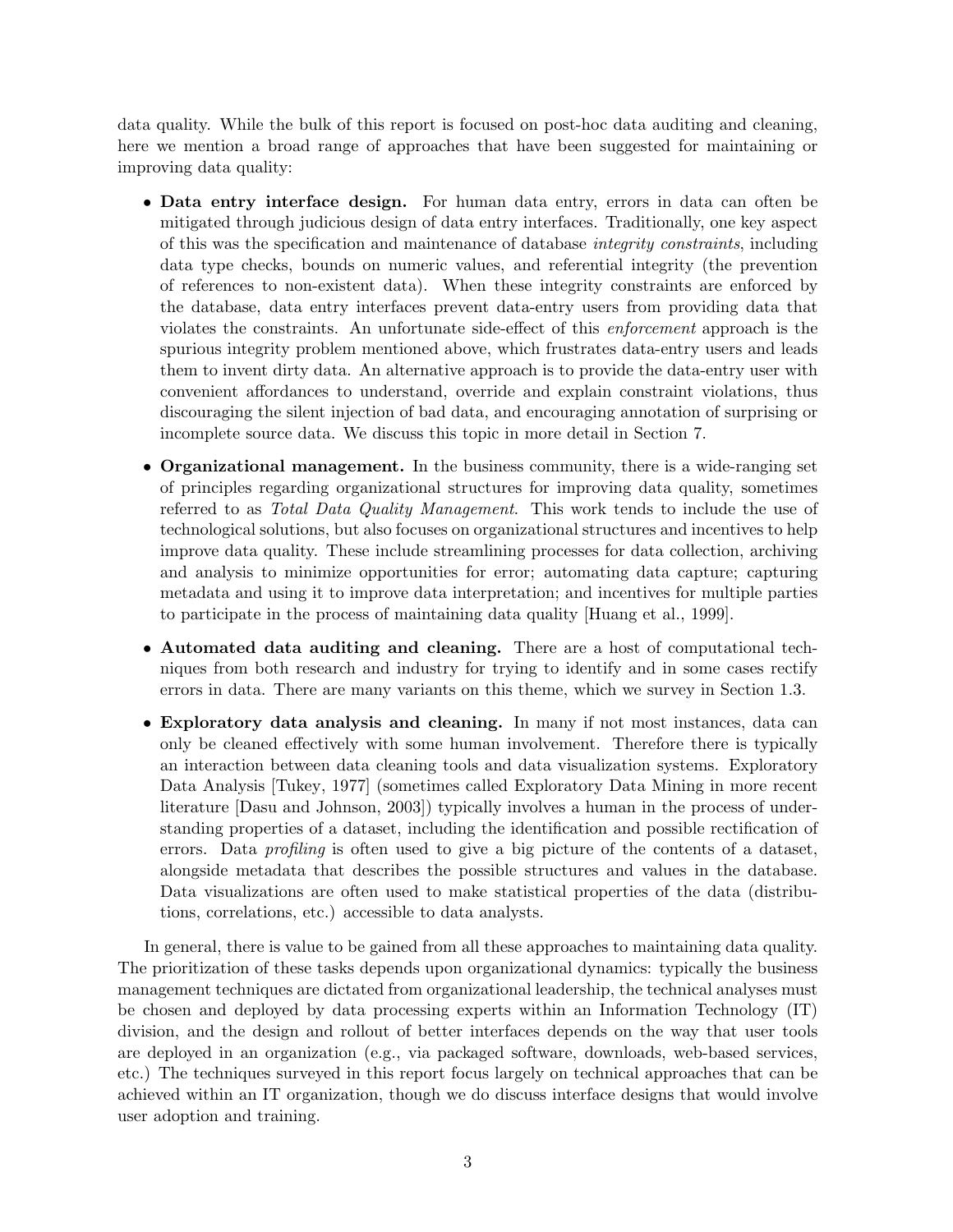data quality. While the bulk of this report is focused on post-hoc data auditing and cleaning, here we mention a broad range of approaches that have been suggested for maintaining or improving data quality:

- **Data entry interface design.** For human data entry, errors in data can often be mitigated through judicious design of data entry interfaces. Traditionally, one key aspect of this was the specification and maintenance of database *integrity constraints*, including data type checks, bounds on numeric values, and referential integrity (the prevention of references to non-existent data). When these integrity constraints are enforced by the database, data entry interfaces prevent data-entry users from providing data that violates the constraints. An unfortunate side-effect of this *enforcement* approach is the spurious integrity problem mentioned above, which frustrates data-entry users and leads them to invent dirty data. An alternative approach is to provide the data-entry user with convenient affordances to understand, override and explain constraint violations, thus discouraging the silent injection of bad data, and encouraging annotation of surprising or incomplete source data. We discuss this topic in more detail in Section 7.

- **Organizational management.** In the business community, there is a wide-ranging set of principles regarding organizational structures for improving data quality, sometimes referred to as *Total Data Quality Management*. This work tends to include the use of technological solutions, but also focuses on organizational structures and incentives to help improve data quality. These include streamlining processes for data collection, archiving and analysis to minimize opportunities for error; automating data capture; capturing metadata and using it to improve data interpretation; and incentives for multiple parties to participate in the process of maintaining data quality [Huang et al., 1999].

- **Automated data auditing and cleaning.** There are a host of computational techniques from both research and industry for trying to identify and in some cases rectify errors in data. There are many variants on this theme, which we survey in Section 1.3.

- **Exploratory data analysis and cleaning.** In many if not most instances, data can only be cleaned effectively with some human involvement. Therefore there is typically an interaction between data cleaning tools and data visualization systems. Exploratory Data Analysis [Tukey, 1977] (sometimes called Exploratory Data Mining in more recent literature [Dasu and Johnson, 2003]) typically involves a human in the process of understanding properties of a dataset, including the identification and possible rectification of errors. Data *profiling* is often used to give a big picture of the contents of a dataset, alongside metadata that describes the possible structures and values in the database. Data visualizations are often used to make statistical properties of the data (distributions, correlations, etc.) accessible to data analysts.

In general, there is value to be gained from all these approaches to maintaining data quality. The prioritization of these tasks depends upon organizational dynamics: typically the business management techniques are dictated from organizational leadership, the technical analyses must be chosen and deployed by data processing experts within an Information Technology (IT) division, and the design and rollout of better interfaces depends on the way that user tools are deployed in an organization (e.g., via packaged software, downloads, web-based services, etc.) The techniques surveyed in this report focus largely on technical approaches that can be achieved within an IT organization, though we do discuss interface designs that would involve user adoption and training.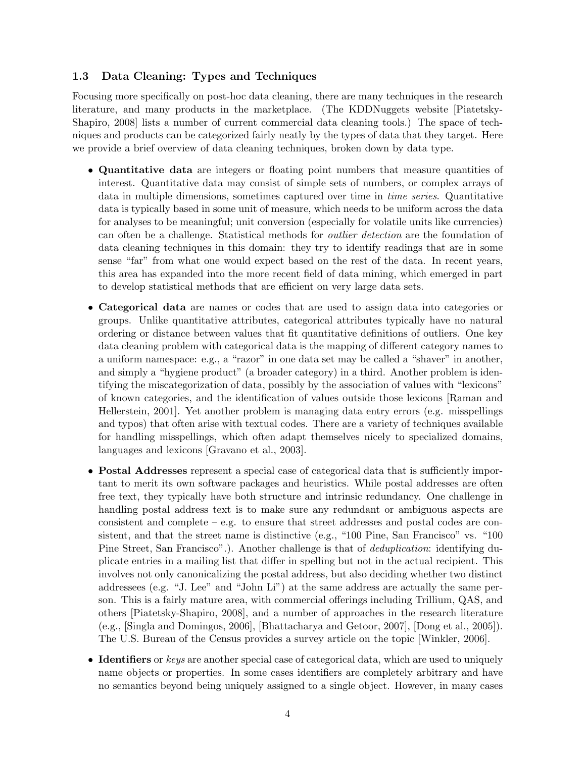### 1.3 Data Cleaning: Types and Techniques

Focusing more specifically on post-hoc data cleaning, there are many techniques in the research literature, and many products in the marketplace. (The KDDNuggets website [Piatetsky-Shapiro, 2008] lists a number of current commercial data cleaning tools.) The space of techniques and products can be categorized fairly neatly by the types of data that they target. Here we provide a brief overview of data cleaning techniques, broken down by data type.

- **Quantitative data** are integers or floating point numbers that measure quantities of interest. Quantitative data may consist of simple sets of numbers, or complex arrays of data in multiple dimensions, sometimes captured over time in *time series*. Quantitative data is typically based in some unit of measure, which needs to be uniform across the data for analyses to be meaningful; unit conversion (especially for volatile units like currencies) can often be a challenge. Statistical methods for *outlier detection* are the foundation of data cleaning techniques in this domain: they try to identify readings that are in some sense "far" from what one would expect based on the rest of the data. In recent years, this area has expanded into the more recent field of data mining, which emerged in part to develop statistical methods that are efficient on very large data sets.

- **Categorical data** are names or codes that are used to assign data into categories or groups. Unlike quantitative attributes, categorical attributes typically have no natural ordering or distance between values that fit quantitative definitions of outliers. One key data cleaning problem with categorical data is the mapping of different category names to a uniform namespace: e.g., a "razor" in one data set may be called a "shaver" in another, and simply a "hygiene product" (a broader category) in a third. Another problem is identifying the miscategorization of data, possibly by the association of values with "lexicons" of known categories, and the identification of values outside those lexicons [Raman and Hellerstein, 2001]. Yet another problem is managing data entry errors (e.g. misspellings and typos) that often arise with textual codes. There are a variety of techniques available for handling misspellings, which often adapt themselves nicely to specialized domains, languages and lexicons [Gravano et al., 2003].

- **Postal Addresses** represent a special case of categorical data that is sufficiently important to merit its own software packages and heuristics. While postal addresses are often free text, they typically have both structure and intrinsic redundancy. One challenge in handling postal address text is to make sure any redundant or ambiguous aspects are consistent and complete – e.g. to ensure that street addresses and postal codes are consistent, and that the street name is distinctive (e.g., "100 Pine, San Francisco" vs. "100 Pine Street, San Francisco".). Another challenge is that of *deduplication*: identifying duplicate entries in a mailing list that differ in spelling but not in the actual recipient. This involves not only canonicalizing the postal address, but also deciding whether two distinct addressees (e.g. "J. Lee" and "John Li") at the same address are actually the same person. This is a fairly mature area, with commercial offerings including Trillium, QAS, and others [Piatetsky-Shapiro, 2008], and a number of approaches in the research literature (e.g., [Singla and Domingos, 2006], [Bhattacharya and Getoor, 2007], [Dong et al., 2005]). The U.S. Bureau of the Census provides a survey article on the topic [Winkler, 2006].

- **Identifiers** or *keys* are another special case of categorical data, which are used to uniquely name objects or properties. In some cases identifiers are completely arbitrary and have no semantics beyond being uniquely assigned to a single object. However, in many cases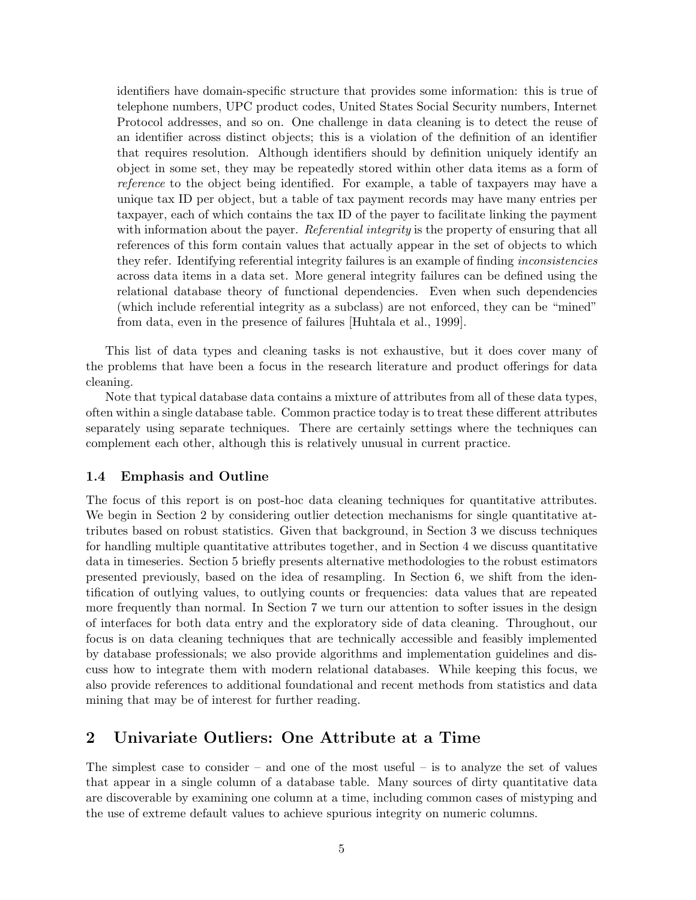identifiers have domain-specific structure that provides some information: this is true of telephone numbers, UPC product codes, United States Social Security numbers, Internet Protocol addresses, and so on. One challenge in data cleaning is to detect the reuse of an identifier across distinct objects; this is a violation of the definition of an identifier that requires resolution. Although identifiers should by definition uniquely identify an object in some set, they may be repeatedly stored within other data items as a form of *reference* to the object being identified. For example, a table of taxpayers may have a unique tax ID per object, but a table of tax payment records may have many entries per taxpayer, each of which contains the tax ID of the payer to facilitate linking the payment with information about the payer. *Referential integrity* is the property of ensuring that all references of this form contain values that actually appear in the set of objects to which they refer. Identifying referential integrity failures is an example of finding *inconsistencies* across data items in a data set. More general integrity failures can be defined using the relational database theory of functional dependencies. Even when such dependencies (which include referential integrity as a subclass) are not enforced, they can be "mined" from data, even in the presence of failures [Huhtala et al., 1999].

This list of data types and cleaning tasks is not exhaustive, but it does cover many of the problems that have been a focus in the research literature and product offerings for data cleaning.

Note that typical database data contains a mixture of attributes from all of these data types, often within a single database table. Common practice today is to treat these different attributes separately using separate techniques. There are certainly settings where the techniques can complement each other, although this is relatively unusual in current practice.

### 1.4 Emphasis and Outline

The focus of this report is on post-hoc data cleaning techniques for quantitative attributes. We begin in Section 2 by considering outlier detection mechanisms for single quantitative attributes based on robust statistics. Given that background, in Section 3 we discuss techniques for handling multiple quantitative attributes together, and in Section 4 we discuss quantitative data in timeseries. Section 5 briefly presents alternative methodologies to the robust estimators presented previously, based on the idea of resampling. In Section 6, we shift from the identification of outlying values, to outlying counts or frequencies: data values that are repeated more frequently than normal. In Section 7 we turn our attention to softer issues in the design of interfaces for both data entry and the exploratory side of data cleaning. Throughout, our focus is on data cleaning techniques that are technically accessible and feasibly implemented by database professionals; we also provide algorithms and implementation guidelines and discuss how to integrate them with modern relational databases. While keeping this focus, we also provide references to additional foundational and recent methods from statistics and data mining that may be of interest for further reading.

## 2 Univariate Outliers: One Attribute at a Time

The simplest case to consider – and one of the most useful – is to analyze the set of values that appear in a single column of a database table. Many sources of dirty quantitative data are discoverable by examining one column at a time, including common cases of mistyping and the use of extreme default values to achieve spurious integrity on numeric columns.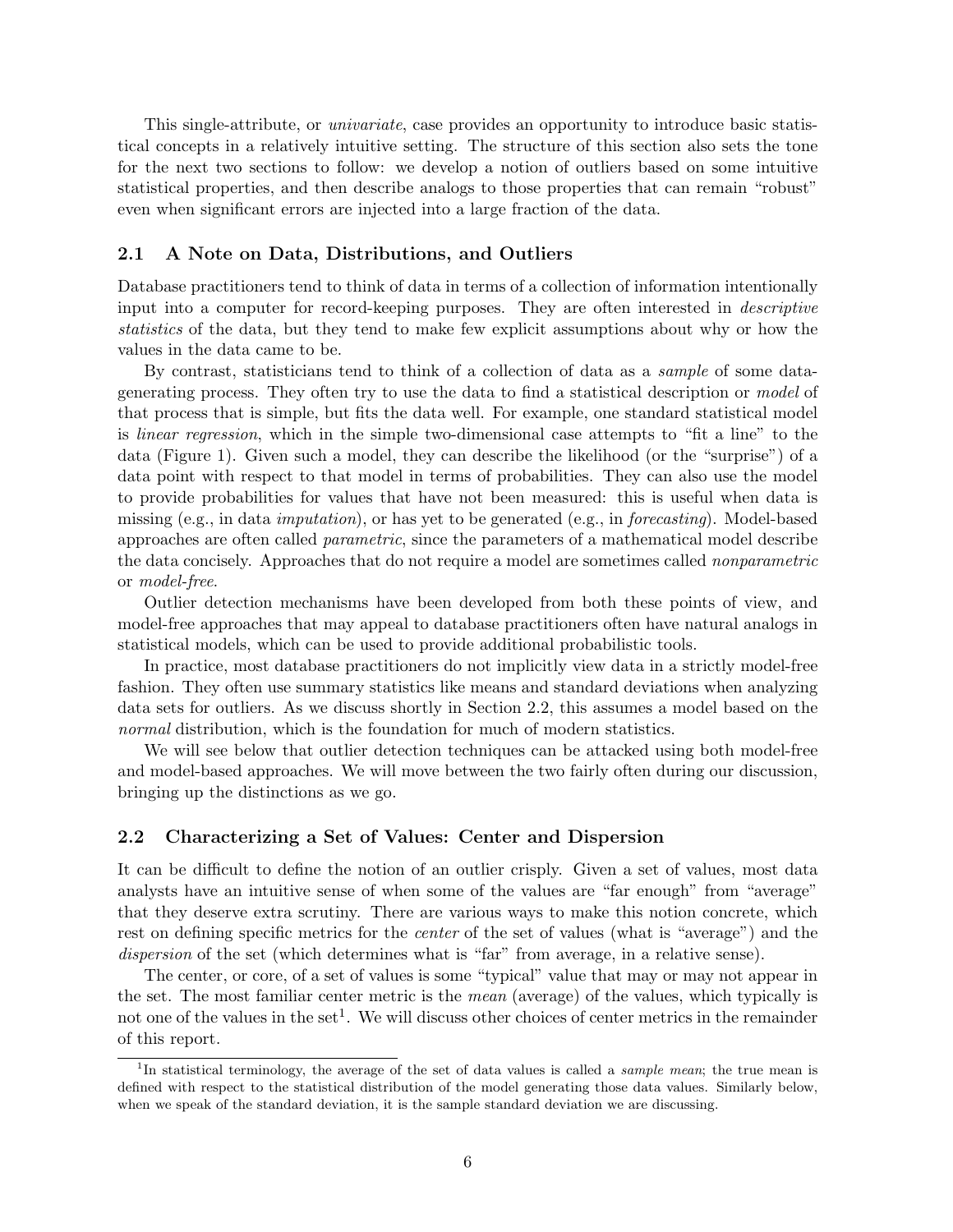This single-attribute, or *univariate*, case provides an opportunity to introduce basic statistical concepts in a relatively intuitive setting. The structure of this section also sets the tone for the next two sections to follow: we develop a notion of outliers based on some intuitive statistical properties, and then describe analogs to those properties that can remain "robust" even when significant errors are injected into a large fraction of the data.

## 2.1 A Note on Data, Distributions, and Outliers

Database practitioners tend to think of data in terms of a collection of information intentionally input into a computer for record-keeping purposes. They are often interested in *descriptive statistics* of the data, but they tend to make few explicit assumptions about why or how the values in the data came to be.

By contrast, statisticians tend to think of a collection of data as a *sample* of some data-generating process. They often try to use the data to find a statistical description or *model* of that process that is simple, but fits the data well. For example, one standard statistical model is *linear regression*, which in the simple two-dimensional case attempts to "fit a line" to the data (Figure 1). Given such a model, they can describe the likelihood (or the "surprise") of a data point with respect to that model in terms of probabilities. They can also use the model to provide probabilities for values that have not been measured: this is useful when data is missing (e.g., in data *imputation*), or has yet to be generated (e.g., in *forecasting*). Model-based approaches are often called *parametric*, since the parameters of a mathematical model describe the data concisely. Approaches that do not require a model are sometimes called *nonparametric* or *model-free*.

Outlier detection mechanisms have been developed from both these points of view, and model-free approaches that may appeal to database practitioners often have natural analogs in statistical models, which can be used to provide additional probabilistic tools.

In practice, most database practitioners do not implicitly view data in a strictly model-free fashion. They often use summary statistics like means and standard deviations when analyzing data sets for outliers. As we discuss shortly in Section 2.2, this assumes a model based on the *normal* distribution, which is the foundation for much of modern statistics.

We will see below that outlier detection techniques can be attacked using both model-free and model-based approaches. We will move between the two fairly often during our discussion, bringing up the distinctions as we go.

## 2.2 Characterizing a Set of Values: Center and Dispersion

It can be difficult to define the notion of an outlier crisply. Given a set of values, most data analysts have an intuitive sense of when some of the values are "far enough" from "average" that they deserve extra scrutiny. There are various ways to make this notion concrete, which rest on defining specific metrics for the *center* of the set of values (what is "average") and the *dispersion* of the set (which determines what is "far" from average, in a relative sense).

The center, or core, of a set of values is some "typical" value that may or may not appear in the set. The most familiar center metric is the *mean* (average) of the values, which typically is not one of the values in the set[1]. We will discuss other choices of center metrics in the remainder of this report.

[1] In statistical terminology, the average of the set of data values is called a *sample mean*; the true mean is defined with respect to the statistical distribution of the model generating those data values. Similarly below, when we speak of the standard deviation, it is the sample standard deviation we are discussing.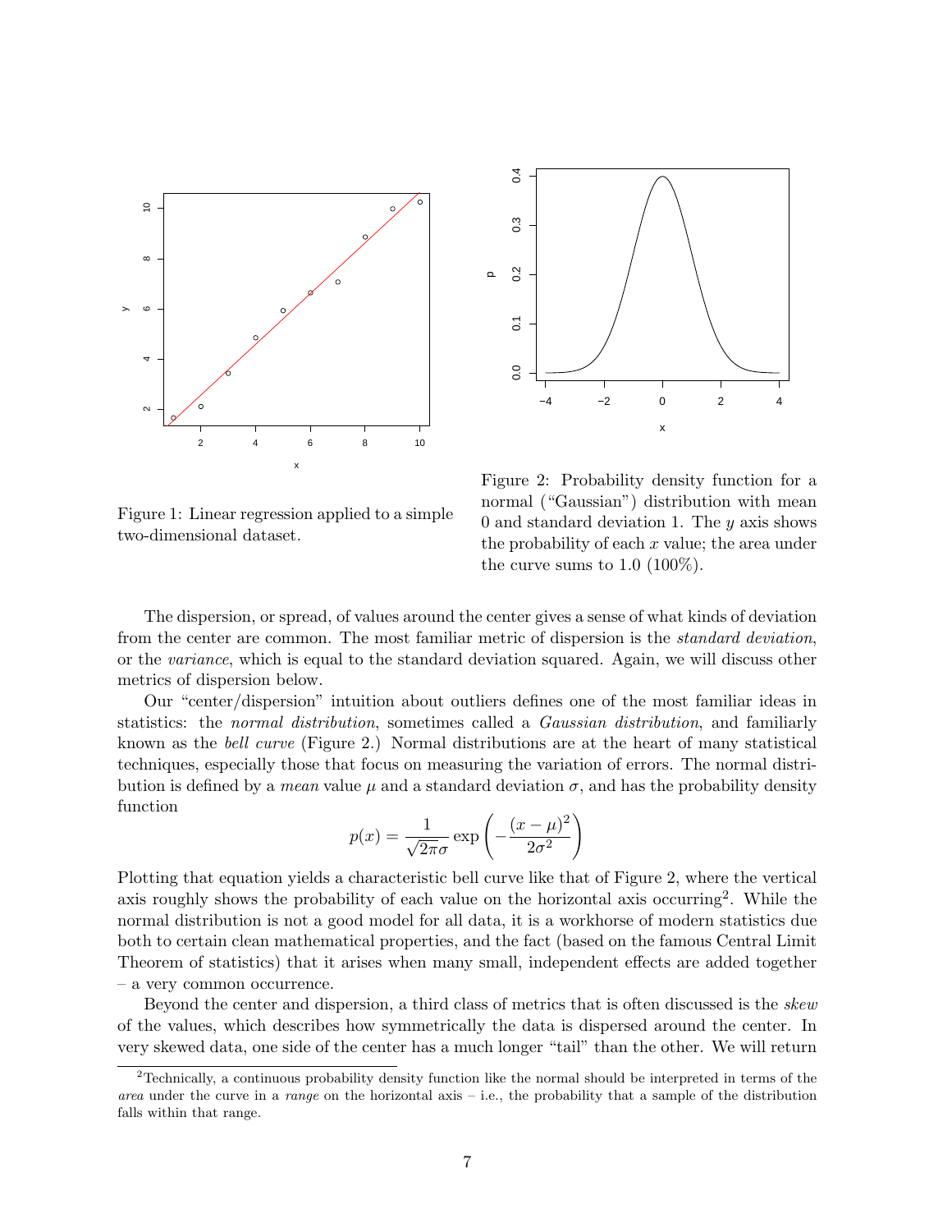y
10
8
6
4
2
2
4
6
8
10
x

Figure 1: Linear regression applied to a simple two-dimensional dataset.

p
0.4
0.3
0.2
0.1
0.0
−4
−2
0
2
4
x

Figure 2: Probability density function for a normal ("Gaussian") distribution with mean 0 and standard deviation 1. The $y$ axis shows the probability of each $x$ value; the area under the curve sums to 1.0 (100%).

The dispersion, or spread, of values around the center gives a sense of what kinds of deviation from the center are common. The most familiar metric of dispersion is the *standard deviation*, or the *variance*, which is equal to the standard deviation squared. Again, we will discuss other metrics of dispersion below.

Our "center/dispersion" intuition about outliers defines one of the most familiar ideas in statistics: the *normal distribution*, sometimes called a *Gaussian distribution*, and familiarly known as the *bell curve* (Figure 2.) Normal distributions are at the heart of many statistical techniques, especially those that focus on measuring the variation of errors. The normal distribution is defined by a *mean* value $\mu$ and a standard deviation $\sigma$, and has the probability density function

$$p(x) = \frac{1}{\sqrt{2\pi}\sigma} \exp\left(-\frac{(x-\mu)^2}{2\sigma^2}\right)$$

Plotting that equation yields a characteristic bell curve like that of Figure 2, where the vertical axis roughly shows the probability of each value on the horizontal axis occurring[2]. While the normal distribution is not a good model for all data, it is a workhorse of modern statistics due both to certain clean mathematical properties, and the fact (based on the famous Central Limit Theorem of statistics) that it arises when many small, independent effects are added together – a very common occurrence.

Beyond the center and dispersion, a third class of metrics that is often discussed is the *skew* of the values, which describes how symmetrically the data is dispersed around the center. In very skewed data, one side of the center has a much longer "tail" than the other. We will return

[2] Technically, a continuous probability density function like the normal should be interpreted in terms of the *area* under the curve in a *range* on the horizontal axis – i.e., the probability that a sample of the distribution falls within that range.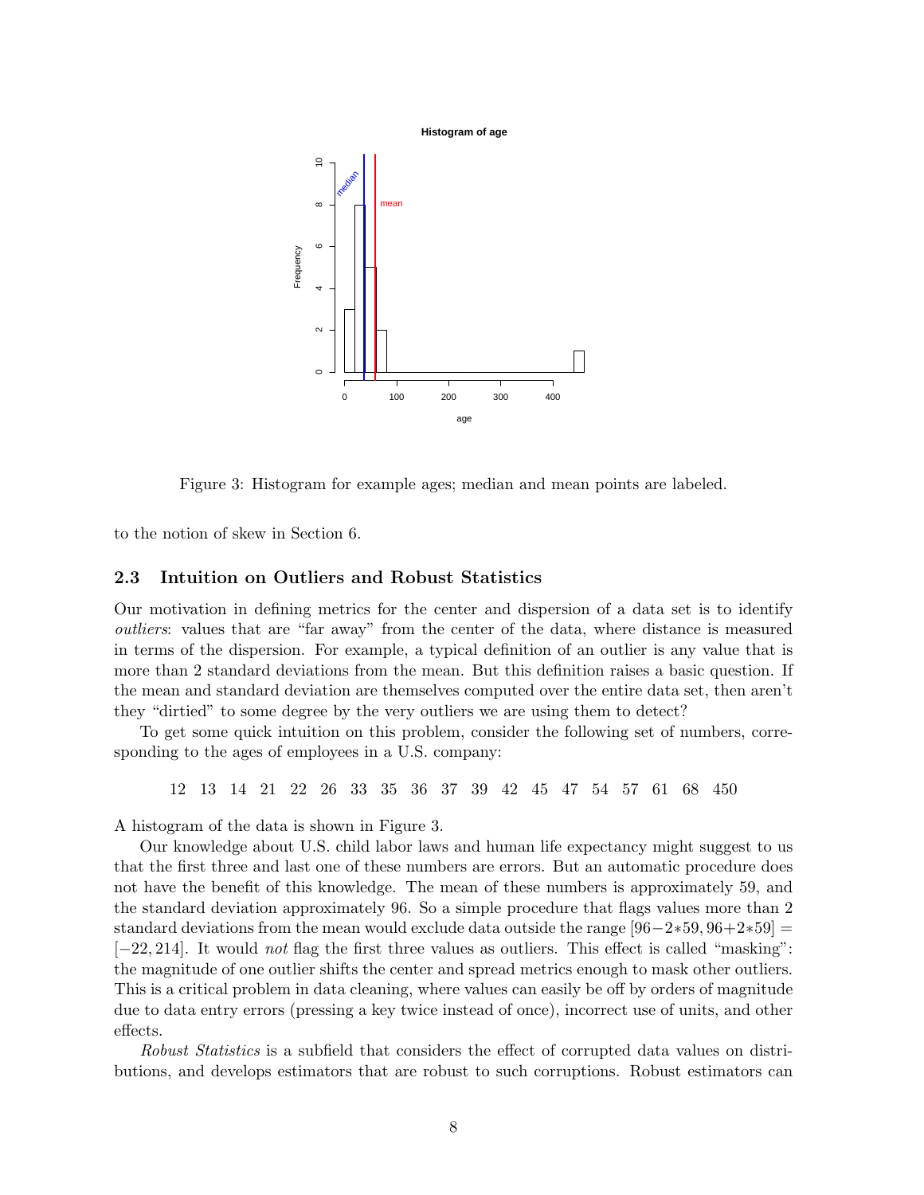Histogram of age

10
8
6
4
2
0

Frequency

median

mean

0
100
200
300
400

age

Figure 3: Histogram for example ages; median and mean points are labeled.

to the notion of skew in Section 6.

### 2.3 Intuition on Outliers and Robust Statistics

Our motivation in defining metrics for the center and dispersion of a data set is to identify *outliers*: values that are "far away" from the center of the data, where distance is measured in terms of the dispersion. For example, a typical definition of an outlier is any value that is more than 2 standard deviations from the mean. But this definition raises a basic question. If the mean and standard deviation are themselves computed over the entire data set, then aren't they "dirtied" to some degree by the very outliers we are using them to detect?

To get some quick intuition on this problem, consider the following set of numbers, corresponding to the ages of employees in a U.S. company:

12 13 14 21 22 26 33 35 36 37 39 42 45 47 54 57 61 68 450

A histogram of the data is shown in Figure 3.

Our knowledge about U.S. child labor laws and human life expectancy might suggest to us that the first three and last one of these numbers are errors. But an automatic procedure does not have the benefit of this knowledge. The mean of these numbers is approximately 59, and the standard deviation approximately 96. So a simple procedure that flags values more than 2 standard deviations from the mean would exclude data outside the range $[96-2*59, 96+2*59] = [-22, 214]$. It would *not* flag the first three values as outliers. This effect is called "masking": the magnitude of one outlier shifts the center and spread metrics enough to mask other outliers. This is a critical problem in data cleaning, where values can easily be off by orders of magnitude due to data entry errors (pressing a key twice instead of once), incorrect use of units, and other effects.

*Robust Statistics* is a subfield that considers the effect of corrupted data values on distributions, and develops estimators that are robust to such corruptions. Robust estimators can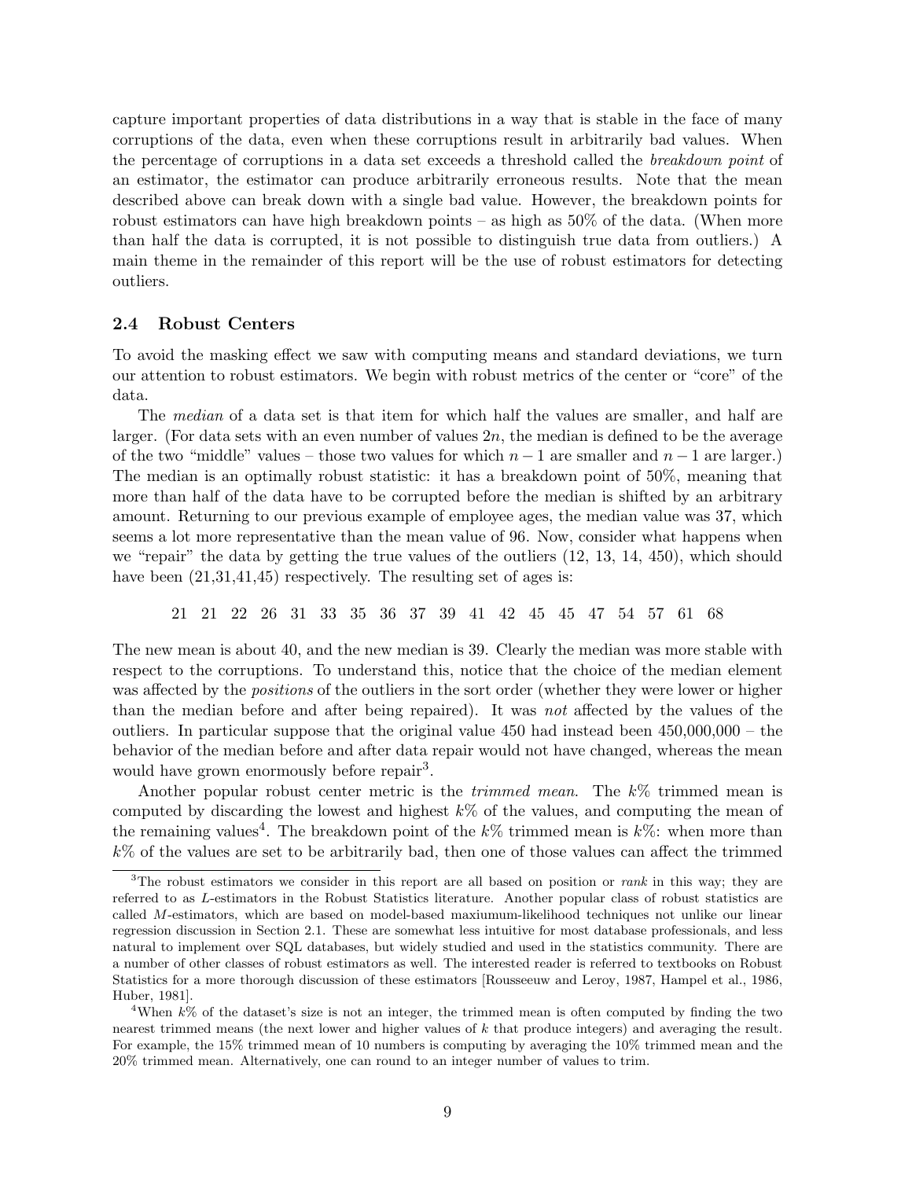capture important properties of data distributions in a way that is stable in the face of many corruptions of the data, even when these corruptions result in arbitrarily bad values. When the percentage of corruptions in a data set exceeds a threshold called the *breakdown point* of an estimator, the estimator can produce arbitrarily erroneous results. Note that the mean described above can break down with a single bad value. However, the breakdown points for robust estimators can have high breakdown points – as high as 50% of the data. (When more than half the data is corrupted, it is not possible to distinguish true data from outliers.) A main theme in the remainder of this report will be the use of robust estimators for detecting outliers.

### 2.4 Robust Centers

To avoid the masking effect we saw with computing means and standard deviations, we turn our attention to robust estimators. We begin with robust metrics of the center or "core" of the data.

The *median* of a data set is that item for which half the values are smaller, and half are larger. (For data sets with an even number of values $2n$, the median is defined to be the average of the two "middle" values – those two values for which $n-1$ are smaller and $n-1$ are larger.) The median is an optimally robust statistic: it has a breakdown point of 50%, meaning that more than half of the data have to be corrupted before the median is shifted by an arbitrary amount. Returning to our previous example of employee ages, the median value was 37, which seems a lot more representative than the mean value of 96. Now, consider what happens when we "repair" the data by getting the true values of the outliers (12, 13, 14, 450), which should have been (21,31,41,45) respectively. The resulting set of ages is:

21 21 22 26 31 33 35 36 37 39 41 42 45 45 47 54 57 61 68

The new mean is about 40, and the new median is 39. Clearly the median was more stable with respect to the corruptions. To understand this, notice that the choice of the median element was affected by the *positions* of the outliers in the sort order (whether they were lower or higher than the median before and after being repaired). It was *not* affected by the values of the outliers. In particular suppose that the original value 450 had instead been 450,000,000 – the behavior of the median before and after data repair would not have changed, whereas the mean would have grown enormously before repair[3].

Another popular robust center metric is the *trimmed mean*. The $k$% trimmed mean is computed by discarding the lowest and highest $k$% of the values, and computing the mean of the remaining values[4]. The breakdown point of the $k$% trimmed mean is $k$%: when more than $k$% of the values are set to be arbitrarily bad, then one of those values can affect the trimmed

---

[3] The robust estimators we consider in this report are all based on position or *rank* in this way; they are referred to as *L*-estimators in the Robust Statistics literature. Another popular class of robust statistics are called *M*-estimators, which are based on model-based maxiumum-likelihood techniques not unlike our linear regression discussion in Section 2.1. These are somewhat less intuitive for most database professionals, and less natural to implement over SQL databases, but widely studied and used in the statistics community. There are a number of other classes of robust estimators as well. The interested reader is referred to textbooks on Robust Statistics for a more thorough discussion of these estimators [Rousseeuw and Leroy, 1987, Hampel et al., 1986, Huber, 1981].

[4] When $k$% of the dataset's size is not an integer, the trimmed mean is often computed by finding the two nearest trimmed means (the next lower and higher values of $k$ that produce integers) and averaging the result. For example, the 15% trimmed mean of 10 numbers is computing by averaging the 10% trimmed mean and the 20% trimmed mean. Alternatively, one can round to an integer number of values to trim.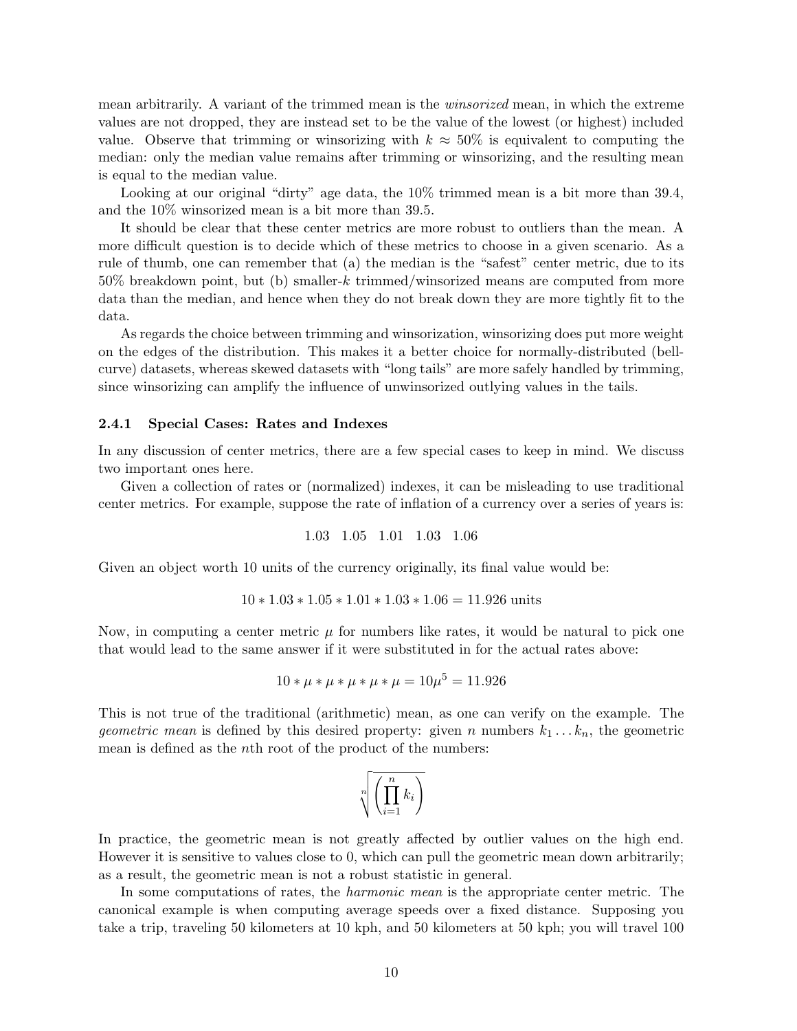mean arbitrarily. A variant of the trimmed mean is the *winsorized* mean, in which the extreme values are not dropped, they are instead set to be the value of the lowest (or highest) included value. Observe that trimming or winsorizing with $k \approx 50\%$ is equivalent to computing the median: only the median value remains after trimming or winsorizing, and the resulting mean is equal to the median value.

Looking at our original "dirty" age data, the 10% trimmed mean is a bit more than 39.4, and the 10% winsorized mean is a bit more than 39.5.

It should be clear that these center metrics are more robust to outliers than the mean. A more difficult question is to decide which of these metrics to choose in a given scenario. As a rule of thumb, one can remember that (a) the median is the "safest" center metric, due to its 50% breakdown point, but (b) smaller-$k$ trimmed/winsorized means are computed from more data than the median, and hence when they do not break down they are more tightly fit to the data.

As regards the choice between trimming and winsorization, winsorizing does put more weight on the edges of the distribution. This makes it a better choice for normally-distributed (bell-curve) datasets, whereas skewed datasets with "long tails" are more safely handled by trimming, since winsorizing can amplify the influence of unwinsorized outlying values in the tails.

### 2.4.1 Special Cases: Rates and Indexes

In any discussion of center metrics, there are a few special cases to keep in mind. We discuss two important ones here.

Given a collection of rates or (normalized) indexes, it can be misleading to use traditional center metrics. For example, suppose the rate of inflation of a currency over a series of years is:

$$1.03 \quad 1.05 \quad 1.01 \quad 1.03 \quad 1.06$$

Given an object worth 10 units of the currency originally, its final value would be:

$$10 * 1.03 * 1.05 * 1.01 * 1.03 * 1.06 = 11.926 \text{ units}$$

Now, in computing a center metric $\mu$ for numbers like rates, it would be natural to pick one that would lead to the same answer if it were substituted in for the actual rates above:

$$10 * \mu * \mu * \mu * \mu * \mu = 10\mu^5 = 11.926$$

This is not true of the traditional (arithmetic) mean, as one can verify on the example. The *geometric mean* is defined by this desired property: given $n$ numbers $k_1 \ldots k_n$, the geometric mean is defined as the $n$th root of the product of the numbers:

$$\sqrt[n]{\left(\prod_{i=1}^{n} k_i\right)}$$

In practice, the geometric mean is not greatly affected by outlier values on the high end. However it is sensitive to values close to 0, which can pull the geometric mean down arbitrarily; as a result, the geometric mean is not a robust statistic in general.

In some computations of rates, the *harmonic mean* is the appropriate center metric. The canonical example is when computing average speeds over a fixed distance. Supposing you take a trip, traveling 50 kilometers at 10 kph, and 50 kilometers at 50 kph; you will travel 100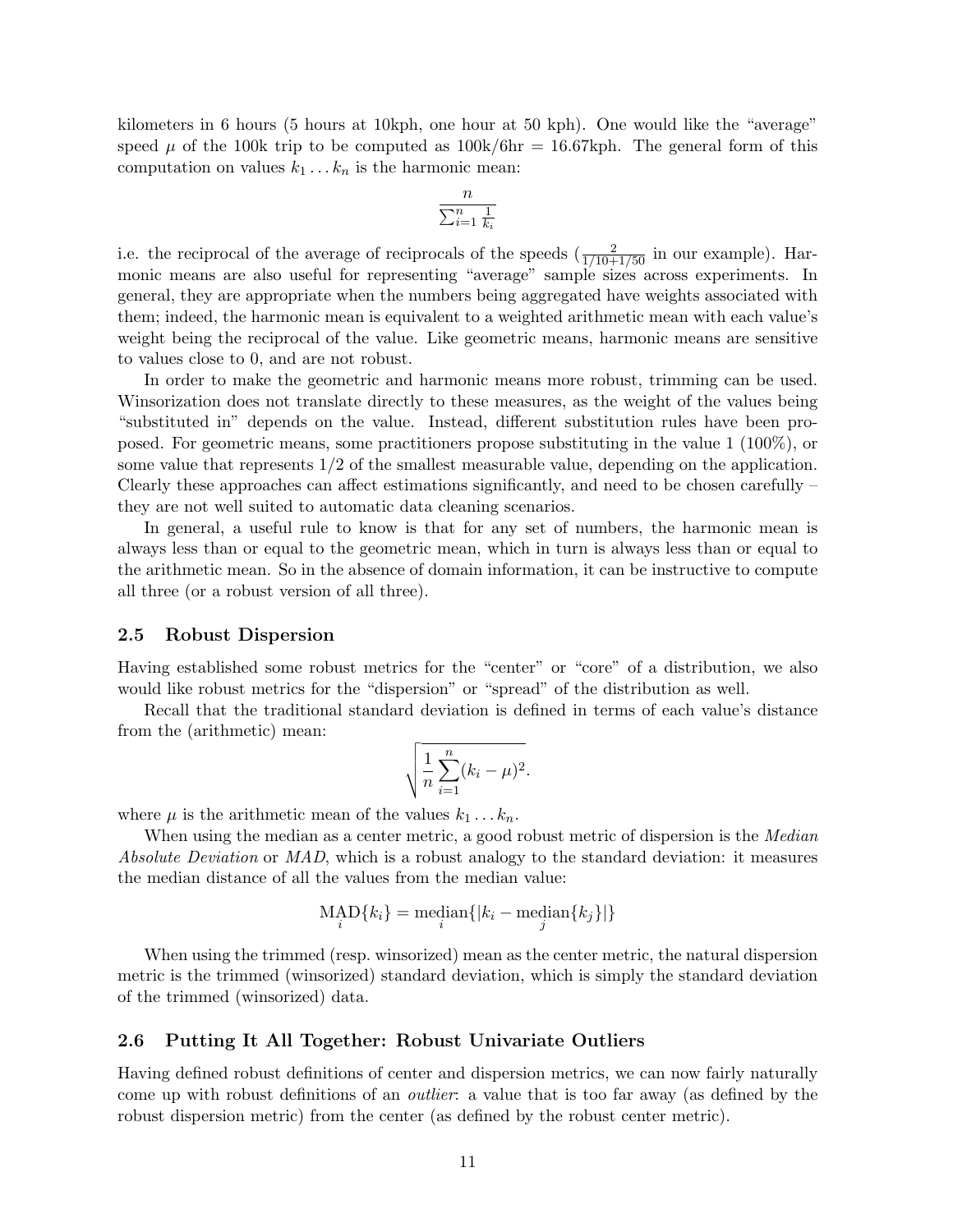kilometers in 6 hours (5 hours at 10kph, one hour at 50 kph). One would like the "average" speed $\mu$ of the 100k trip to be computed as 100k/6hr = 16.67kph. The general form of this computation on values $k_1 \dots k_n$ is the harmonic mean:

$$\frac{n}{\sum_{i=1}^{n} \frac{1}{k_i}}$$

i.e. the reciprocal of the average of reciprocals of the speeds ($\frac{2}{1/10+1/50}$ in our example). Harmonic means are also useful for representing "average" sample sizes across experiments. In general, they are appropriate when the numbers being aggregated have weights associated with them; indeed, the harmonic mean is equivalent to a weighted arithmetic mean with each value's weight being the reciprocal of the value. Like geometric means, harmonic means are sensitive to values close to 0, and are not robust.

In order to make the geometric and harmonic means more robust, trimming can be used. Winsorization does not translate directly to these measures, as the weight of the values being "substituted in" depends on the value. Instead, different substitution rules have been proposed. For geometric means, some practitioners propose substituting in the value 1 (100%), or some value that represents 1/2 of the smallest measurable value, depending on the application. Clearly these approaches can affect estimations significantly, and need to be chosen carefully – they are not well suited to automatic data cleaning scenarios.

In general, a useful rule to know is that for any set of numbers, the harmonic mean is always less than or equal to the geometric mean, which in turn is always less than or equal to the arithmetic mean. So in the absence of domain information, it can be instructive to compute all three (or a robust version of all three).

### 2.5 Robust Dispersion

Having established some robust metrics for the "center" or "core" of a distribution, we also would like robust metrics for the "dispersion" or "spread" of the distribution as well.

Recall that the traditional standard deviation is defined in terms of each value's distance from the (arithmetic) mean:

$$\sqrt{\frac{1}{n}\sum_{i=1}^{n}(k_i - \mu)^2}.$$

where $\mu$ is the arithmetic mean of the values $k_1 \dots k_n$.

When using the median as a center metric, a good robust metric of dispersion is the *Median Absolute Deviation* or *MAD*, which is a robust analogy to the standard deviation: it measures the median distance of all the values from the median value:

$$\underset{i}{\text{MAD}}\{k_i\} = \underset{i}{\text{median}}\{|k_i - \underset{j}{\text{median}}\{k_j\}|\}$$

When using the trimmed (resp. winsorized) mean as the center metric, the natural dispersion metric is the trimmed (winsorized) standard deviation, which is simply the standard deviation of the trimmed (winsorized) data.

### 2.6 Putting It All Together: Robust Univariate Outliers

Having defined robust definitions of center and dispersion metrics, we can now fairly naturally come up with robust definitions of an *outlier*: a value that is too far away (as defined by the robust dispersion metric) from the center (as defined by the robust center metric).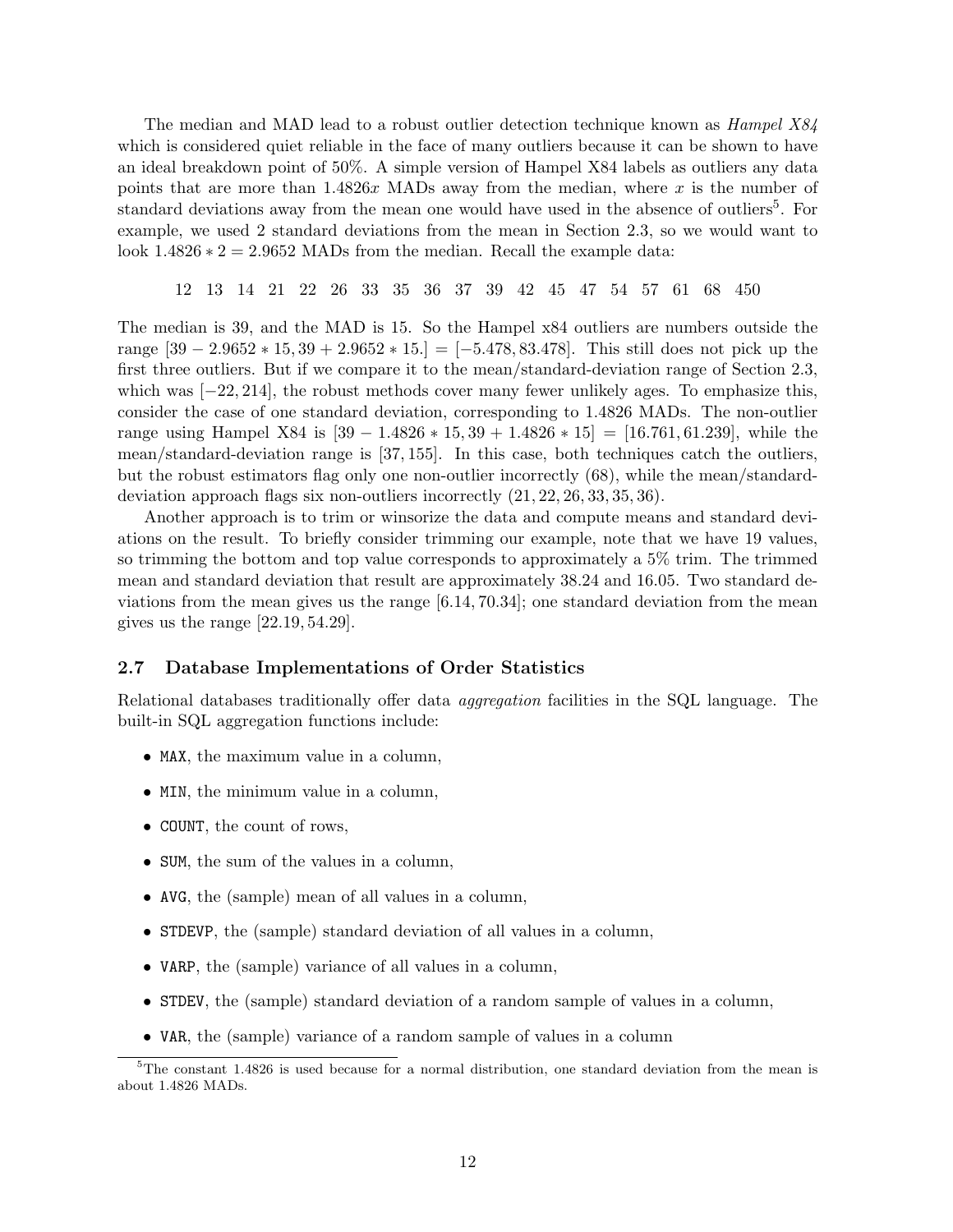The median and MAD lead to a robust outlier detection technique known as *Hampel X84* which is considered quiet reliable in the face of many outliers because it can be shown to have an ideal breakdown point of 50%. A simple version of Hampel X84 labels as outliers any data points that are more than $1.4826x$ MADs away from the median, where $x$ is the number of standard deviations away from the mean one would have used in the absence of outliers[5]. For example, we used 2 standard deviations from the mean in Section 2.3, so we would want to look $1.4826 * 2 = 2.9652$ MADs from the median. Recall the example data:

12 13 14 21 22 26 33 35 36 37 39 42 45 47 54 57 61 68 450

The median is 39, and the MAD is 15. So the Hampel x84 outliers are numbers outside the range $[39 - 2.9652 * 15, 39 + 2.9652 * 15.] = [-5.478, 83.478]$. This still does not pick up the first three outliers. But if we compare it to the mean/standard-deviation range of Section 2.3, which was $[-22, 214]$, the robust methods cover many fewer unlikely ages. To emphasize this, consider the case of one standard deviation, corresponding to 1.4826 MADs. The non-outlier range using Hampel X84 is $[39 - 1.4826 * 15, 39 + 1.4826 * 15] = [16.761, 61.239]$, while the mean/standard-deviation range is $[37, 155]$. In this case, both techniques catch the outliers, but the robust estimators flag only one non-outlier incorrectly (68), while the mean/standard-deviation approach flags six non-outliers incorrectly (21, 22, 26, 33, 35, 36).

Another approach is to trim or winsorize the data and compute means and standard deviations on the result. To briefly consider trimming our example, note that we have 19 values, so trimming the bottom and top value corresponds to approximately a 5% trim. The trimmed mean and standard deviation that result are approximately 38.24 and 16.05. Two standard deviations from the mean gives us the range $[6.14, 70.34]$; one standard deviation from the mean gives us the range $[22.19, 54.29]$.

### 2.7 Database Implementations of Order Statistics

Relational databases traditionally offer data *aggregation* facilities in the SQL language. The built-in SQL aggregation functions include:

- `MAX`, the maximum value in a column,
- `MIN`, the minimum value in a column,
- `COUNT`, the count of rows,
- `SUM`, the sum of the values in a column,
- `AVG`, the (sample) mean of all values in a column,
- `STDEVP`, the (sample) standard deviation of all values in a column,
- `VARP`, the (sample) variance of all values in a column,
- `STDEV`, the (sample) standard deviation of a random sample of values in a column,
- `VAR`, the (sample) variance of a random sample of values in a column

[5] The constant 1.4826 is used because for a normal distribution, one standard deviation from the mean is about 1.4826 MADs.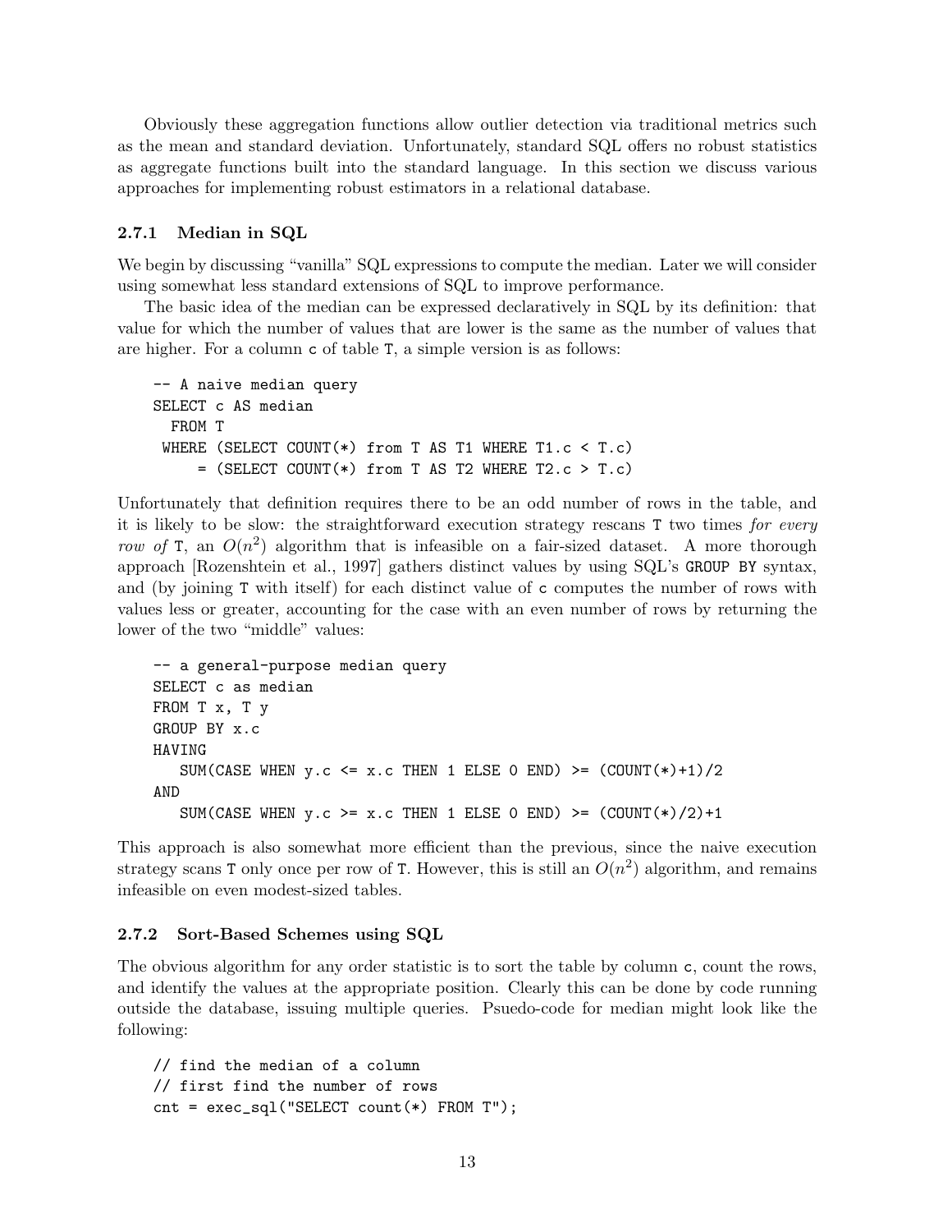Obviously these aggregation functions allow outlier detection via traditional metrics such as the mean and standard deviation. Unfortunately, standard SQL offers no robust statistics as aggregate functions built into the standard language. In this section we discuss various approaches for implementing robust estimators in a relational database.

### 2.7.1 Median in SQL

We begin by discussing "vanilla" SQL expressions to compute the median. Later we will consider using somewhat less standard extensions of SQL to improve performance.

The basic idea of the median can be expressed declaratively in SQL by its definition: that value for which the number of values that are lower is the same as the number of values that are higher. For a column `c` of table `T`, a simple version is as follows:

```
-- A naive median query
SELECT c AS median
  FROM T
 WHERE (SELECT COUNT(*) from T AS T1 WHERE T1.c < T.c)
     = (SELECT COUNT(*) from T AS T2 WHERE T2.c > T.c)
```

Unfortunately that definition requires there to be an odd number of rows in the table, and it is likely to be slow: the straightforward execution strategy rescans `T` two times *for every row of* `T`, an $O(n^2)$ algorithm that is infeasible on a fair-sized dataset. A more thorough approach [Rozenshtein et al., 1997] gathers distinct values by using SQL's `GROUP BY` syntax, and (by joining `T` with itself) for each distinct value of `c` computes the number of rows with values less or greater, accounting for the case with an even number of rows by returning the lower of the two "middle" values:

```
-- a general-purpose median query
SELECT c as median
FROM T x, T y
GROUP BY x.c
HAVING
   SUM(CASE WHEN y.c <= x.c THEN 1 ELSE 0 END) >= (COUNT(*)+1)/2
AND
   SUM(CASE WHEN y.c >= x.c THEN 1 ELSE 0 END) >= (COUNT(*)/2)+1
```

This approach is also somewhat more efficient than the previous, since the naive execution strategy scans `T` only once per row of `T`. However, this is still an $O(n^2)$ algorithm, and remains infeasible on even modest-sized tables.

### 2.7.2 Sort-Based Schemes using SQL

The obvious algorithm for any order statistic is to sort the table by column `c`, count the rows, and identify the values at the appropriate position. Clearly this can be done by code running outside the database, issuing multiple queries. Psuedo-code for median might look like the following:

```
// find the median of a column
// first find the number of rows
cnt = exec_sql("SELECT count(*) FROM T");
```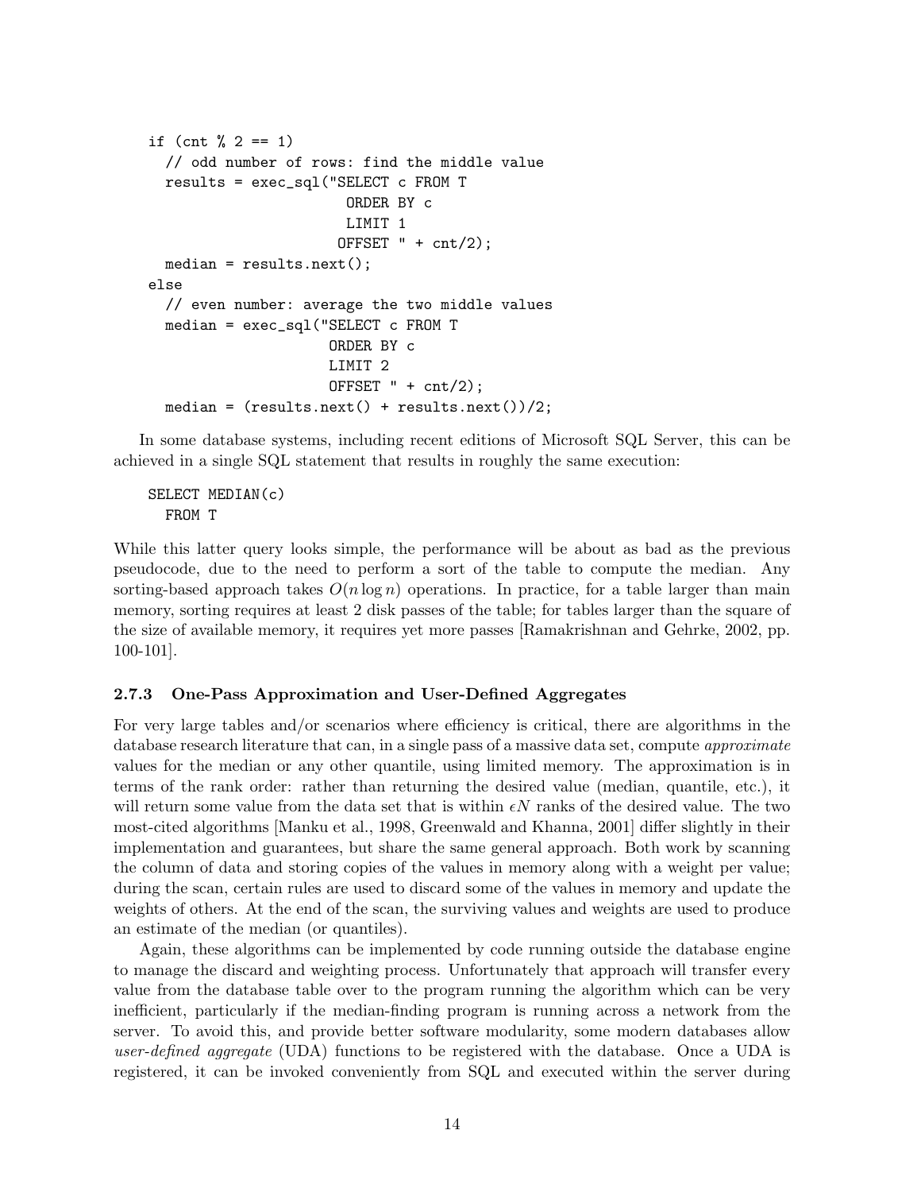```
if (cnt % 2 == 1)
  // odd number of rows: find the middle value
  results = exec_sql("SELECT c FROM T
                       ORDER BY c
                       LIMIT 1
                      OFFSET " + cnt/2);
  median = results.next();
else
  // even number: average the two middle values
  median = exec_sql("SELECT c FROM T
                     ORDER BY c
                     LIMIT 2
                     OFFSET " + cnt/2);
  median = (results.next() + results.next())/2;
```

In some database systems, including recent editions of Microsoft SQL Server, this can be achieved in a single SQL statement that results in roughly the same execution:

```
SELECT MEDIAN(c)
  FROM T
```

While this latter query looks simple, the performance will be about as bad as the previous pseudocode, due to the need to perform a sort of the table to compute the median. Any sorting-based approach takes $O(n \log n)$ operations. In practice, for a table larger than main memory, sorting requires at least 2 disk passes of the table; for tables larger than the square of the size of available memory, it requires yet more passes [Ramakrishnan and Gehrke, 2002, pp. 100-101].

### 2.7.3 One-Pass Approximation and User-Defined Aggregates

For very large tables and/or scenarios where efficiency is critical, there are algorithms in the database research literature that can, in a single pass of a massive data set, compute *approximate* values for the median or any other quantile, using limited memory. The approximation is in terms of the rank order: rather than returning the desired value (median, quantile, etc.), it will return some value from the data set that is within $\epsilon N$ ranks of the desired value. The two most-cited algorithms [Manku et al., 1998, Greenwald and Khanna, 2001] differ slightly in their implementation and guarantees, but share the same general approach. Both work by scanning the column of data and storing copies of the values in memory along with a weight per value; during the scan, certain rules are used to discard some of the values in memory and update the weights of others. At the end of the scan, the surviving values and weights are used to produce an estimate of the median (or quantiles).

Again, these algorithms can be implemented by code running outside the database engine to manage the discard and weighting process. Unfortunately that approach will transfer every value from the database table over to the program running the algorithm which can be very inefficient, particularly if the median-finding program is running across a network from the server. To avoid this, and provide better software modularity, some modern databases allow *user-defined aggregate* (UDA) functions to be registered with the database. Once a UDA is registered, it can be invoked conveniently from SQL and executed within the server during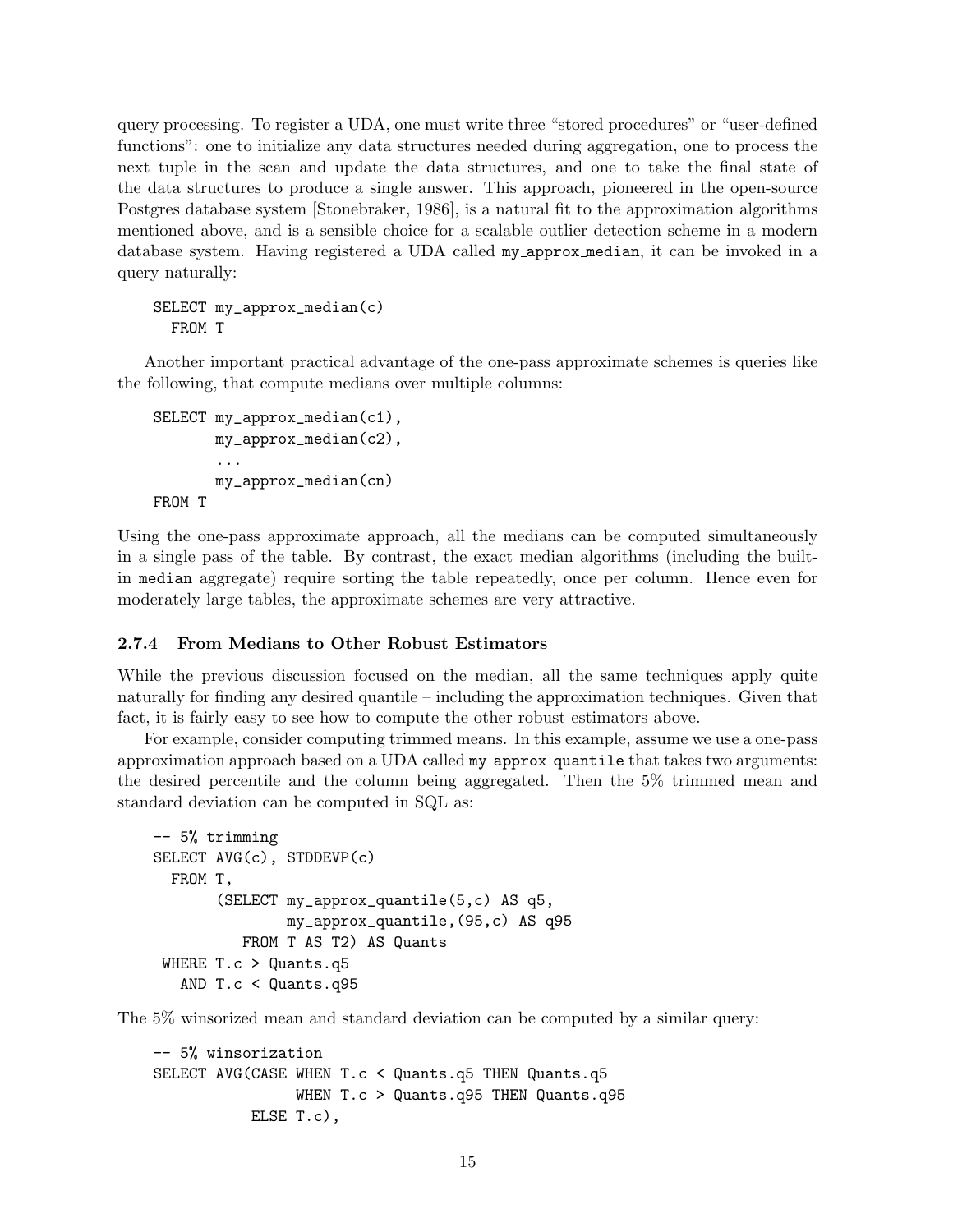query processing. To register a UDA, one must write three "stored procedures" or "user-defined functions": one to initialize any data structures needed during aggregation, one to process the next tuple in the scan and update the data structures, and one to take the final state of the data structures to produce a single answer. This approach, pioneered in the open-source Postgres database system [Stonebraker, 1986], is a natural fit to the approximation algorithms mentioned above, and is a sensible choice for a scalable outlier detection scheme in a modern database system. Having registered a UDA called my_approx_median, it can be invoked in a query naturally:

```
SELECT my_approx_median(c)
  FROM T
```

Another important practical advantage of the one-pass approximate schemes is queries like the following, that compute medians over multiple columns:

```
SELECT my_approx_median(c1),
       my_approx_median(c2),
       ...
       my_approx_median(cn)
FROM T
```

Using the one-pass approximate approach, all the medians can be computed simultaneously in a single pass of the table. By contrast, the exact median algorithms (including the built-in median aggregate) require sorting the table repeatedly, once per column. Hence even for moderately large tables, the approximate schemes are very attractive.

### 2.7.4 From Medians to Other Robust Estimators

While the previous discussion focused on the median, all the same techniques apply quite naturally for finding any desired quantile – including the approximation techniques. Given that fact, it is fairly easy to see how to compute the other robust estimators above.

For example, consider computing trimmed means. In this example, assume we use a one-pass approximation approach based on a UDA called my_approx_quantile that takes two arguments: the desired percentile and the column being aggregated. Then the 5% trimmed mean and standard deviation can be computed in SQL as:

```
-- 5% trimming
SELECT AVG(c), STDDEVP(c)
  FROM T,
       (SELECT my_approx_quantile(5,c) AS q5,
               my_approx_quantile,(95,c) AS q95
          FROM T AS T2) AS Quants
 WHERE T.c > Quants.q5
   AND T.c < Quants.q95
```

The 5% winsorized mean and standard deviation can be computed by a similar query:

```
-- 5% winsorization
SELECT AVG(CASE WHEN T.c < Quants.q5 THEN Quants.q5
                WHEN T.c > Quants.q95 THEN Quants.q95
           ELSE T.c),
```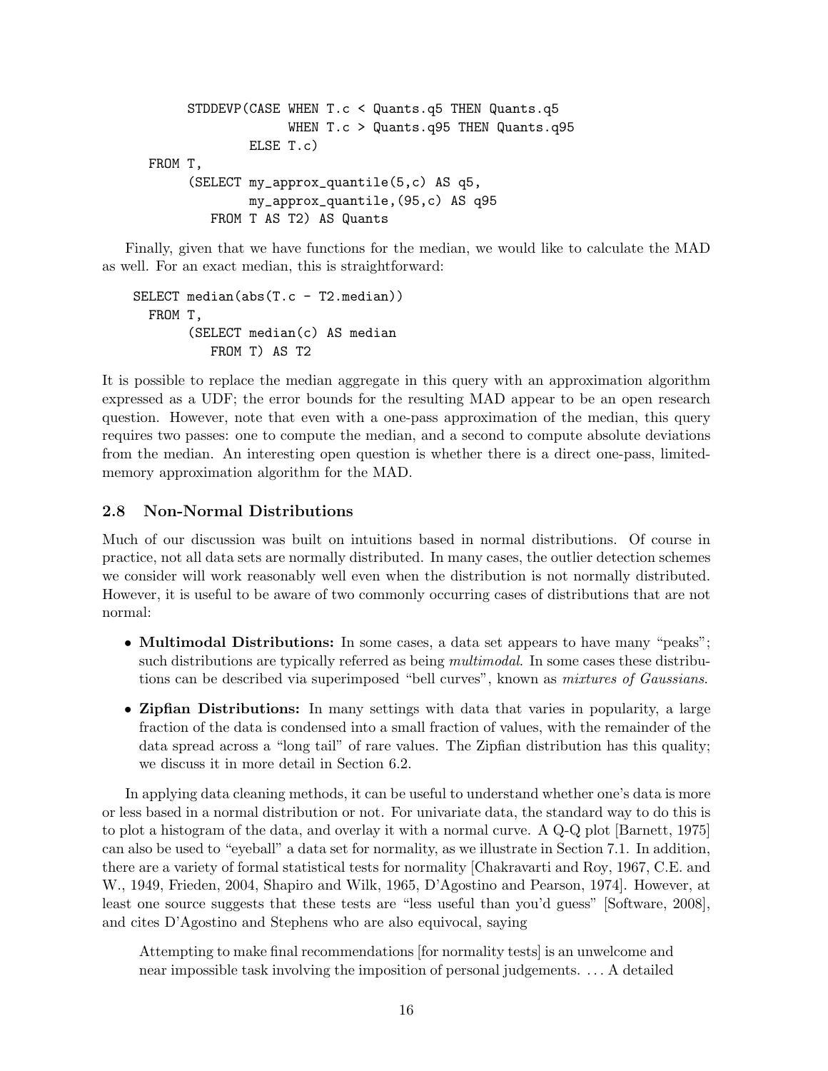```
        STDDEVP(CASE WHEN T.c < Quants.q5 THEN Quants.q5
                     WHEN T.c > Quants.q95 THEN Quants.q95
                ELSE T.c)
  FROM T,
       (SELECT my_approx_quantile(5,c) AS q5,
               my_approx_quantile,(95,c) AS q95
          FROM T AS T2) AS Quants
```

Finally, given that we have functions for the median, we would like to calculate the MAD as well. For an exact median, this is straightforward:

```
SELECT median(abs(T.c - T2.median))
  FROM T,
       (SELECT median(c) AS median
          FROM T) AS T2
```

It is possible to replace the median aggregate in this query with an approximation algorithm expressed as a UDF; the error bounds for the resulting MAD appear to be an open research question. However, note that even with a one-pass approximation of the median, this query requires two passes: one to compute the median, and a second to compute absolute deviations from the median. An interesting open question is whether there is a direct one-pass, limited-memory approximation algorithm for the MAD.

### 2.8 Non-Normal Distributions

Much of our discussion was built on intuitions based in normal distributions. Of course in practice, not all data sets are normally distributed. In many cases, the outlier detection schemes we consider will work reasonably well even when the distribution is not normally distributed. However, it is useful to be aware of two commonly occurring cases of distributions that are not normal:

- **Multimodal Distributions:** In some cases, a data set appears to have many "peaks"; such distributions are typically referred as being *multimodal*. In some cases these distributions can be described via superimposed "bell curves", known as *mixtures of Gaussians*.
- **Zipfian Distributions:** In many settings with data that varies in popularity, a large fraction of the data is condensed into a small fraction of values, with the remainder of the data spread across a "long tail" of rare values. The Zipfian distribution has this quality; we discuss it in more detail in Section 6.2.

In applying data cleaning methods, it can be useful to understand whether one's data is more or less based in a normal distribution or not. For univariate data, the standard way to do this is to plot a histogram of the data, and overlay it with a normal curve. A Q-Q plot [Barnett, 1975] can also be used to "eyeball" a data set for normality, as we illustrate in Section 7.1. In addition, there are a variety of formal statistical tests for normality [Chakravarti and Roy, 1967, C.E. and W., 1949, Frieden, 2004, Shapiro and Wilk, 1965, D'Agostino and Pearson, 1974]. However, at least one source suggests that these tests are "less useful than you'd guess" [Software, 2008], and cites D'Agostino and Stephens who are also equivocal, saying

> Attempting to make final recommendations [for normality tests] is an unwelcome and near impossible task involving the imposition of personal judgements. . . . A detailed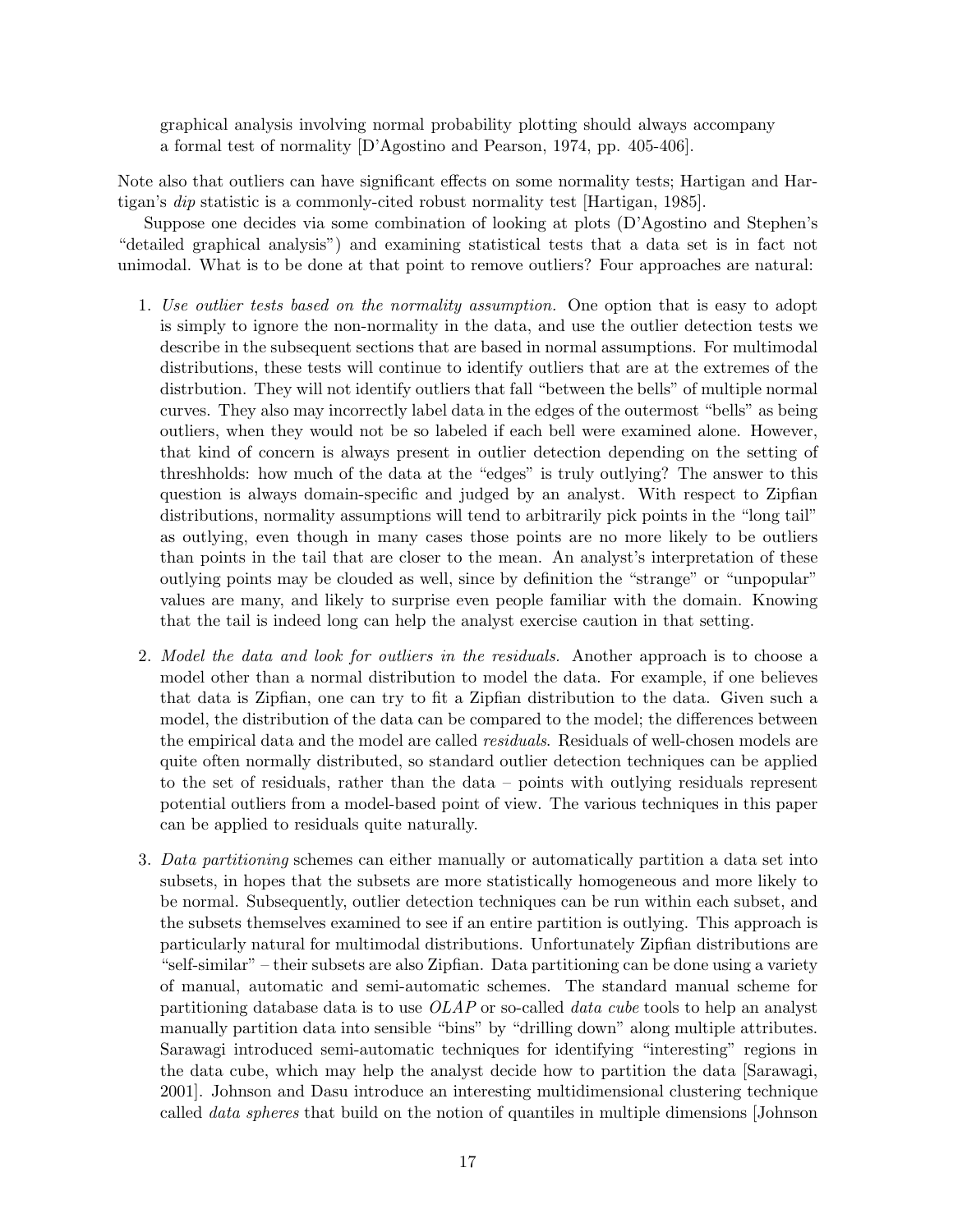graphical analysis involving normal probability plotting should always accompany a formal test of normality [D'Agostino and Pearson, 1974, pp. 405-406].

Note also that outliers can have significant effects on some normality tests; Hartigan and Hartigan's *dip* statistic is a commonly-cited robust normality test [Hartigan, 1985].

Suppose one decides via some combination of looking at plots (D'Agostino and Stephen's "detailed graphical analysis") and examining statistical tests that a data set is in fact not unimodal. What is to be done at that point to remove outliers? Four approaches are natural:

1. *Use outlier tests based on the normality assumption.* One option that is easy to adopt is simply to ignore the non-normality in the data, and use the outlier detection tests we describe in the subsequent sections that are based in normal assumptions. For multimodal distributions, these tests will continue to identify outliers that are at the extremes of the distrbution. They will not identify outliers that fall "between the bells" of multiple normal curves. They also may incorrectly label data in the edges of the outermost "bells" as being outliers, when they would not be so labeled if each bell were examined alone. However, that kind of concern is always present in outlier detection depending on the setting of threshholds: how much of the data at the "edges" is truly outlying? The answer to this question is always domain-specific and judged by an analyst. With respect to Zipfian distributions, normality assumptions will tend to arbitrarily pick points in the "long tail" as outlying, even though in many cases those points are no more likely to be outliers than points in the tail that are closer to the mean. An analyst's interpretation of these outlying points may be clouded as well, since by definition the "strange" or "unpopular" values are many, and likely to surprise even people familiar with the domain. Knowing that the tail is indeed long can help the analyst exercise caution in that setting.

2. *Model the data and look for outliers in the residuals.* Another approach is to choose a model other than a normal distribution to model the data. For example, if one believes that data is Zipfian, one can try to fit a Zipfian distribution to the data. Given such a model, the distribution of the data can be compared to the model; the differences between the empirical data and the model are called *residuals*. Residuals of well-chosen models are quite often normally distributed, so standard outlier detection techniques can be applied to the set of residuals, rather than the data – points with outlying residuals represent potential outliers from a model-based point of view. The various techniques in this paper can be applied to residuals quite naturally.

3. *Data partitioning* schemes can either manually or automatically partition a data set into subsets, in hopes that the subsets are more statistically homogeneous and more likely to be normal. Subsequently, outlier detection techniques can be run within each subset, and the subsets themselves examined to see if an entire partition is outlying. This approach is particularly natural for multimodal distributions. Unfortunately Zipfian distributions are "self-similar" – their subsets are also Zipfian. Data partitioning can be done using a variety of manual, automatic and semi-automatic schemes. The standard manual scheme for partitioning database data is to use *OLAP* or so-called *data cube* tools to help an analyst manually partition data into sensible "bins" by "drilling down" along multiple attributes. Sarawagi introduced semi-automatic techniques for identifying "interesting" regions in the data cube, which may help the analyst decide how to partition the data [Sarawagi, 2001]. Johnson and Dasu introduce an interesting multidimensional clustering technique called *data spheres* that build on the notion of quantiles in multiple dimensions [Johnson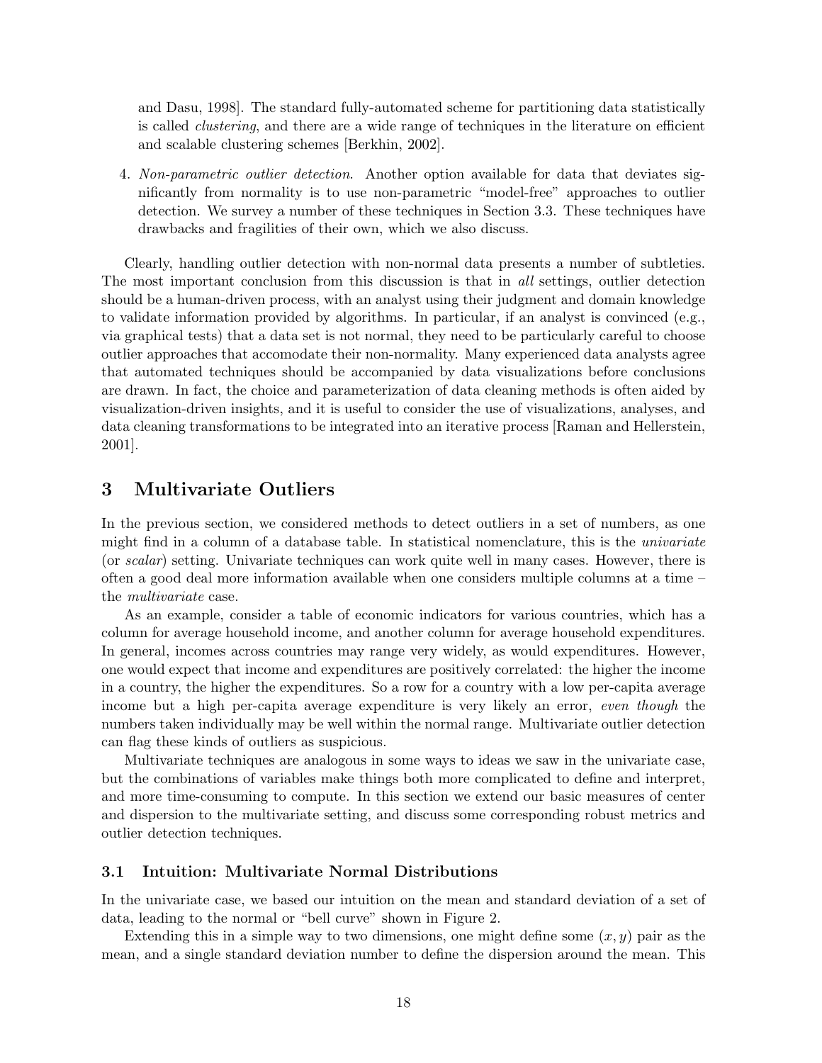and Dasu, 1998]. The standard fully-automated scheme for partitioning data statistically is called *clustering*, and there are a wide range of techniques in the literature on efficient and scalable clustering schemes [Berkhin, 2002].

4. *Non-parametric outlier detection*. Another option available for data that deviates significantly from normality is to use non-parametric "model-free" approaches to outlier detection. We survey a number of these techniques in Section 3.3. These techniques have drawbacks and fragilities of their own, which we also discuss.

Clearly, handling outlier detection with non-normal data presents a number of subtleties. The most important conclusion from this discussion is that in *all* settings, outlier detection should be a human-driven process, with an analyst using their judgment and domain knowledge to validate information provided by algorithms. In particular, if an analyst is convinced (e.g., via graphical tests) that a data set is not normal, they need to be particularly careful to choose outlier approaches that accomodate their non-normality. Many experienced data analysts agree that automated techniques should be accompanied by data visualizations before conclusions are drawn. In fact, the choice and parameterization of data cleaning methods is often aided by visualization-driven insights, and it is useful to consider the use of visualizations, analyses, and data cleaning transformations to be integrated into an iterative process [Raman and Hellerstein, 2001].

# 3 Multivariate Outliers

In the previous section, we considered methods to detect outliers in a set of numbers, as one might find in a column of a database table. In statistical nomenclature, this is the *univariate* (or *scalar*) setting. Univariate techniques can work quite well in many cases. However, there is often a good deal more information available when one considers multiple columns at a time – the *multivariate* case.

As an example, consider a table of economic indicators for various countries, which has a column for average household income, and another column for average household expenditures. In general, incomes across countries may range very widely, as would expenditures. However, one would expect that income and expenditures are positively correlated: the higher the income in a country, the higher the expenditures. So a row for a country with a low per-capita average income but a high per-capita average expenditure is very likely an error, *even though* the numbers taken individually may be well within the normal range. Multivariate outlier detection can flag these kinds of outliers as suspicious.

Multivariate techniques are analogous in some ways to ideas we saw in the univariate case, but the combinations of variables make things both more complicated to define and interpret, and more time-consuming to compute. In this section we extend our basic measures of center and dispersion to the multivariate setting, and discuss some corresponding robust metrics and outlier detection techniques.

## 3.1 Intuition: Multivariate Normal Distributions

In the univariate case, we based our intuition on the mean and standard deviation of a set of data, leading to the normal or "bell curve" shown in Figure 2.

Extending this in a simple way to two dimensions, one might define some $(x, y)$ pair as the mean, and a single standard deviation number to define the dispersion around the mean. This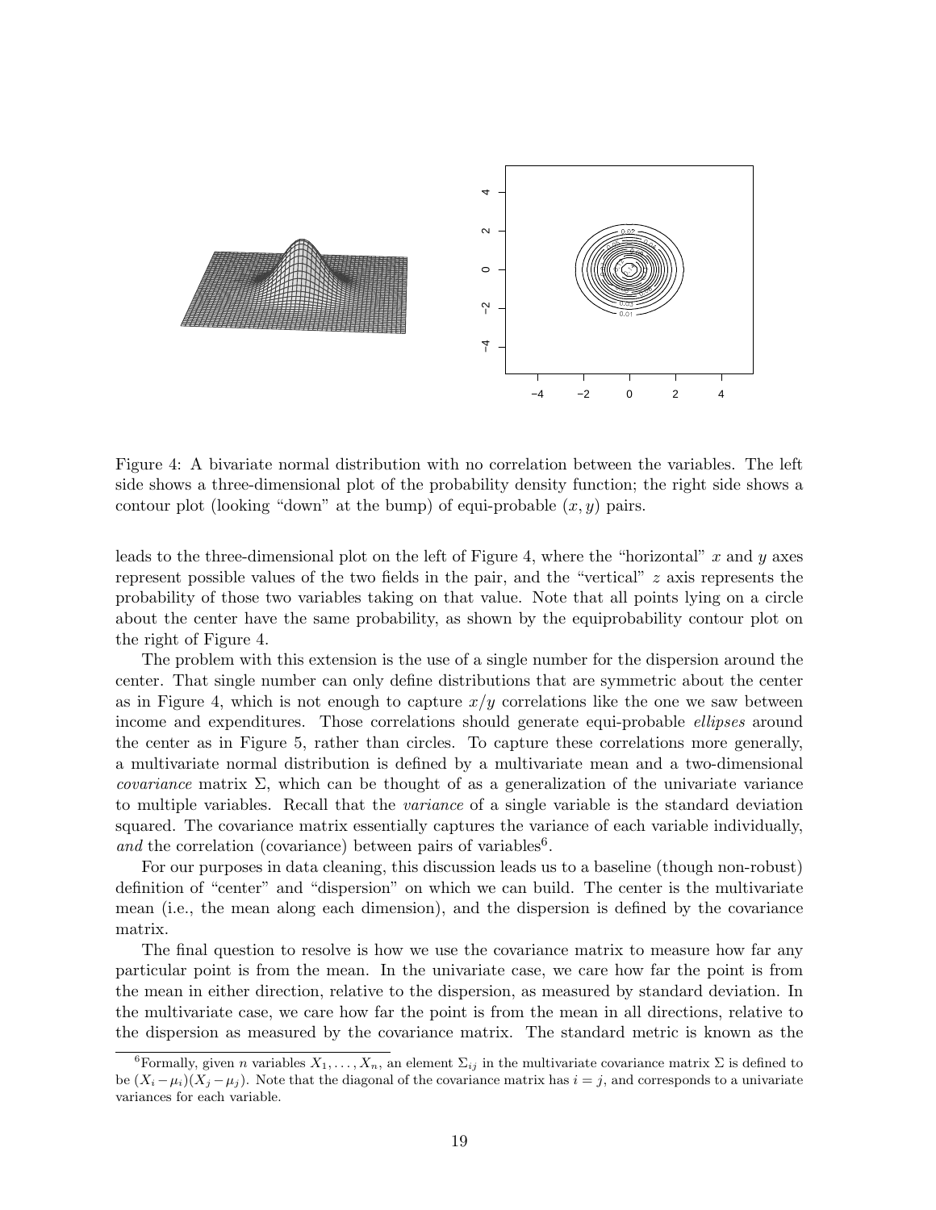Figure 4: A bivariate normal distribution with no correlation between the variables. The left side shows a three-dimensional plot of the probability density function; the right side shows a contour plot (looking "down" at the bump) of equi-probable $(x, y)$ pairs.

leads to the three-dimensional plot on the left of Figure 4, where the "horizontal" $x$ and $y$ axes represent possible values of the two fields in the pair, and the "vertical" $z$ axis represents the probability of those two variables taking on that value. Note that all points lying on a circle about the center have the same probability, as shown by the equiprobability contour plot on the right of Figure 4.

The problem with this extension is the use of a single number for the dispersion around the center. That single number can only define distributions that are symmetric about the center as in Figure 4, which is not enough to capture $x/y$ correlations like the one we saw between income and expenditures. Those correlations should generate equi-probable *ellipses* around the center as in Figure 5, rather than circles. To capture these correlations more generally, a multivariate normal distribution is defined by a multivariate mean and a two-dimensional *covariance* matrix $\Sigma$, which can be thought of as a generalization of the univariate variance to multiple variables. Recall that the *variance* of a single variable is the standard deviation squared. The covariance matrix essentially captures the variance of each variable individually, *and* the correlation (covariance) between pairs of variables[6].

For our purposes in data cleaning, this discussion leads us to a baseline (though non-robust) definition of "center" and "dispersion" on which we can build. The center is the multivariate mean (i.e., the mean along each dimension), and the dispersion is defined by the covariance matrix.

The final question to resolve is how we use the covariance matrix to measure how far any particular point is from the mean. In the univariate case, we care how far the point is from the mean in either direction, relative to the dispersion, as measured by standard deviation. In the multivariate case, we care how far the point is from the mean in all directions, relative to the dispersion as measured by the covariance matrix. The standard metric is known as the

[6] Formally, given $n$ variables $X_1, \ldots, X_n$, an element $\Sigma_{ij}$ in the multivariate covariance matrix $\Sigma$ is defined to be $(X_i - \mu_i)(X_j - \mu_j)$. Note that the diagonal of the covariance matrix has $i = j$, and corresponds to a univariate variances for each variable.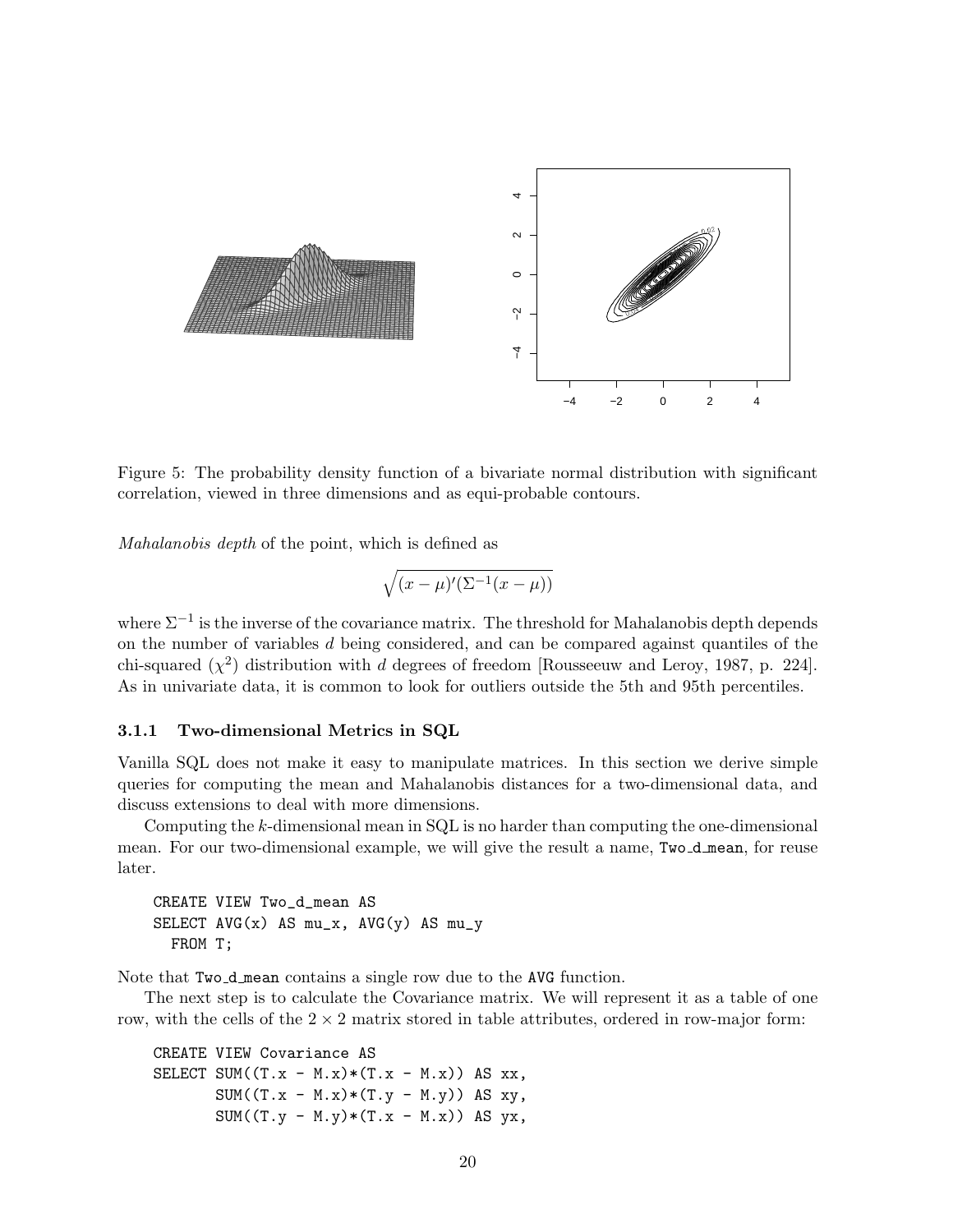4

2

0

−2

−4

−4 −2 0 2 4

0.02

Figure 5: The probability density function of a bivariate normal distribution with significant correlation, viewed in three dimensions and as equi-probable contours.

*Mahalanobis depth* of the point, which is defined as

$$\sqrt{(x-\mu)'(\Sigma^{-1}(x-\mu))}$$

where $\Sigma^{-1}$ is the inverse of the covariance matrix. The threshold for Mahalanobis depth depends on the number of variables $d$ being considered, and can be compared against quantiles of the chi-squared ($\chi^2$) distribution with $d$ degrees of freedom [Rousseeuw and Leroy, 1987, p. 224]. As in univariate data, it is common to look for outliers outside the 5th and 95th percentiles.

### 3.1.1 Two-dimensional Metrics in SQL

Vanilla SQL does not make it easy to manipulate matrices. In this section we derive simple queries for computing the mean and Mahalanobis distances for a two-dimensional data, and discuss extensions to deal with more dimensions.

Computing the $k$-dimensional mean in SQL is no harder than computing the one-dimensional mean. For our two-dimensional example, we will give the result a name, `Two_d_mean`, for reuse later.

```
CREATE VIEW Two_d_mean AS
SELECT AVG(x) AS mu_x, AVG(y) AS mu_y
  FROM T;
```

Note that `Two_d_mean` contains a single row due to the `AVG` function.

The next step is to calculate the Covariance matrix. We will represent it as a table of one row, with the cells of the $2 \times 2$ matrix stored in table attributes, ordered in row-major form:

```
CREATE VIEW Covariance AS
SELECT SUM((T.x - M.x)*(T.x - M.x)) AS xx,
       SUM((T.x - M.x)*(T.y - M.y)) AS xy,
       SUM((T.y - M.y)*(T.x - M.x)) AS yx,
```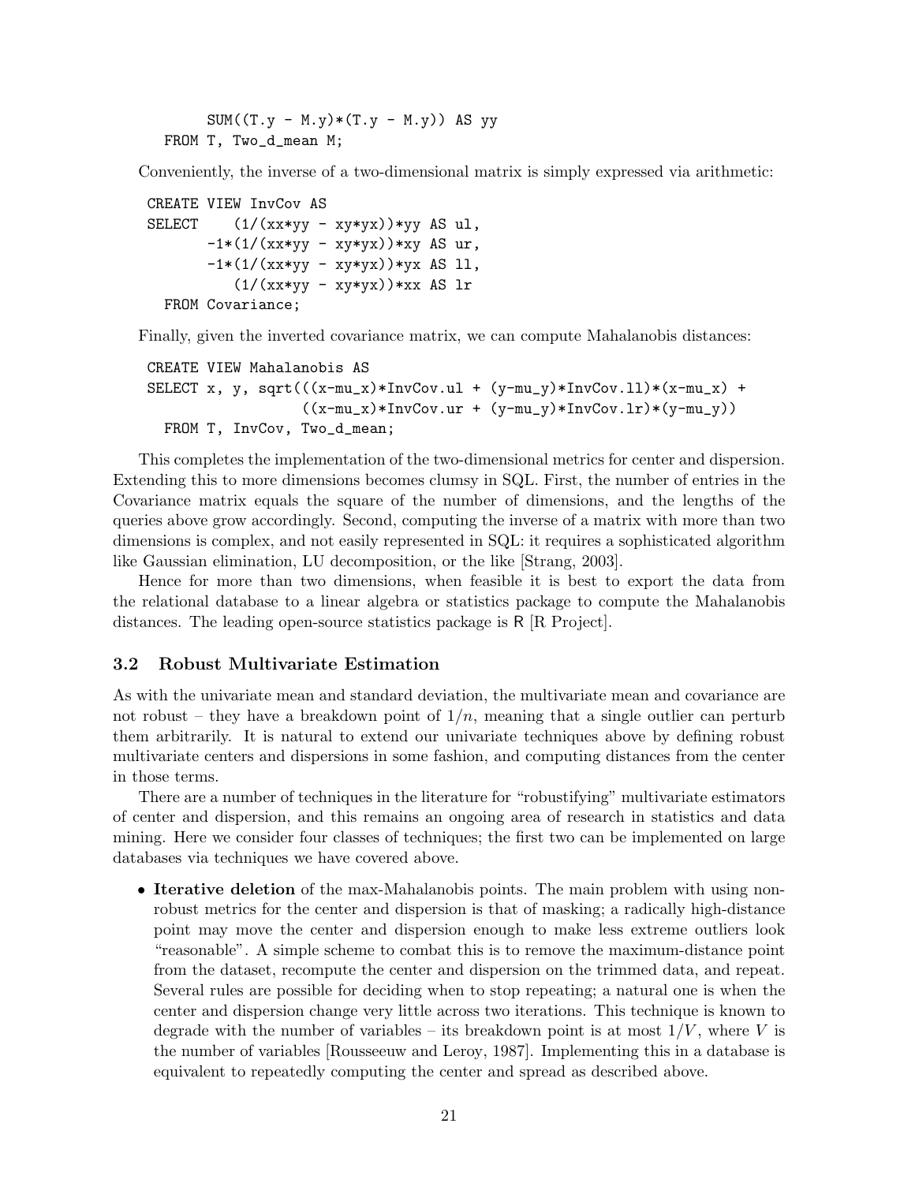```
       SUM((T.y - M.y)*(T.y - M.y)) AS yy
  FROM T, Two_d_mean M;
```

Conveniently, the inverse of a two-dimensional matrix is simply expressed via arithmetic:

```
CREATE VIEW InvCov AS
SELECT    (1/(xx*yy - xy*yx))*yy AS ul,
       -1*(1/(xx*yy - xy*yx))*xy AS ur,
       -1*(1/(xx*yy - xy*yx))*yx AS ll,
          (1/(xx*yy - xy*yx))*xx AS lr
  FROM Covariance;
```

Finally, given the inverted covariance matrix, we can compute Mahalanobis distances:

```
CREATE VIEW Mahalanobis AS
SELECT x, y, sqrt(((x-mu_x)*InvCov.ul + (y-mu_y)*InvCov.ll)*(x-mu_x) +
                  ((x-mu_x)*InvCov.ur + (y-mu_y)*InvCov.lr)*(y-mu_y))
  FROM T, InvCov, Two_d_mean;
```

This completes the implementation of the two-dimensional metrics for center and dispersion. Extending this to more dimensions becomes clumsy in SQL. First, the number of entries in the Covariance matrix equals the square of the number of dimensions, and the lengths of the queries above grow accordingly. Second, computing the inverse of a matrix with more than two dimensions is complex, and not easily represented in SQL: it requires a sophisticated algorithm like Gaussian elimination, LU decomposition, or the like [Strang, 2003].

Hence for more than two dimensions, when feasible it is best to export the data from the relational database to a linear algebra or statistics package to compute the Mahalanobis distances. The leading open-source statistics package is R [R Project].

### 3.2 Robust Multivariate Estimation

As with the univariate mean and standard deviation, the multivariate mean and covariance are not robust – they have a breakdown point of $1/n$, meaning that a single outlier can perturb them arbitrarily. It is natural to extend our univariate techniques above by defining robust multivariate centers and dispersions in some fashion, and computing distances from the center in those terms.

There are a number of techniques in the literature for "robustifying" multivariate estimators of center and dispersion, and this remains an ongoing area of research in statistics and data mining. Here we consider four classes of techniques; the first two can be implemented on large databases via techniques we have covered above.

- **Iterative deletion** of the max-Mahalanobis points. The main problem with using non-robust metrics for the center and dispersion is that of masking; a radically high-distance point may move the center and dispersion enough to make less extreme outliers look "reasonable". A simple scheme to combat this is to remove the maximum-distance point from the dataset, recompute the center and dispersion on the trimmed data, and repeat. Several rules are possible for deciding when to stop repeating; a natural one is when the center and dispersion change very little across two iterations. This technique is known to degrade with the number of variables – its breakdown point is at most $1/V$, where $V$ is the number of variables [Rousseeuw and Leroy, 1987]. Implementing this in a database is equivalent to repeatedly computing the center and spread as described above.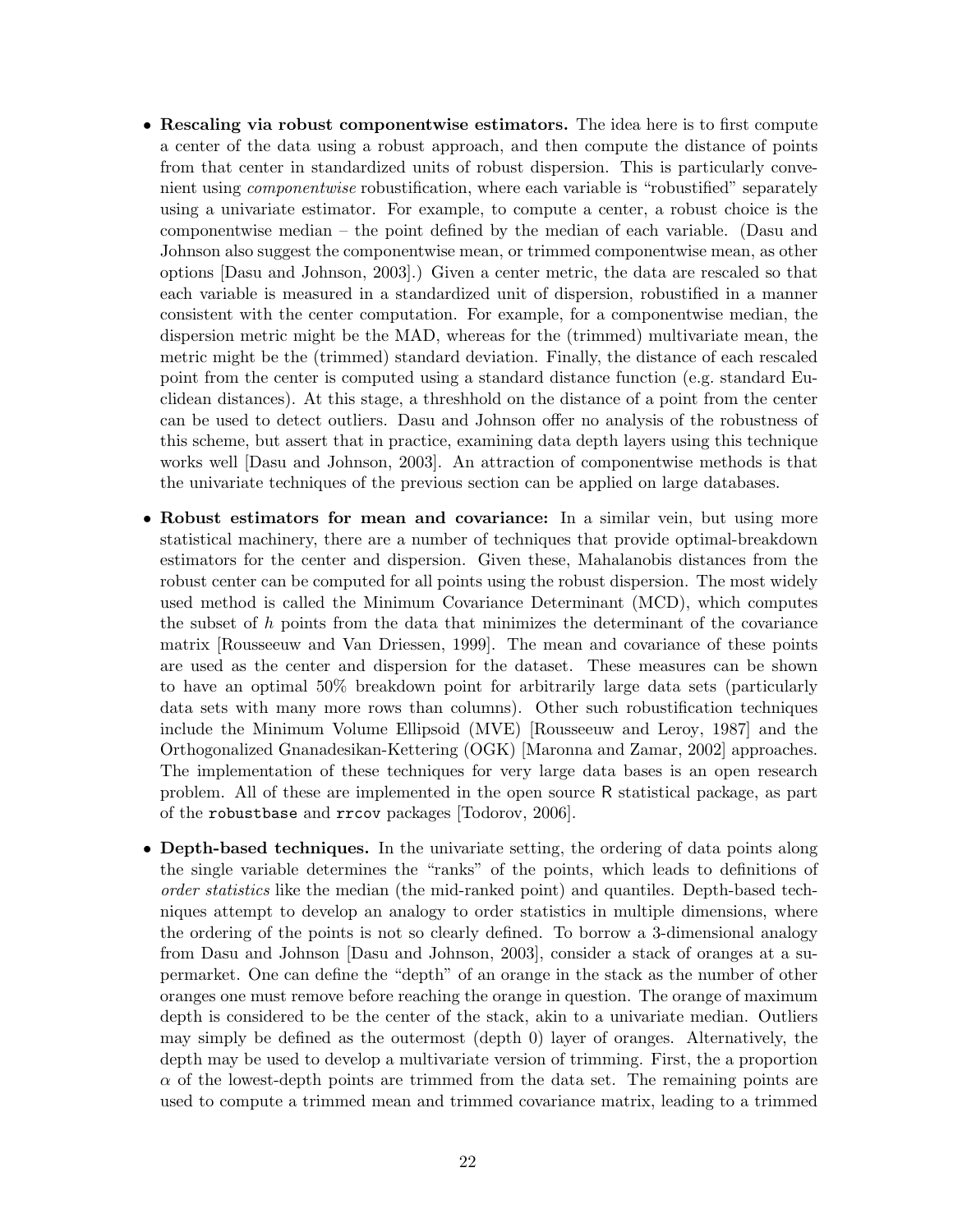- **Rescaling via robust componentwise estimators.** The idea here is to first compute a center of the data using a robust approach, and then compute the distance of points from that center in standardized units of robust dispersion. This is particularly convenient using *componentwise* robustification, where each variable is "robustified" separately using a univariate estimator. For example, to compute a center, a robust choice is the componentwise median – the point defined by the median of each variable. (Dasu and Johnson also suggest the componentwise mean, or trimmed componentwise mean, as other options [Dasu and Johnson, 2003].) Given a center metric, the data are rescaled so that each variable is measured in a standardized unit of dispersion, robustified in a manner consistent with the center computation. For example, for a componentwise median, the dispersion metric might be the MAD, whereas for the (trimmed) multivariate mean, the metric might be the (trimmed) standard deviation. Finally, the distance of each rescaled point from the center is computed using a standard distance function (e.g. standard Euclidean distances). At this stage, a threshhold on the distance of a point from the center can be used to detect outliers. Dasu and Johnson offer no analysis of the robustness of this scheme, but assert that in practice, examining data depth layers using this technique works well [Dasu and Johnson, 2003]. An attraction of componentwise methods is that the univariate techniques of the previous section can be applied on large databases.

- **Robust estimators for mean and covariance:** In a similar vein, but using more statistical machinery, there are a number of techniques that provide optimal-breakdown estimators for the center and dispersion. Given these, Mahalanobis distances from the robust center can be computed for all points using the robust dispersion. The most widely used method is called the Minimum Covariance Determinant (MCD), which computes the subset of $h$ points from the data that minimizes the determinant of the covariance matrix [Rousseeuw and Van Driessen, 1999]. The mean and covariance of these points are used as the center and dispersion for the dataset. These measures can be shown to have an optimal 50% breakdown point for arbitrarily large data sets (particularly data sets with many more rows than columns). Other such robustification techniques include the Minimum Volume Ellipsoid (MVE) [Rousseeuw and Leroy, 1987] and the Orthogonalized Gnanadesikan-Kettering (OGK) [Maronna and Zamar, 2002] approaches. The implementation of these techniques for very large data bases is an open research problem. All of these are implemented in the open source R statistical package, as part of the `robustbase` and `rrcov` packages [Todorov, 2006].

- **Depth-based techniques.** In the univariate setting, the ordering of data points along the single variable determines the "ranks" of the points, which leads to definitions of *order statistics* like the median (the mid-ranked point) and quantiles. Depth-based techniques attempt to develop an analogy to order statistics in multiple dimensions, where the ordering of the points is not so clearly defined. To borrow a 3-dimensional analogy from Dasu and Johnson [Dasu and Johnson, 2003], consider a stack of oranges at a supermarket. One can define the "depth" of an orange in the stack as the number of other oranges one must remove before reaching the orange in question. The orange of maximum depth is considered to be the center of the stack, akin to a univariate median. Outliers may simply be defined as the outermost (depth 0) layer of oranges. Alternatively, the depth may be used to develop a multivariate version of trimming. First, the a proportion $\alpha$ of the lowest-depth points are trimmed from the data set. The remaining points are used to compute a trimmed mean and trimmed covariance matrix, leading to a trimmed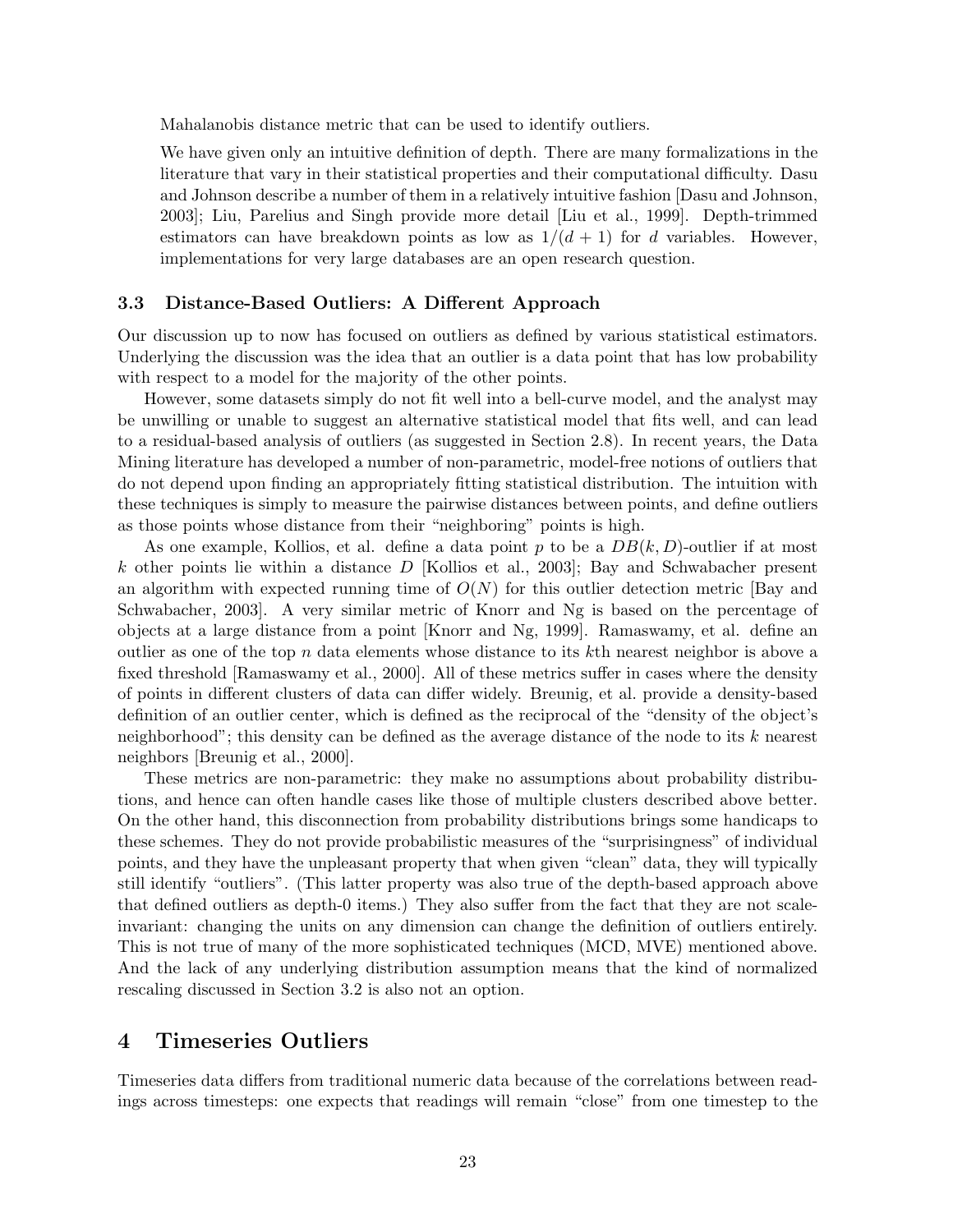Mahalanobis distance metric that can be used to identify outliers.

We have given only an intuitive definition of depth. There are many formalizations in the literature that vary in their statistical properties and their computational difficulty. Dasu and Johnson describe a number of them in a relatively intuitive fashion [Dasu and Johnson, 2003]; Liu, Parelius and Singh provide more detail [Liu et al., 1999]. Depth-trimmed estimators can have breakdown points as low as $1/(d+1)$ for $d$ variables. However, implementations for very large databases are an open research question.

### 3.3 Distance-Based Outliers: A Different Approach

Our discussion up to now has focused on outliers as defined by various statistical estimators. Underlying the discussion was the idea that an outlier is a data point that has low probability with respect to a model for the majority of the other points.

However, some datasets simply do not fit well into a bell-curve model, and the analyst may be unwilling or unable to suggest an alternative statistical model that fits well, and can lead to a residual-based analysis of outliers (as suggested in Section 2.8). In recent years, the Data Mining literature has developed a number of non-parametric, model-free notions of outliers that do not depend upon finding an appropriately fitting statistical distribution. The intuition with these techniques is simply to measure the pairwise distances between points, and define outliers as those points whose distance from their "neighboring" points is high.

As one example, Kollios, et al. define a data point $p$ to be a $DB(k, D)$-outlier if at most $k$ other points lie within a distance $D$ [Kollios et al., 2003]; Bay and Schwabacher present an algorithm with expected running time of $O(N)$ for this outlier detection metric [Bay and Schwabacher, 2003]. A very similar metric of Knorr and Ng is based on the percentage of objects at a large distance from a point [Knorr and Ng, 1999]. Ramaswamy, et al. define an outlier as one of the top $n$ data elements whose distance to its $k$th nearest neighbor is above a fixed threshold [Ramaswamy et al., 2000]. All of these metrics suffer in cases where the density of points in different clusters of data can differ widely. Breunig, et al. provide a density-based definition of an outlier center, which is defined as the reciprocal of the "density of the object's neighborhood"; this density can be defined as the average distance of the node to its $k$ nearest neighbors [Breunig et al., 2000].

These metrics are non-parametric: they make no assumptions about probability distributions, and hence can often handle cases like those of multiple clusters described above better. On the other hand, this disconnection from probability distributions brings some handicaps to these schemes. They do not provide probabilistic measures of the "surprisingness" of individual points, and they have the unpleasant property that when given "clean" data, they will typically still identify "outliers". (This latter property was also true of the depth-based approach above that defined outliers as depth-0 items.) They also suffer from the fact that they are not scale-invariant: changing the units on any dimension can change the definition of outliers entirely. This is not true of many of the more sophisticated techniques (MCD, MVE) mentioned above. And the lack of any underlying distribution assumption means that the kind of normalized rescaling discussed in Section 3.2 is also not an option.

## 4 Timeseries Outliers

Timeseries data differs from traditional numeric data because of the correlations between readings across timesteps: one expects that readings will remain "close" from one timestep to the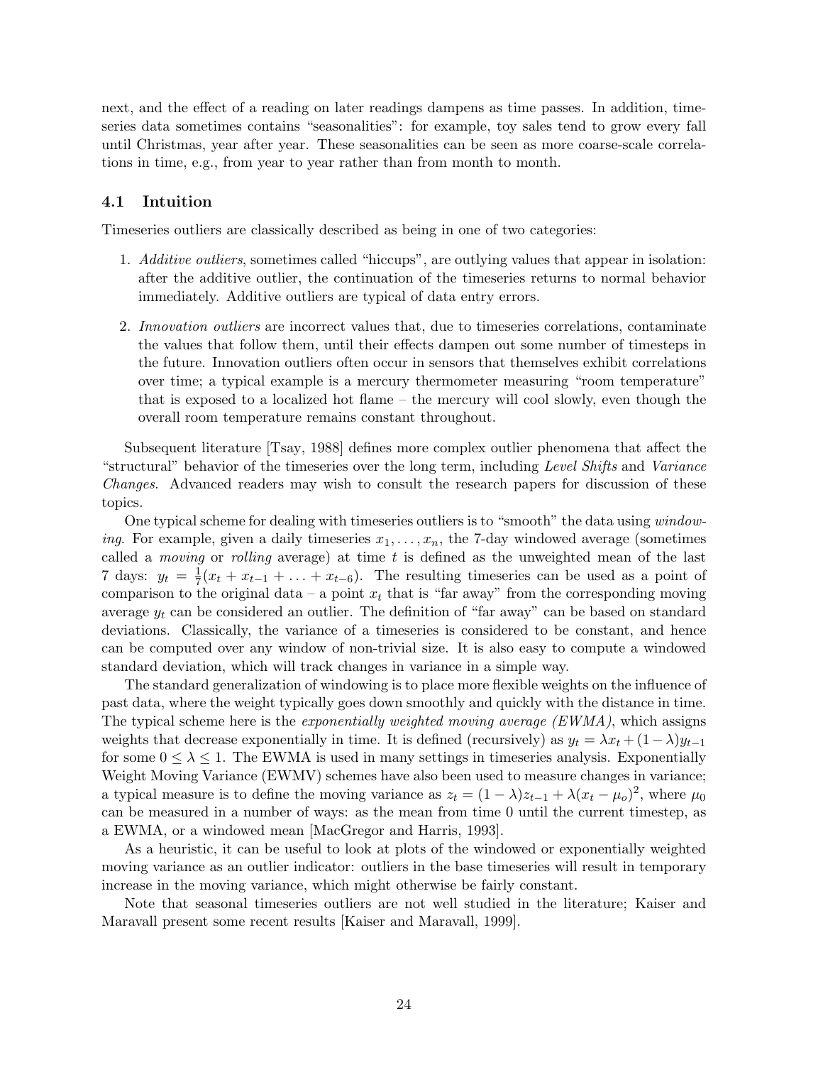next, and the effect of a reading on later readings dampens as time passes. In addition, timeseries data sometimes contains "seasonalities": for example, toy sales tend to grow every fall until Christmas, year after year. These seasonalities can be seen as more coarse-scale correlations in time, e.g., from year to year rather than from month to month.

### 4.1 Intuition

Timeseries outliers are classically described as being in one of two categories:

1. *Additive outliers*, sometimes called "hiccups", are outlying values that appear in isolation: after the additive outlier, the continuation of the timeseries returns to normal behavior immediately. Additive outliers are typical of data entry errors.

2. *Innovation outliers* are incorrect values that, due to timeseries correlations, contaminate the values that follow them, until their effects dampen out some number of timesteps in the future. Innovation outliers often occur in sensors that themselves exhibit correlations over time; a typical example is a mercury thermometer measuring "room temperature" that is exposed to a localized hot flame – the mercury will cool slowly, even though the overall room temperature remains constant throughout.

Subsequent literature [Tsay, 1988] defines more complex outlier phenomena that affect the "structural" behavior of the timeseries over the long term, including *Level Shifts* and *Variance Changes*. Advanced readers may wish to consult the research papers for discussion of these topics.

One typical scheme for dealing with timeseries outliers is to "smooth" the data using *windowing*. For example, given a daily timeseries $x_1, \ldots, x_n$, the 7-day windowed average (sometimes called a *moving* or *rolling* average) at time $t$ is defined as the unweighted mean of the last 7 days: $y_t = \frac{1}{7}(x_t + x_{t-1} + \ldots + x_{t-6})$. The resulting timeseries can be used as a point of comparison to the original data – a point $x_t$ that is "far away" from the corresponding moving average $y_t$ can be considered an outlier. The definition of "far away" can be based on standard deviations. Classically, the variance of a timeseries is considered to be constant, and hence can be computed over any window of non-trivial size. It is also easy to compute a windowed standard deviation, which will track changes in variance in a simple way.

The standard generalization of windowing is to place more flexible weights on the influence of past data, where the weight typically goes down smoothly and quickly with the distance in time. The typical scheme here is the *exponentially weighted moving average (EWMA)*, which assigns weights that decrease exponentially in time. It is defined (recursively) as $y_t = \lambda x_t + (1 - \lambda) y_{t-1}$ for some $0 \leq \lambda \leq 1$. The EWMA is used in many settings in timeseries analysis. Exponentially Weight Moving Variance (EWMV) schemes have also been used to measure changes in variance; a typical measure is to define the moving variance as $z_t = (1 - \lambda) z_{t-1} + \lambda (x_t - \mu_o)^2$, where $\mu_0$ can be measured in a number of ways: as the mean from time 0 until the current timestep, as a EWMA, or a windowed mean [MacGregor and Harris, 1993].

As a heuristic, it can be useful to look at plots of the windowed or exponentially weighted moving variance as an outlier indicator: outliers in the base timeseries will result in temporary increase in the moving variance, which might otherwise be fairly constant.

Note that seasonal timeseries outliers are not well studied in the literature; Kaiser and Maravall present some recent results [Kaiser and Maravall, 1999].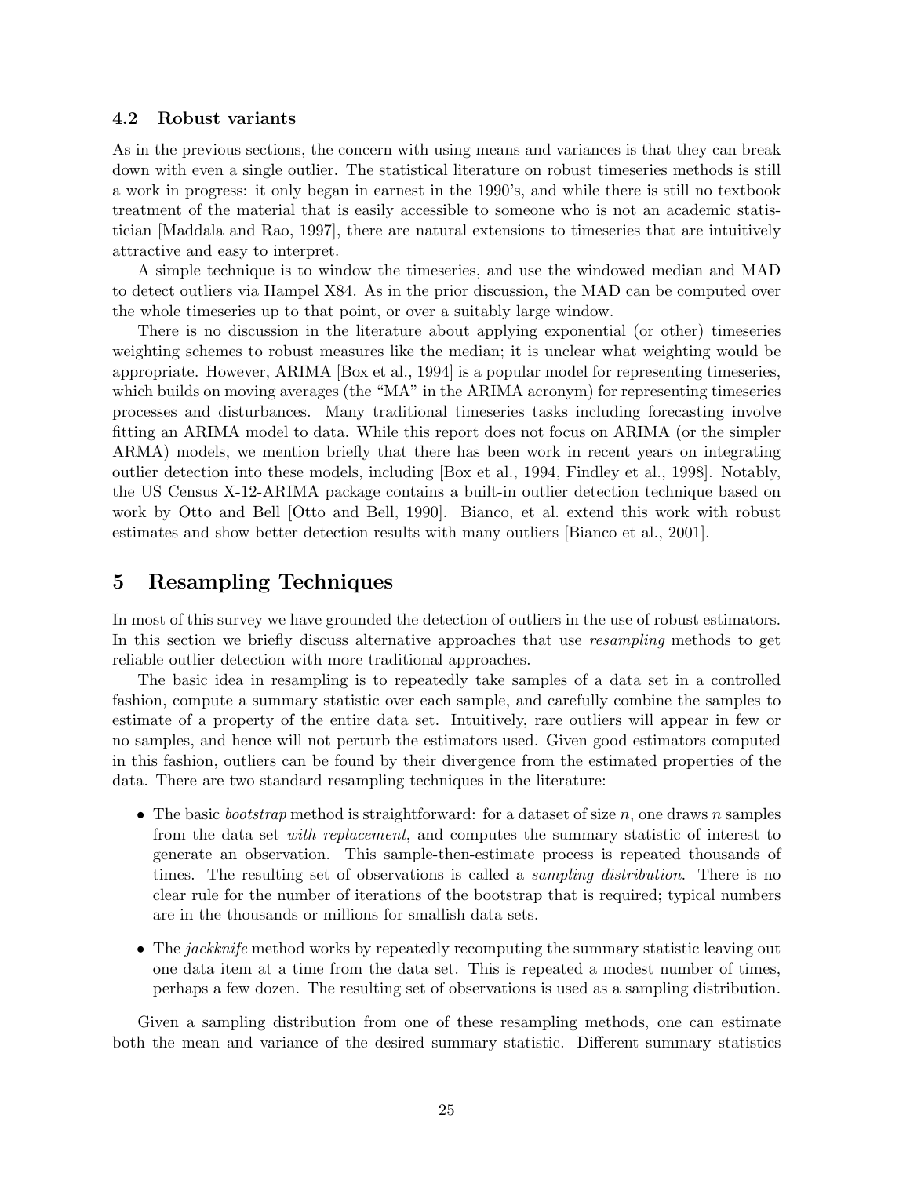### 4.2 Robust variants

As in the previous sections, the concern with using means and variances is that they can break down with even a single outlier. The statistical literature on robust timeseries methods is still a work in progress: it only began in earnest in the 1990's, and while there is still no textbook treatment of the material that is easily accessible to someone who is not an academic statistician [Maddala and Rao, 1997], there are natural extensions to timeseries that are intuitively attractive and easy to interpret.

A simple technique is to window the timeseries, and use the windowed median and MAD to detect outliers via Hampel X84. As in the prior discussion, the MAD can be computed over the whole timeseries up to that point, or over a suitably large window.

There is no discussion in the literature about applying exponential (or other) timeseries weighting schemes to robust measures like the median; it is unclear what weighting would be appropriate. However, ARIMA [Box et al., 1994] is a popular model for representing timeseries, which builds on moving averages (the "MA" in the ARIMA acronym) for representing timeseries processes and disturbances. Many traditional timeseries tasks including forecasting involve fitting an ARIMA model to data. While this report does not focus on ARIMA (or the simpler ARMA) models, we mention briefly that there has been work in recent years on integrating outlier detection into these models, including [Box et al., 1994, Findley et al., 1998]. Notably, the US Census X-12-ARIMA package contains a built-in outlier detection technique based on work by Otto and Bell [Otto and Bell, 1990]. Bianco, et al. extend this work with robust estimates and show better detection results with many outliers [Bianco et al., 2001].

## 5 Resampling Techniques

In most of this survey we have grounded the detection of outliers in the use of robust estimators. In this section we briefly discuss alternative approaches that use *resampling* methods to get reliable outlier detection with more traditional approaches.

The basic idea in resampling is to repeatedly take samples of a data set in a controlled fashion, compute a summary statistic over each sample, and carefully combine the samples to estimate of a property of the entire data set. Intuitively, rare outliers will appear in few or no samples, and hence will not perturb the estimators used. Given good estimators computed in this fashion, outliers can be found by their divergence from the estimated properties of the data. There are two standard resampling techniques in the literature:

- The basic *bootstrap* method is straightforward: for a dataset of size $n$, one draws $n$ samples from the data set *with replacement*, and computes the summary statistic of interest to generate an observation. This sample-then-estimate process is repeated thousands of times. The resulting set of observations is called a *sampling distribution*. There is no clear rule for the number of iterations of the bootstrap that is required; typical numbers are in the thousands or millions for smallish data sets.
- The *jackknife* method works by repeatedly recomputing the summary statistic leaving out one data item at a time from the data set. This is repeated a modest number of times, perhaps a few dozen. The resulting set of observations is used as a sampling distribution.

Given a sampling distribution from one of these resampling methods, one can estimate both the mean and variance of the desired summary statistic. Different summary statistics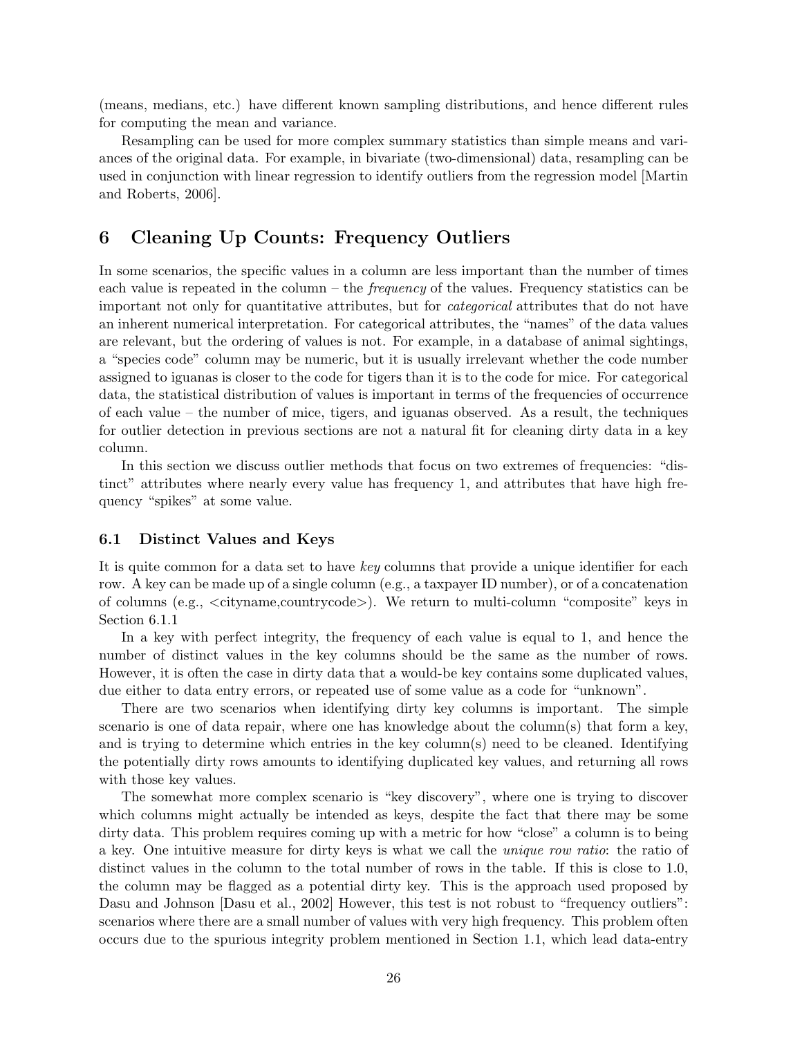(means, medians, etc.) have different known sampling distributions, and hence different rules for computing the mean and variance.

Resampling can be used for more complex summary statistics than simple means and variances of the original data. For example, in bivariate (two-dimensional) data, resampling can be used in conjunction with linear regression to identify outliers from the regression model [Martin and Roberts, 2006].

## 6 Cleaning Up Counts: Frequency Outliers

In some scenarios, the specific values in a column are less important than the number of times each value is repeated in the column – the *frequency* of the values. Frequency statistics can be important not only for quantitative attributes, but for *categorical* attributes that do not have an inherent numerical interpretation. For categorical attributes, the "names" of the data values are relevant, but the ordering of values is not. For example, in a database of animal sightings, a "species code" column may be numeric, but it is usually irrelevant whether the code number assigned to iguanas is closer to the code for tigers than it is to the code for mice. For categorical data, the statistical distribution of values is important in terms of the frequencies of occurrence of each value – the number of mice, tigers, and iguanas observed. As a result, the techniques for outlier detection in previous sections are not a natural fit for cleaning dirty data in a key column.

In this section we discuss outlier methods that focus on two extremes of frequencies: "distinct" attributes where nearly every value has frequency 1, and attributes that have high frequency "spikes" at some value.

### 6.1 Distinct Values and Keys

It is quite common for a data set to have *key* columns that provide a unique identifier for each row. A key can be made up of a single column (e.g., a taxpayer ID number), or of a concatenation of columns (e.g., <cityname,countrycode>). We return to multi-column "composite" keys in Section 6.1.1

In a key with perfect integrity, the frequency of each value is equal to 1, and hence the number of distinct values in the key columns should be the same as the number of rows. However, it is often the case in dirty data that a would-be key contains some duplicated values, due either to data entry errors, or repeated use of some value as a code for "unknown".

There are two scenarios when identifying dirty key columns is important. The simple scenario is one of data repair, where one has knowledge about the column(s) that form a key, and is trying to determine which entries in the key column(s) need to be cleaned. Identifying the potentially dirty rows amounts to identifying duplicated key values, and returning all rows with those key values.

The somewhat more complex scenario is "key discovery", where one is trying to discover which columns might actually be intended as keys, despite the fact that there may be some dirty data. This problem requires coming up with a metric for how "close" a column is to being a key. One intuitive measure for dirty keys is what we call the *unique row ratio*: the ratio of distinct values in the column to the total number of rows in the table. If this is close to 1.0, the column may be flagged as a potential dirty key. This is the approach used proposed by Dasu and Johnson [Dasu et al., 2002] However, this test is not robust to "frequency outliers": scenarios where there are a small number of values with very high frequency. This problem often occurs due to the spurious integrity problem mentioned in Section 1.1, which lead data-entry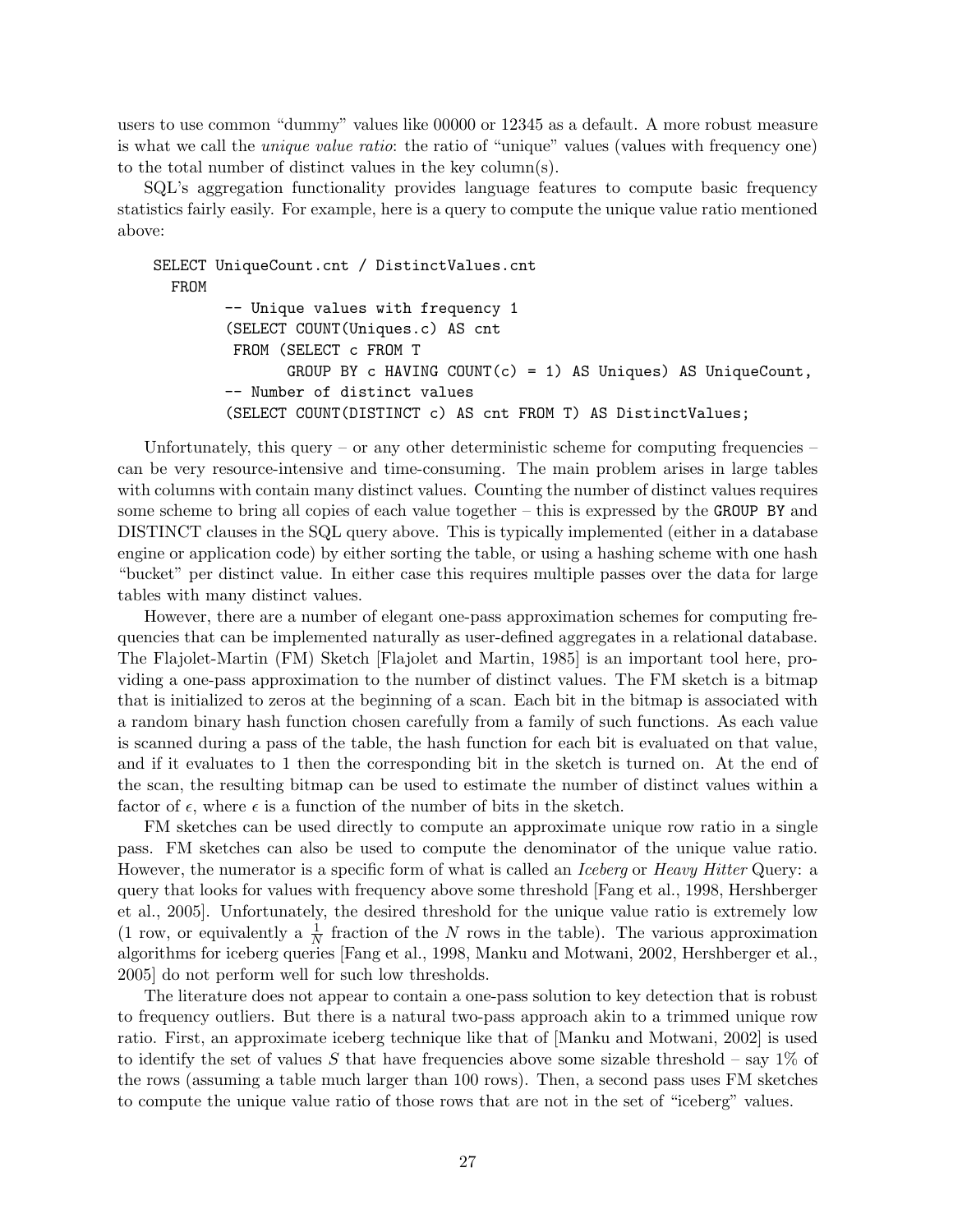users to use common "dummy" values like 00000 or 12345 as a default. A more robust measure is what we call the *unique value ratio*: the ratio of "unique" values (values with frequency one) to the total number of distinct values in the key column(s).

SQL's aggregation functionality provides language features to compute basic frequency statistics fairly easily. For example, here is a query to compute the unique value ratio mentioned above:

```
SELECT UniqueCount.cnt / DistinctValues.cnt
  FROM
        -- Unique values with frequency 1
        (SELECT COUNT(Uniques.c) AS cnt
         FROM (SELECT c FROM T
               GROUP BY c HAVING COUNT(c) = 1) AS Uniques) AS UniqueCount,
        -- Number of distinct values
        (SELECT COUNT(DISTINCT c) AS cnt FROM T) AS DistinctValues;
```

Unfortunately, this query – or any other deterministic scheme for computing frequencies – can be very resource-intensive and time-consuming. The main problem arises in large tables with columns with contain many distinct values. Counting the number of distinct values requires some scheme to bring all copies of each value together – this is expressed by the `GROUP BY` and DISTINCT clauses in the SQL query above. This is typically implemented (either in a database engine or application code) by either sorting the table, or using a hashing scheme with one hash "bucket" per distinct value. In either case this requires multiple passes over the data for large tables with many distinct values.

However, there are a number of elegant one-pass approximation schemes for computing frequencies that can be implemented naturally as user-defined aggregates in a relational database. The Flajolet-Martin (FM) Sketch [Flajolet and Martin, 1985] is an important tool here, providing a one-pass approximation to the number of distinct values. The FM sketch is a bitmap that is initialized to zeros at the beginning of a scan. Each bit in the bitmap is associated with a random binary hash function chosen carefully from a family of such functions. As each value is scanned during a pass of the table, the hash function for each bit is evaluated on that value, and if it evaluates to 1 then the corresponding bit in the sketch is turned on. At the end of the scan, the resulting bitmap can be used to estimate the number of distinct values within a factor of $\epsilon$, where $\epsilon$ is a function of the number of bits in the sketch.

FM sketches can be used directly to compute an approximate unique row ratio in a single pass. FM sketches can also be used to compute the denominator of the unique value ratio. However, the numerator is a specific form of what is called an *Iceberg* or *Heavy Hitter* Query: a query that looks for values with frequency above some threshold [Fang et al., 1998, Hershberger et al., 2005]. Unfortunately, the desired threshold for the unique value ratio is extremely low (1 row, or equivalently a $\frac{1}{N}$ fraction of the $N$ rows in the table). The various approximation algorithms for iceberg queries [Fang et al., 1998, Manku and Motwani, 2002, Hershberger et al., 2005] do not perform well for such low thresholds.

The literature does not appear to contain a one-pass solution to key detection that is robust to frequency outliers. But there is a natural two-pass approach akin to a trimmed unique row ratio. First, an approximate iceberg technique like that of [Manku and Motwani, 2002] is used to identify the set of values $S$ that have frequencies above some sizable threshold – say 1% of the rows (assuming a table much larger than 100 rows). Then, a second pass uses FM sketches to compute the unique value ratio of those rows that are not in the set of "iceberg" values.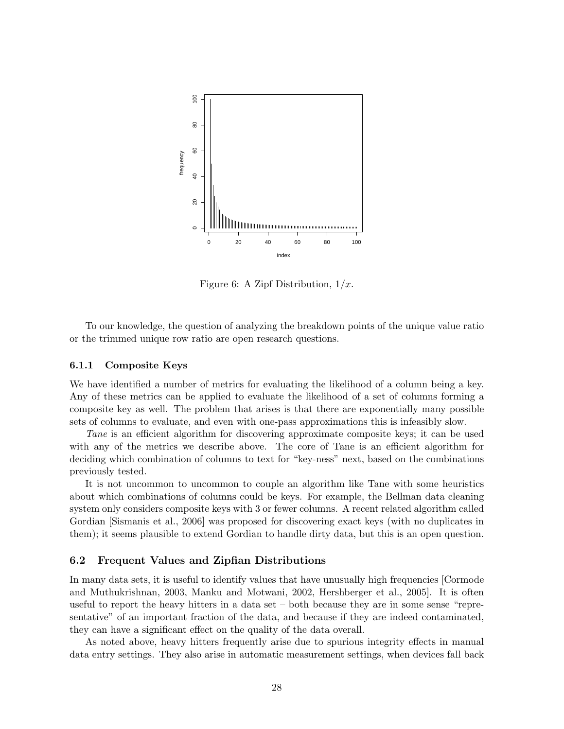100

80

60

40

20

0

frequency

0 20 40 60 80 100

index

Figure 6: A Zipf Distribution, $1/x$.

To our knowledge, the question of analyzing the breakdown points of the unique value ratio or the trimmed unique row ratio are open research questions.

#### 6.1.1 Composite Keys

We have identified a number of metrics for evaluating the likelihood of a column being a key. Any of these metrics can be applied to evaluate the likelihood of a set of columns forming a composite key as well. The problem that arises is that there are exponentially many possible sets of columns to evaluate, and even with one-pass approximations this is infeasibly slow.

*Tane* is an efficient algorithm for discovering approximate composite keys; it can be used with any of the metrics we describe above. The core of Tane is an efficient algorithm for deciding which combination of columns to text for "key-ness" next, based on the combinations previously tested.

It is not uncommon to uncommon to couple an algorithm like Tane with some heuristics about which combinations of columns could be keys. For example, the Bellman data cleaning system only considers composite keys with 3 or fewer columns. A recent related algorithm called Gordian [Sismanis et al., 2006] was proposed for discovering exact keys (with no duplicates in them); it seems plausible to extend Gordian to handle dirty data, but this is an open question.

### 6.2 Frequent Values and Zipfian Distributions

In many data sets, it is useful to identify values that have unusually high frequencies [Cormode and Muthukrishnan, 2003, Manku and Motwani, 2002, Hershberger et al., 2005]. It is often useful to report the heavy hitters in a data set – both because they are in some sense "representative" of an important fraction of the data, and because if they are indeed contaminated, they can have a significant effect on the quality of the data overall.

As noted above, heavy hitters frequently arise due to spurious integrity effects in manual data entry settings. They also arise in automatic measurement settings, when devices fall back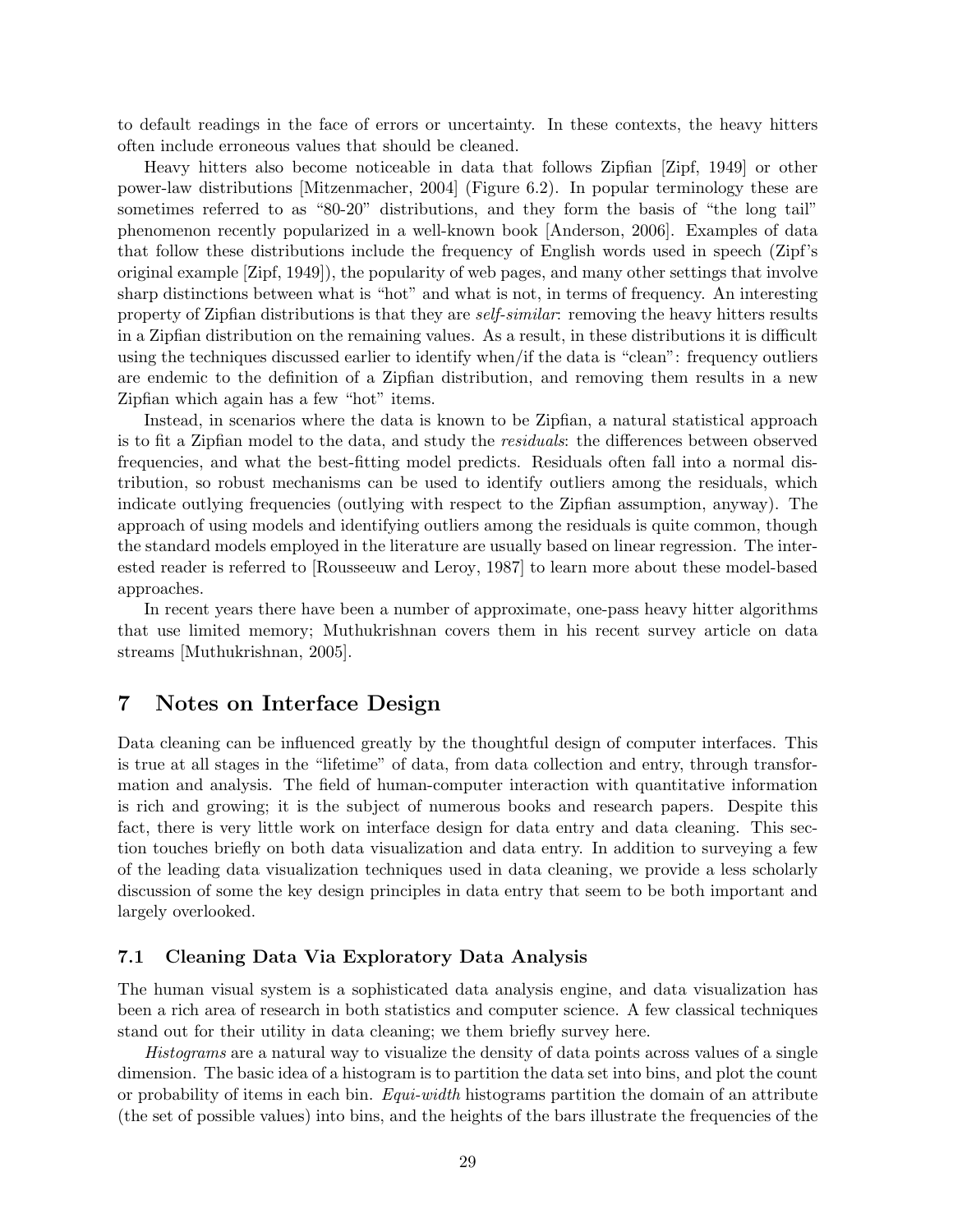to default readings in the face of errors or uncertainty. In these contexts, the heavy hitters often include erroneous values that should be cleaned.

Heavy hitters also become noticeable in data that follows Zipfian [Zipf, 1949] or other power-law distributions [Mitzenmacher, 2004] (Figure 6.2). In popular terminology these are sometimes referred to as "80-20" distributions, and they form the basis of "the long tail" phenomenon recently popularized in a well-known book [Anderson, 2006]. Examples of data that follow these distributions include the frequency of English words used in speech (Zipf's original example [Zipf, 1949]), the popularity of web pages, and many other settings that involve sharp distinctions between what is "hot" and what is not, in terms of frequency. An interesting property of Zipfian distributions is that they are *self-similar*: removing the heavy hitters results in a Zipfian distribution on the remaining values. As a result, in these distributions it is difficult using the techniques discussed earlier to identify when/if the data is "clean": frequency outliers are endemic to the definition of a Zipfian distribution, and removing them results in a new Zipfian which again has a few "hot" items.

Instead, in scenarios where the data is known to be Zipfian, a natural statistical approach is to fit a Zipfian model to the data, and study the *residuals*: the differences between observed frequencies, and what the best-fitting model predicts. Residuals often fall into a normal distribution, so robust mechanisms can be used to identify outliers among the residuals, which indicate outlying frequencies (outlying with respect to the Zipfian assumption, anyway). The approach of using models and identifying outliers among the residuals is quite common, though the standard models employed in the literature are usually based on linear regression. The interested reader is referred to [Rousseeuw and Leroy, 1987] to learn more about these model-based approaches.

In recent years there have been a number of approximate, one-pass heavy hitter algorithms that use limited memory; Muthukrishnan covers them in his recent survey article on data streams [Muthukrishnan, 2005].

# 7 Notes on Interface Design

Data cleaning can be influenced greatly by the thoughtful design of computer interfaces. This is true at all stages in the "lifetime" of data, from data collection and entry, through transformation and analysis. The field of human-computer interaction with quantitative information is rich and growing; it is the subject of numerous books and research papers. Despite this fact, there is very little work on interface design for data entry and data cleaning. This section touches briefly on both data visualization and data entry. In addition to surveying a few of the leading data visualization techniques used in data cleaning, we provide a less scholarly discussion of some the key design principles in data entry that seem to be both important and largely overlooked.

## 7.1 Cleaning Data Via Exploratory Data Analysis

The human visual system is a sophisticated data analysis engine, and data visualization has been a rich area of research in both statistics and computer science. A few classical techniques stand out for their utility in data cleaning; we them briefly survey here.

*Histograms* are a natural way to visualize the density of data points across values of a single dimension. The basic idea of a histogram is to partition the data set into bins, and plot the count or probability of items in each bin. *Equi-width* histograms partition the domain of an attribute (the set of possible values) into bins, and the heights of the bars illustrate the frequencies of the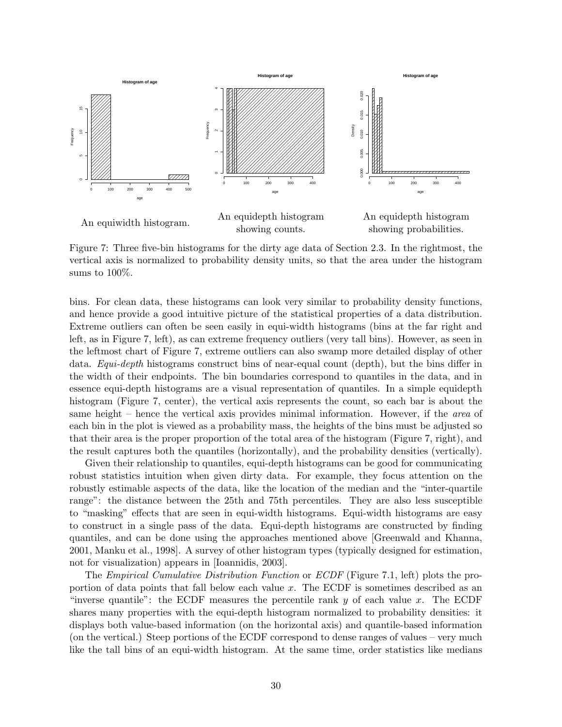Histogram of age

Frequency

0 5 10 15

0 100 200 300 400 500

age

An equiwidth histogram.

Histogram of age

Frequency

0 1 2 3 4

0 100 200 300 400

age

An equidepth histogram showing counts.

Histogram of age

Density

0.000 0.005 0.010 0.015 0.020

0 100 200 300 400

age

An equidepth histogram showing probabilities.

Figure 7: Three five-bin histograms for the dirty age data of Section 2.3. In the rightmost, the vertical axis is normalized to probability density units, so that the area under the histogram sums to 100%.

bins. For clean data, these histograms can look very similar to probability density functions, and hence provide a good intuitive picture of the statistical properties of a data distribution. Extreme outliers can often be seen easily in equi-width histograms (bins at the far right and left, as in Figure 7, left), as can extreme frequency outliers (very tall bins). However, as seen in the leftmost chart of Figure 7, extreme outliers can also swamp more detailed display of other data. *Equi-depth* histograms construct bins of near-equal count (depth), but the bins differ in the width of their endpoints. The bin boundaries correspond to quantiles in the data, and in essence equi-depth histograms are a visual representation of quantiles. In a simple equidepth histogram (Figure 7, center), the vertical axis represents the count, so each bar is about the same height – hence the vertical axis provides minimal information. However, if the *area* of each bin in the plot is viewed as a probability mass, the heights of the bins must be adjusted so that their area is the proper proportion of the total area of the histogram (Figure 7, right), and the result captures both the quantiles (horizontally), and the probability densities (vertically).

Given their relationship to quantiles, equi-depth histograms can be good for communicating robust statistics intuition when given dirty data. For example, they focus attention on the robustly estimable aspects of the data, like the location of the median and the "inter-quartile range": the distance between the 25th and 75th percentiles. They are also less susceptible to "masking" effects that are seen in equi-width histograms. Equi-width histograms are easy to construct in a single pass of the data. Equi-depth histograms are constructed by finding quantiles, and can be done using the approaches mentioned above [Greenwald and Khanna, 2001, Manku et al., 1998]. A survey of other histogram types (typically designed for estimation, not for visualization) appears in [Ioannidis, 2003].

The *Empirical Cumulative Distribution Function* or *ECDF* (Figure 7.1, left) plots the proportion of data points that fall below each value $x$. The ECDF is sometimes described as an "inverse quantile": the ECDF measures the percentile rank $y$ of each value $x$. The ECDF shares many properties with the equi-depth histogram normalized to probability densities: it displays both value-based information (on the horizontal axis) and quantile-based information (on the vertical.) Steep portions of the ECDF correspond to dense ranges of values – very much like the tall bins of an equi-width histogram. At the same time, order statistics like medians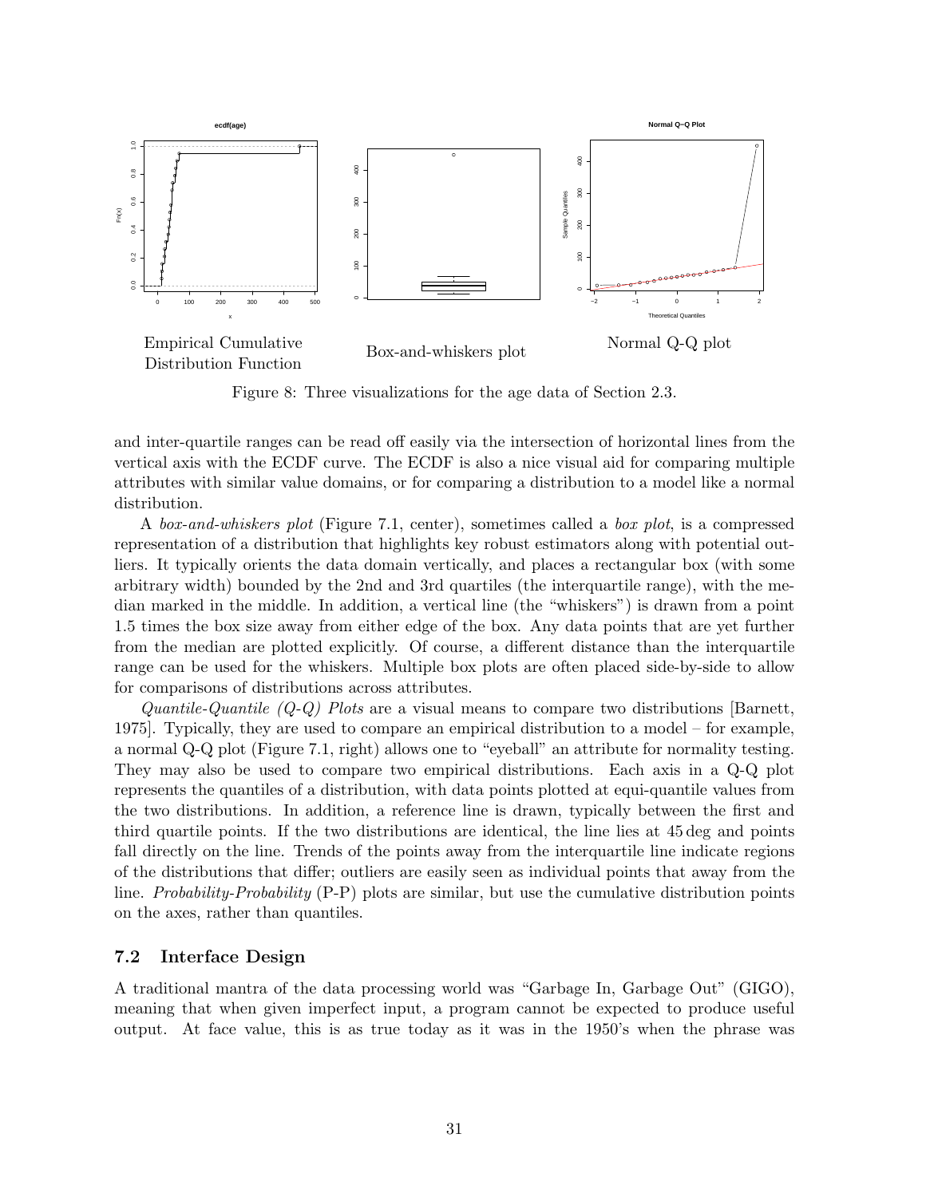ecdf(age)

Fn(x)

1.0
0.8
0.6
0.4
0.2
0.0

0 100 200 300 400 500

x

400
300
200
100
0

Normal Q–Q Plot

Sample Quantiles

400
300
200
100
0

−2 −1 0 1 2

Theoretical Quantiles

Empirical Cumulative Distribution Function

Box-and-whiskers plot

Normal Q-Q plot

Figure 8: Three visualizations for the age data of Section 2.3.

and inter-quartile ranges can be read off easily via the intersection of horizontal lines from the vertical axis with the ECDF curve. The ECDF is also a nice visual aid for comparing multiple attributes with similar value domains, or for comparing a distribution to a model like a normal distribution.

A *box-and-whiskers plot* (Figure 7.1, center), sometimes called a *box plot*, is a compressed representation of a distribution that highlights key robust estimators along with potential outliers. It typically orients the data domain vertically, and places a rectangular box (with some arbitrary width) bounded by the 2nd and 3rd quartiles (the interquartile range), with the median marked in the middle. In addition, a vertical line (the "whiskers") is drawn from a point 1.5 times the box size away from either edge of the box. Any data points that are yet further from the median are plotted explicitly. Of course, a different distance than the interquartile range can be used for the whiskers. Multiple box plots are often placed side-by-side to allow for comparisons of distributions across attributes.

*Quantile-Quantile (Q-Q) Plots* are a visual means to compare two distributions [Barnett, 1975]. Typically, they are used to compare an empirical distribution to a model – for example, a normal Q-Q plot (Figure 7.1, right) allows one to "eyeball" an attribute for normality testing. They may also be used to compare two empirical distributions. Each axis in a Q-Q plot represents the quantiles of a distribution, with data points plotted at equi-quantile values from the two distributions. In addition, a reference line is drawn, typically between the first and third quartile points. If the two distributions are identical, the line lies at 45 deg and points fall directly on the line. Trends of the points away from the interquartile line indicate regions of the distributions that differ; outliers are easily seen as individual points that away from the line. *Probability-Probability* (P-P) plots are similar, but use the cumulative distribution points on the axes, rather than quantiles.

### 7.2 Interface Design

A traditional mantra of the data processing world was "Garbage In, Garbage Out" (GIGO), meaning that when given imperfect input, a program cannot be expected to produce useful output. At face value, this is as true today as it was in the 1950's when the phrase was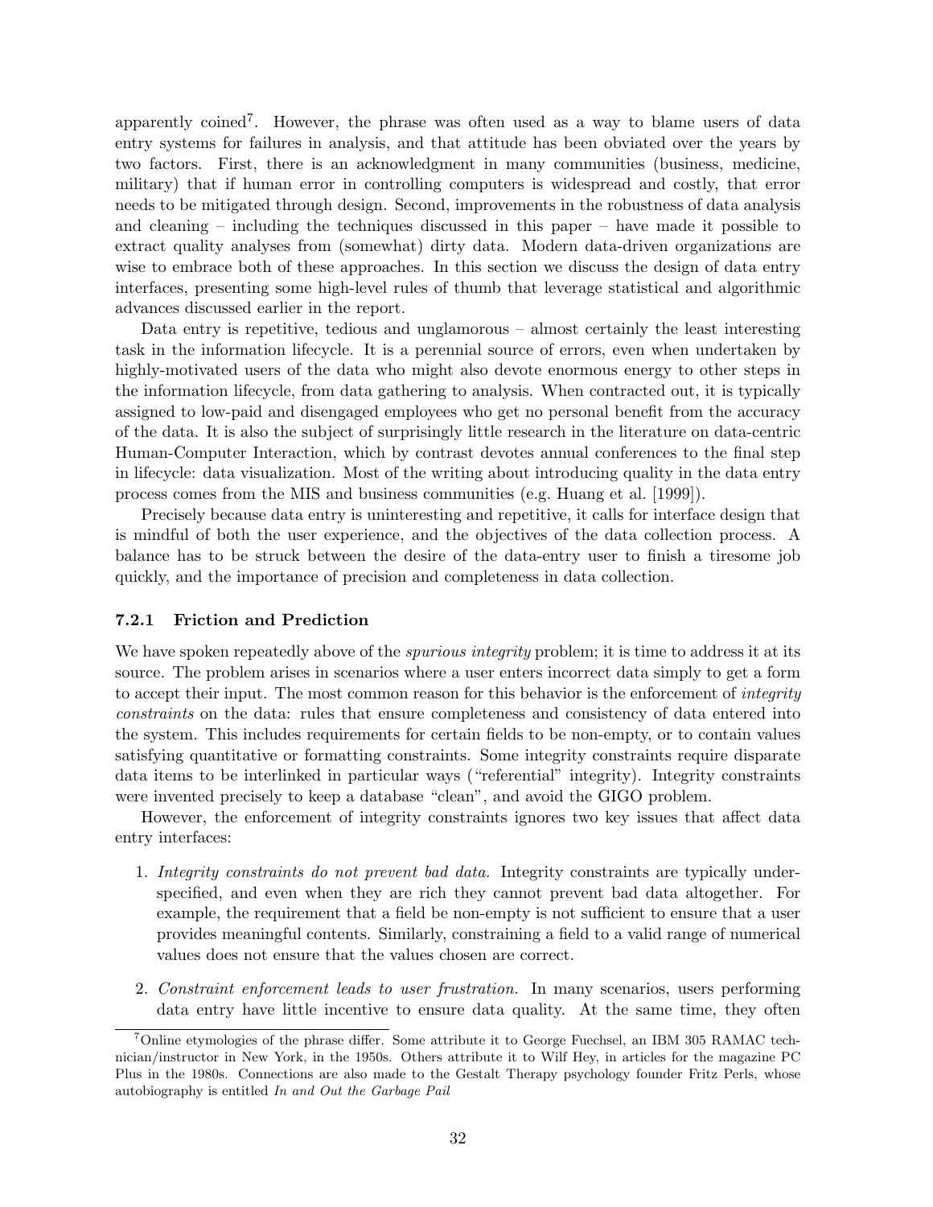apparently coined[7]. However, the phrase was often used as a way to blame users of data entry systems for failures in analysis, and that attitude has been obviated over the years by two factors. First, there is an acknowledgment in many communities (business, medicine, military) that if human error in controlling computers is widespread and costly, that error needs to be mitigated through design. Second, improvements in the robustness of data analysis and cleaning – including the techniques discussed in this paper – have made it possible to extract quality analyses from (somewhat) dirty data. Modern data-driven organizations are wise to embrace both of these approaches. In this section we discuss the design of data entry interfaces, presenting some high-level rules of thumb that leverage statistical and algorithmic advances discussed earlier in the report.

Data entry is repetitive, tedious and unglamorous – almost certainly the least interesting task in the information lifecycle. It is a perennial source of errors, even when undertaken by highly-motivated users of the data who might also devote enormous energy to other steps in the information lifecycle, from data gathering to analysis. When contracted out, it is typically assigned to low-paid and disengaged employees who get no personal benefit from the accuracy of the data. It is also the subject of surprisingly little research in the literature on data-centric Human-Computer Interaction, which by contrast devotes annual conferences to the final step in lifecycle: data visualization. Most of the writing about introducing quality in the data entry process comes from the MIS and business communities (e.g. Huang et al. [1999]).

Precisely because data entry is uninteresting and repetitive, it calls for interface design that is mindful of both the user experience, and the objectives of the data collection process. A balance has to be struck between the desire of the data-entry user to finish a tiresome job quickly, and the importance of precision and completeness in data collection.

### 7.2.1 Friction and Prediction

We have spoken repeatedly above of the *spurious integrity* problem; it is time to address it at its source. The problem arises in scenarios where a user enters incorrect data simply to get a form to accept their input. The most common reason for this behavior is the enforcement of *integrity constraints* on the data: rules that ensure completeness and consistency of data entered into the system. This includes requirements for certain fields to be non-empty, or to contain values satisfying quantitative or formatting constraints. Some integrity constraints require disparate data items to be interlinked in particular ways ("referential" integrity). Integrity constraints were invented precisely to keep a database "clean", and avoid the GIGO problem.

However, the enforcement of integrity constraints ignores two key issues that affect data entry interfaces:

1. *Integrity constraints do not prevent bad data.* Integrity constraints are typically underspecified, and even when they are rich they cannot prevent bad data altogether. For example, the requirement that a field be non-empty is not sufficient to ensure that a user provides meaningful contents. Similarly, constraining a field to a valid range of numerical values does not ensure that the values chosen are correct.

2. *Constraint enforcement leads to user frustration.* In many scenarios, users performing data entry have little incentive to ensure data quality. At the same time, they often

[7] Online etymologies of the phrase differ. Some attribute it to George Fuechsel, an IBM 305 RAMAC technician/instructor in New York, in the 1950s. Others attribute it to Wilf Hey, in articles for the magazine PC Plus in the 1980s. Connections are also made to the Gestalt Therapy psychology founder Fritz Perls, whose autobiography is entitled *In and Out the Garbage Pail*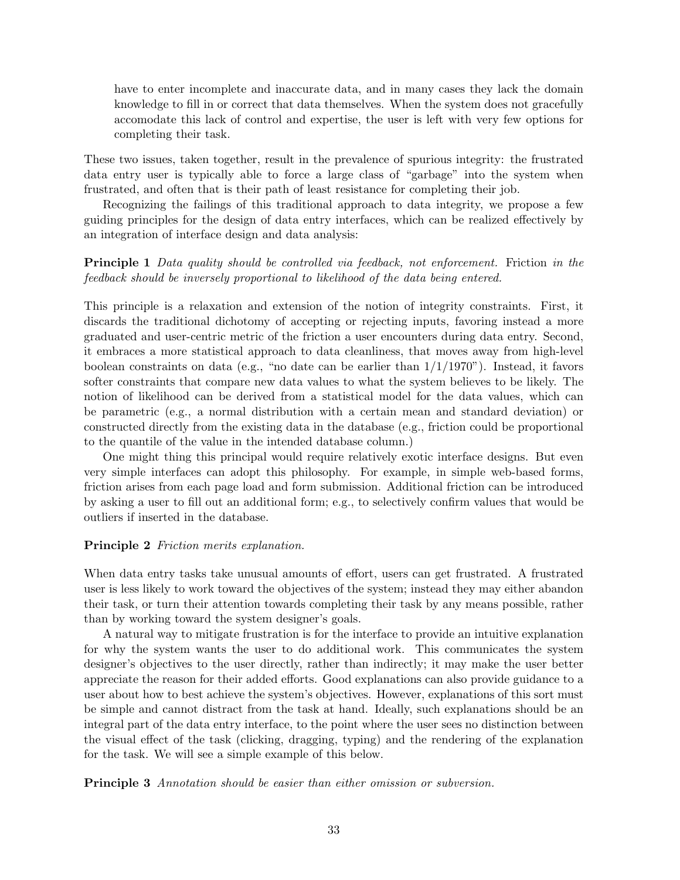have to enter incomplete and inaccurate data, and in many cases they lack the domain knowledge to fill in or correct that data themselves. When the system does not gracefully accomodate this lack of control and expertise, the user is left with very few options for completing their task.

These two issues, taken together, result in the prevalence of spurious integrity: the frustrated data entry user is typically able to force a large class of "garbage" into the system when frustrated, and often that is their path of least resistance for completing their job.

Recognizing the failings of this traditional approach to data integrity, we propose a few guiding principles for the design of data entry interfaces, which can be realized effectively by an integration of interface design and data analysis:

**Principle 1** *Data quality should be controlled via feedback, not enforcement.* Friction *in the feedback should be inversely proportional to likelihood of the data being entered.*

This principle is a relaxation and extension of the notion of integrity constraints. First, it discards the traditional dichotomy of accepting or rejecting inputs, favoring instead a more graduated and user-centric metric of the friction a user encounters during data entry. Second, it embraces a more statistical approach to data cleanliness, that moves away from high-level boolean constraints on data (e.g., "no date can be earlier than 1/1/1970"). Instead, it favors softer constraints that compare new data values to what the system believes to be likely. The notion of likelihood can be derived from a statistical model for the data values, which can be parametric (e.g., a normal distribution with a certain mean and standard deviation) or constructed directly from the existing data in the database (e.g., friction could be proportional to the quantile of the value in the intended database column.)

One might thing this principal would require relatively exotic interface designs. But even very simple interfaces can adopt this philosophy. For example, in simple web-based forms, friction arises from each page load and form submission. Additional friction can be introduced by asking a user to fill out an additional form; e.g., to selectively confirm values that would be outliers if inserted in the database.

**Principle 2** *Friction merits explanation.*

When data entry tasks take unusual amounts of effort, users can get frustrated. A frustrated user is less likely to work toward the objectives of the system; instead they may either abandon their task, or turn their attention towards completing their task by any means possible, rather than by working toward the system designer's goals.

A natural way to mitigate frustration is for the interface to provide an intuitive explanation for why the system wants the user to do additional work. This communicates the system designer's objectives to the user directly, rather than indirectly; it may make the user better appreciate the reason for their added efforts. Good explanations can also provide guidance to a user about how to best achieve the system's objectives. However, explanations of this sort must be simple and cannot distract from the task at hand. Ideally, such explanations should be an integral part of the data entry interface, to the point where the user sees no distinction between the visual effect of the task (clicking, dragging, typing) and the rendering of the explanation for the task. We will see a simple example of this below.

**Principle 3** *Annotation should be easier than either omission or subversion.*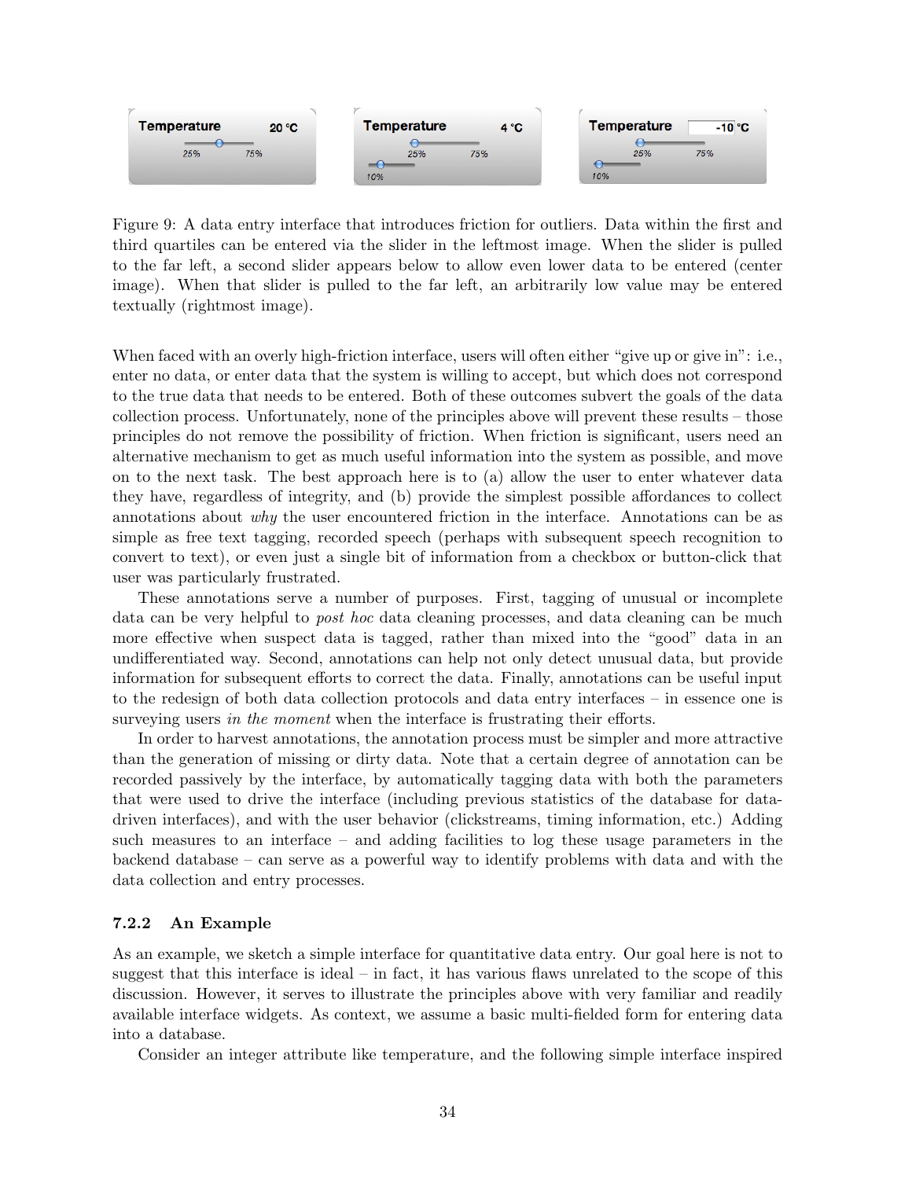Temperature 20 °C
25% 75%

Temperature 4 °C
25% 75%
10%

Temperature -10 °C
25% 75%
10%

Figure 9: A data entry interface that introduces friction for outliers. Data within the first and third quartiles can be entered via the slider in the leftmost image. When the slider is pulled to the far left, a second slider appears below to allow even lower data to be entered (center image). When that slider is pulled to the far left, an arbitrarily low value may be entered textually (rightmost image).

When faced with an overly high-friction interface, users will often either "give up or give in": i.e., enter no data, or enter data that the system is willing to accept, but which does not correspond to the true data that needs to be entered. Both of these outcomes subvert the goals of the data collection process. Unfortunately, none of the principles above will prevent these results – those principles do not remove the possibility of friction. When friction is significant, users need an alternative mechanism to get as much useful information into the system as possible, and move on to the next task. The best approach here is to (a) allow the user to enter whatever data they have, regardless of integrity, and (b) provide the simplest possible affordances to collect annotations about *why* the user encountered friction in the interface. Annotations can be as simple as free text tagging, recorded speech (perhaps with subsequent speech recognition to convert to text), or even just a single bit of information from a checkbox or button-click that user was particularly frustrated.

These annotations serve a number of purposes. First, tagging of unusual or incomplete data can be very helpful to *post hoc* data cleaning processes, and data cleaning can be much more effective when suspect data is tagged, rather than mixed into the "good" data in an undifferentiated way. Second, annotations can help not only detect unusual data, but provide information for subsequent efforts to correct the data. Finally, annotations can be useful input to the redesign of both data collection protocols and data entry interfaces – in essence one is surveying users *in the moment* when the interface is frustrating their efforts.

In order to harvest annotations, the annotation process must be simpler and more attractive than the generation of missing or dirty data. Note that a certain degree of annotation can be recorded passively by the interface, by automatically tagging data with both the parameters that were used to drive the interface (including previous statistics of the database for data-driven interfaces), and with the user behavior (clickstreams, timing information, etc.) Adding such measures to an interface – and adding facilities to log these usage parameters in the backend database – can serve as a powerful way to identify problems with data and with the data collection and entry processes.

### 7.2.2 An Example

As an example, we sketch a simple interface for quantitative data entry. Our goal here is not to suggest that this interface is ideal – in fact, it has various flaws unrelated to the scope of this discussion. However, it serves to illustrate the principles above with very familiar and readily available interface widgets. As context, we assume a basic multi-fielded form for entering data into a database.

Consider an integer attribute like temperature, and the following simple interface inspired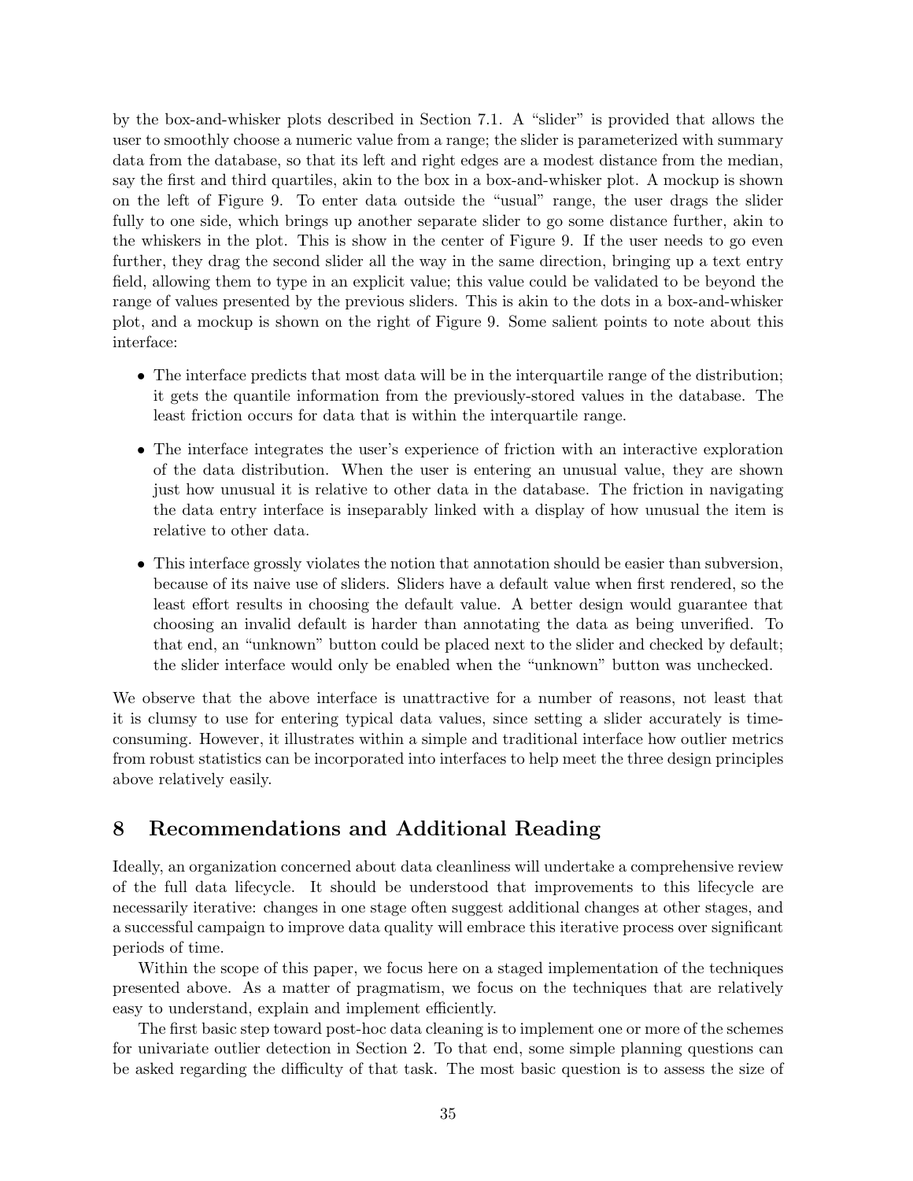by the box-and-whisker plots described in Section 7.1. A "slider" is provided that allows the user to smoothly choose a numeric value from a range; the slider is parameterized with summary data from the database, so that its left and right edges are a modest distance from the median, say the first and third quartiles, akin to the box in a box-and-whisker plot. A mockup is shown on the left of Figure 9. To enter data outside the "usual" range, the user drags the slider fully to one side, which brings up another separate slider to go some distance further, akin to the whiskers in the plot. This is show in the center of Figure 9. If the user needs to go even further, they drag the second slider all the way in the same direction, bringing up a text entry field, allowing them to type in an explicit value; this value could be validated to be beyond the range of values presented by the previous sliders. This is akin to the dots in a box-and-whisker plot, and a mockup is shown on the right of Figure 9. Some salient points to note about this interface:

- The interface predicts that most data will be in the interquartile range of the distribution; it gets the quantile information from the previously-stored values in the database. The least friction occurs for data that is within the interquartile range.
- The interface integrates the user's experience of friction with an interactive exploration of the data distribution. When the user is entering an unusual value, they are shown just how unusual it is relative to other data in the database. The friction in navigating the data entry interface is inseparably linked with a display of how unusual the item is relative to other data.
- This interface grossly violates the notion that annotation should be easier than subversion, because of its naive use of sliders. Sliders have a default value when first rendered, so the least effort results in choosing the default value. A better design would guarantee that choosing an invalid default is harder than annotating the data as being unverified. To that end, an "unknown" button could be placed next to the slider and checked by default; the slider interface would only be enabled when the "unknown" button was unchecked.

We observe that the above interface is unattractive for a number of reasons, not least that it is clumsy to use for entering typical data values, since setting a slider accurately is time-consuming. However, it illustrates within a simple and traditional interface how outlier metrics from robust statistics can be incorporated into interfaces to help meet the three design principles above relatively easily.

# 8 Recommendations and Additional Reading

Ideally, an organization concerned about data cleanliness will undertake a comprehensive review of the full data lifecycle. It should be understood that improvements to this lifecycle are necessarily iterative: changes in one stage often suggest additional changes at other stages, and a successful campaign to improve data quality will embrace this iterative process over significant periods of time.

Within the scope of this paper, we focus here on a staged implementation of the techniques presented above. As a matter of pragmatism, we focus on the techniques that are relatively easy to understand, explain and implement efficiently.

The first basic step toward post-hoc data cleaning is to implement one or more of the schemes for univariate outlier detection in Section 2. To that end, some simple planning questions can be asked regarding the difficulty of that task. The most basic question is to assess the size of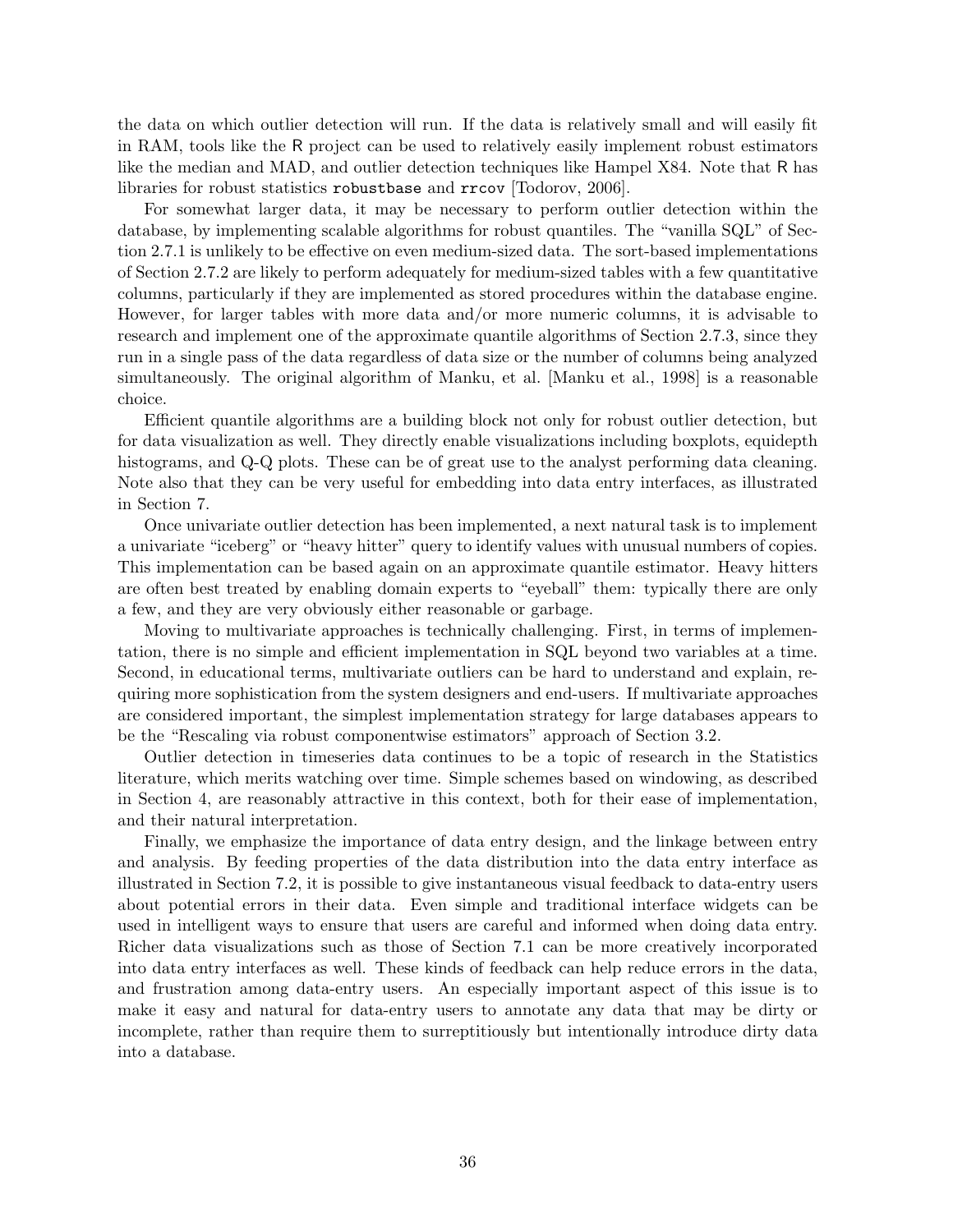the data on which outlier detection will run. If the data is relatively small and will easily fit in RAM, tools like the R project can be used to relatively easily implement robust estimators like the median and MAD, and outlier detection techniques like Hampel X84. Note that R has libraries for robust statistics `robustbase` and `rrcov` [Todorov, 2006].

For somewhat larger data, it may be necessary to perform outlier detection within the database, by implementing scalable algorithms for robust quantiles. The "vanilla SQL" of Section 2.7.1 is unlikely to be effective on even medium-sized data. The sort-based implementations of Section 2.7.2 are likely to perform adequately for medium-sized tables with a few quantitative columns, particularly if they are implemented as stored procedures within the database engine. However, for larger tables with more data and/or more numeric columns, it is advisable to research and implement one of the approximate quantile algorithms of Section 2.7.3, since they run in a single pass of the data regardless of data size or the number of columns being analyzed simultaneously. The original algorithm of Manku, et al. [Manku et al., 1998] is a reasonable choice.

Efficient quantile algorithms are a building block not only for robust outlier detection, but for data visualization as well. They directly enable visualizations including boxplots, equidepth histograms, and Q-Q plots. These can be of great use to the analyst performing data cleaning. Note also that they can be very useful for embedding into data entry interfaces, as illustrated in Section 7.

Once univariate outlier detection has been implemented, a next natural task is to implement a univariate "iceberg" or "heavy hitter" query to identify values with unusual numbers of copies. This implementation can be based again on an approximate quantile estimator. Heavy hitters are often best treated by enabling domain experts to "eyeball" them: typically there are only a few, and they are very obviously either reasonable or garbage.

Moving to multivariate approaches is technically challenging. First, in terms of implementation, there is no simple and efficient implementation in SQL beyond two variables at a time. Second, in educational terms, multivariate outliers can be hard to understand and explain, requiring more sophistication from the system designers and end-users. If multivariate approaches are considered important, the simplest implementation strategy for large databases appears to be the "Rescaling via robust componentwise estimators" approach of Section 3.2.

Outlier detection in timeseries data continues to be a topic of research in the Statistics literature, which merits watching over time. Simple schemes based on windowing, as described in Section 4, are reasonably attractive in this context, both for their ease of implementation, and their natural interpretation.

Finally, we emphasize the importance of data entry design, and the linkage between entry and analysis. By feeding properties of the data distribution into the data entry interface as illustrated in Section 7.2, it is possible to give instantaneous visual feedback to data-entry users about potential errors in their data. Even simple and traditional interface widgets can be used in intelligent ways to ensure that users are careful and informed when doing data entry. Richer data visualizations such as those of Section 7.1 can be more creatively incorporated into data entry interfaces as well. These kinds of feedback can help reduce errors in the data, and frustration among data-entry users. An especially important aspect of this issue is to make it easy and natural for data-entry users to annotate any data that may be dirty or incomplete, rather than require them to surreptitiously but intentionally introduce dirty data into a database.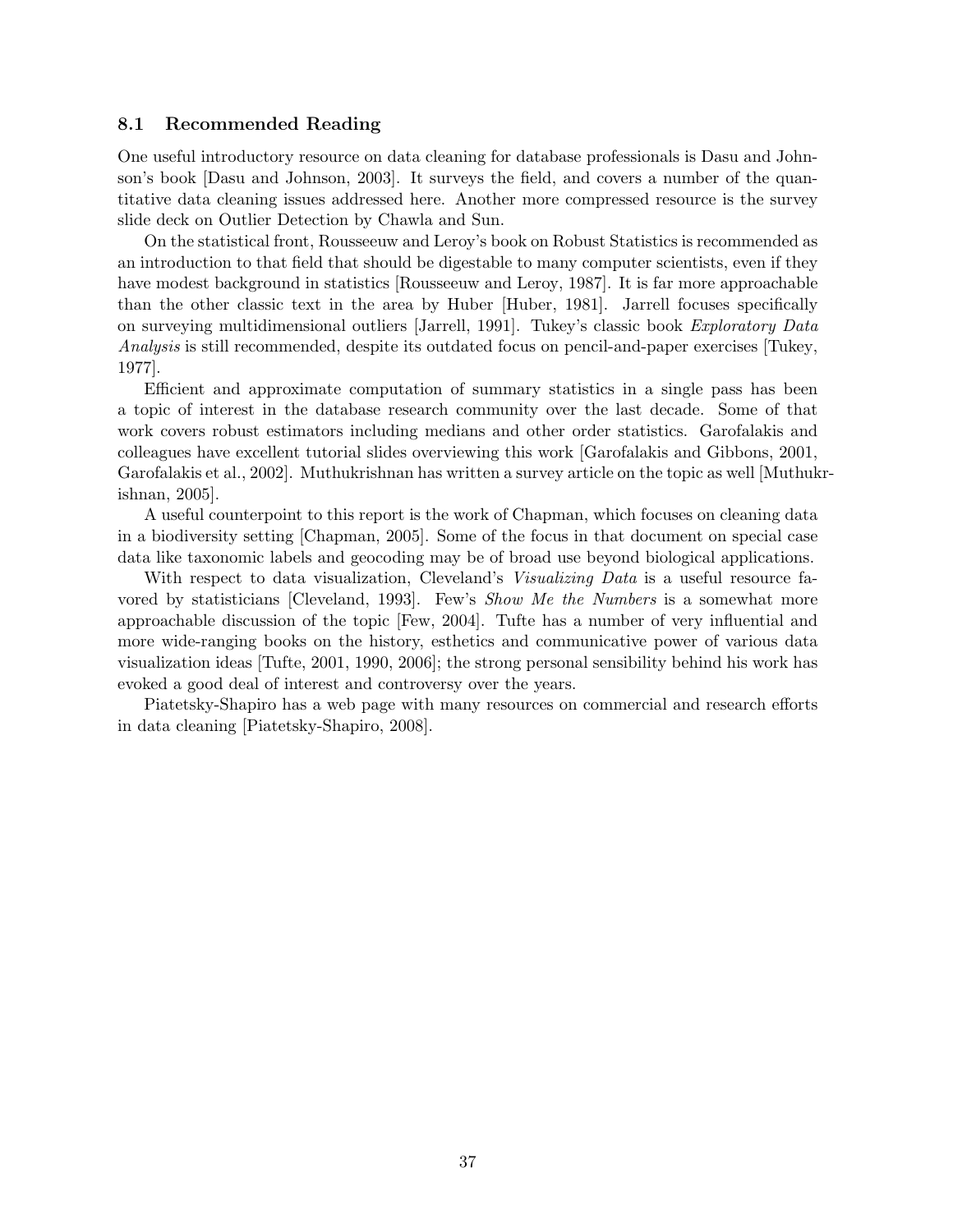### 8.1 Recommended Reading

One useful introductory resource on data cleaning for database professionals is Dasu and Johnson's book [Dasu and Johnson, 2003]. It surveys the field, and covers a number of the quantitative data cleaning issues addressed here. Another more compressed resource is the survey slide deck on Outlier Detection by Chawla and Sun.

On the statistical front, Rousseeuw and Leroy's book on Robust Statistics is recommended as an introduction to that field that should be digestable to many computer scientists, even if they have modest background in statistics [Rousseeuw and Leroy, 1987]. It is far more approachable than the other classic text in the area by Huber [Huber, 1981]. Jarrell focuses specifically on surveying multidimensional outliers [Jarrell, 1991]. Tukey's classic book *Exploratory Data Analysis* is still recommended, despite its outdated focus on pencil-and-paper exercises [Tukey, 1977].

Efficient and approximate computation of summary statistics in a single pass has been a topic of interest in the database research community over the last decade. Some of that work covers robust estimators including medians and other order statistics. Garofalakis and colleagues have excellent tutorial slides overviewing this work [Garofalakis and Gibbons, 2001, Garofalakis et al., 2002]. Muthukrishnan has written a survey article on the topic as well [Muthukrishnan, 2005].

A useful counterpoint to this report is the work of Chapman, which focuses on cleaning data in a biodiversity setting [Chapman, 2005]. Some of the focus in that document on special case data like taxonomic labels and geocoding may be of broad use beyond biological applications.

With respect to data visualization, Cleveland's *Visualizing Data* is a useful resource favored by statisticians [Cleveland, 1993]. Few's *Show Me the Numbers* is a somewhat more approachable discussion of the topic [Few, 2004]. Tufte has a number of very influential and more wide-ranging books on the history, esthetics and communicative power of various data visualization ideas [Tufte, 2001, 1990, 2006]; the strong personal sensibility behind his work has evoked a good deal of interest and controversy over the years.

Piatetsky-Shapiro has a web page with many resources on commercial and research efforts in data cleaning [Piatetsky-Shapiro, 2008].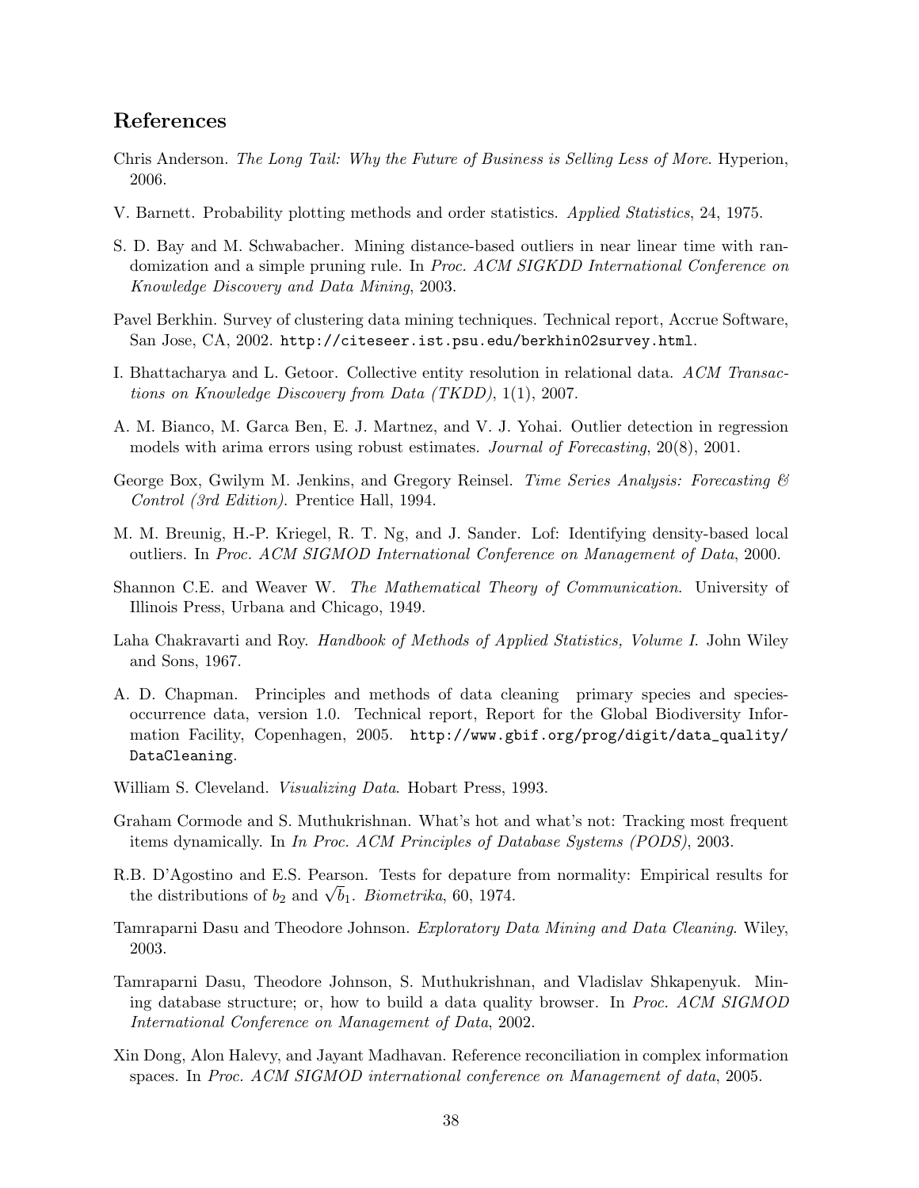## References

Chris Anderson. *The Long Tail: Why the Future of Business is Selling Less of More*. Hyperion, 2006.

V. Barnett. Probability plotting methods and order statistics. *Applied Statistics*, 24, 1975.

S. D. Bay and M. Schwabacher. Mining distance-based outliers in near linear time with randomization and a simple pruning rule. In *Proc. ACM SIGKDD International Conference on Knowledge Discovery and Data Mining*, 2003.

Pavel Berkhin. Survey of clustering data mining techniques. Technical report, Accrue Software, San Jose, CA, 2002. `http://citeseer.ist.psu.edu/berkhin02survey.html`.

I. Bhattacharya and L. Getoor. Collective entity resolution in relational data. *ACM Transactions on Knowledge Discovery from Data (TKDD)*, 1(1), 2007.

A. M. Bianco, M. Garca Ben, E. J. Martnez, and V. J. Yohai. Outlier detection in regression models with arima errors using robust estimates. *Journal of Forecasting*, 20(8), 2001.

George Box, Gwilym M. Jenkins, and Gregory Reinsel. *Time Series Analysis: Forecasting & Control (3rd Edition)*. Prentice Hall, 1994.

M. M. Breunig, H.-P. Kriegel, R. T. Ng, and J. Sander. Lof: Identifying density-based local outliers. In *Proc. ACM SIGMOD International Conference on Management of Data*, 2000.

Shannon C.E. and Weaver W. *The Mathematical Theory of Communication*. University of Illinois Press, Urbana and Chicago, 1949.

Laha Chakravarti and Roy. *Handbook of Methods of Applied Statistics, Volume I*. John Wiley and Sons, 1967.

A. D. Chapman. Principles and methods of data cleaning primary species and species-occurrence data, version 1.0. Technical report, Report for the Global Biodiversity Information Facility, Copenhagen, 2005. `http://www.gbif.org/prog/digit/data_quality/DataCleaning`.

William S. Cleveland. *Visualizing Data*. Hobart Press, 1993.

Graham Cormode and S. Muthukrishnan. What's hot and what's not: Tracking most frequent items dynamically. In *In Proc. ACM Principles of Database Systems (PODS)*, 2003.

R.B. D'Agostino and E.S. Pearson. Tests for depature from normality: Empirical results for the distributions of $b_2$ and $\sqrt{b_1}$. *Biometrika*, 60, 1974.

Tamraparni Dasu and Theodore Johnson. *Exploratory Data Mining and Data Cleaning*. Wiley, 2003.

Tamraparni Dasu, Theodore Johnson, S. Muthukrishnan, and Vladislav Shkapenyuk. Mining database structure; or, how to build a data quality browser. In *Proc. ACM SIGMOD International Conference on Management of Data*, 2002.

Xin Dong, Alon Halevy, and Jayant Madhavan. Reference reconciliation in complex information spaces. In *Proc. ACM SIGMOD international conference on Management of data*, 2005.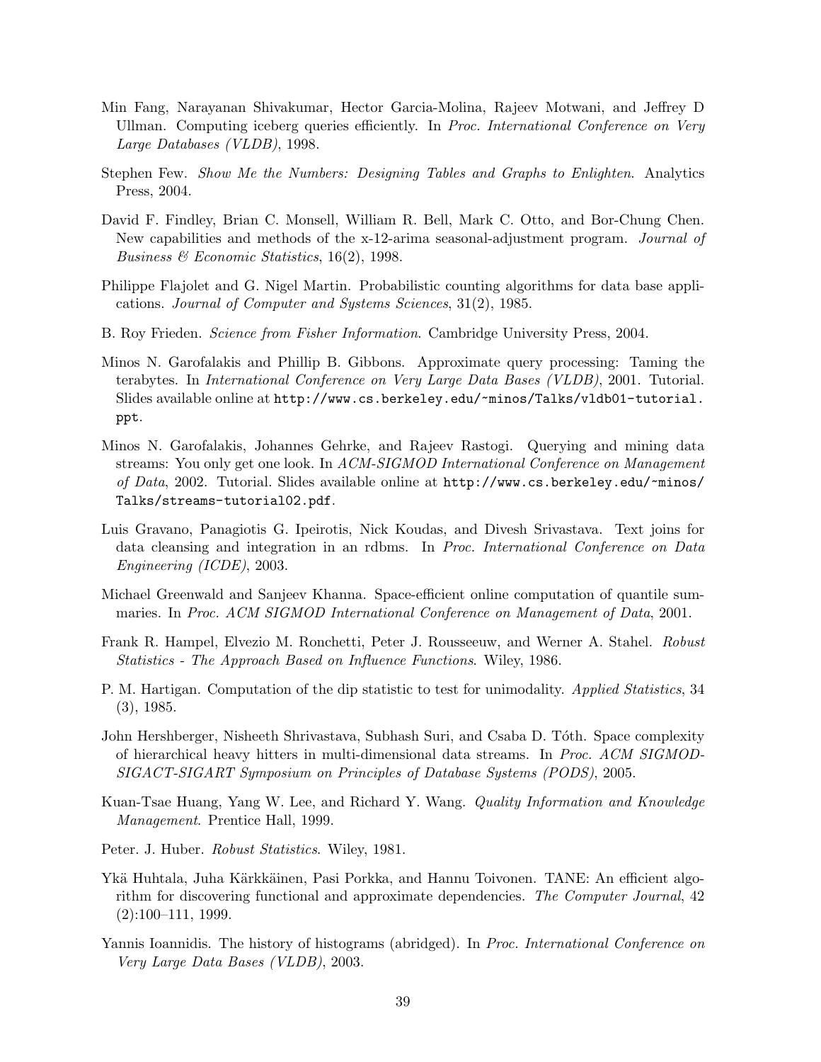Min Fang, Narayanan Shivakumar, Hector Garcia-Molina, Rajeev Motwani, and Jeffrey D Ullman. Computing iceberg queries efficiently. In *Proc. International Conference on Very Large Databases (VLDB)*, 1998.

Stephen Few. *Show Me the Numbers: Designing Tables and Graphs to Enlighten*. Analytics Press, 2004.

David F. Findley, Brian C. Monsell, William R. Bell, Mark C. Otto, and Bor-Chung Chen. New capabilities and methods of the x-12-arima seasonal-adjustment program. *Journal of Business & Economic Statistics*, 16(2), 1998.

Philippe Flajolet and G. Nigel Martin. Probabilistic counting algorithms for data base applications. *Journal of Computer and Systems Sciences*, 31(2), 1985.

B. Roy Frieden. *Science from Fisher Information*. Cambridge University Press, 2004.

Minos N. Garofalakis and Phillip B. Gibbons. Approximate query processing: Taming the terabytes. In *International Conference on Very Large Data Bases (VLDB)*, 2001. Tutorial. Slides available online at `http://www.cs.berkeley.edu/~minos/Talks/vldb01-tutorial.ppt`.

Minos N. Garofalakis, Johannes Gehrke, and Rajeev Rastogi. Querying and mining data streams: You only get one look. In *ACM-SIGMOD International Conference on Management of Data*, 2002. Tutorial. Slides available online at `http://www.cs.berkeley.edu/~minos/Talks/streams-tutorial02.pdf`.

Luis Gravano, Panagiotis G. Ipeirotis, Nick Koudas, and Divesh Srivastava. Text joins for data cleansing and integration in an rdbms. In *Proc. International Conference on Data Engineering (ICDE)*, 2003.

Michael Greenwald and Sanjeev Khanna. Space-efficient online computation of quantile summaries. In *Proc. ACM SIGMOD International Conference on Management of Data*, 2001.

Frank R. Hampel, Elvezio M. Ronchetti, Peter J. Rousseeuw, and Werner A. Stahel. *Robust Statistics - The Approach Based on Influence Functions*. Wiley, 1986.

P. M. Hartigan. Computation of the dip statistic to test for unimodality. *Applied Statistics*, 34 (3), 1985.

John Hershberger, Nisheeth Shrivastava, Subhash Suri, and Csaba D. Tóth. Space complexity of hierarchical heavy hitters in multi-dimensional data streams. In *Proc. ACM SIGMOD-SIGACT-SIGART Symposium on Principles of Database Systems (PODS)*, 2005.

Kuan-Tsae Huang, Yang W. Lee, and Richard Y. Wang. *Quality Information and Knowledge Management*. Prentice Hall, 1999.

Peter. J. Huber. *Robust Statistics*. Wiley, 1981.

Ykä Huhtala, Juha Kärkkäinen, Pasi Porkka, and Hannu Toivonen. TANE: An efficient algorithm for discovering functional and approximate dependencies. *The Computer Journal*, 42 (2):100–111, 1999.

Yannis Ioannidis. The history of histograms (abridged). In *Proc. International Conference on Very Large Data Bases (VLDB)*, 2003.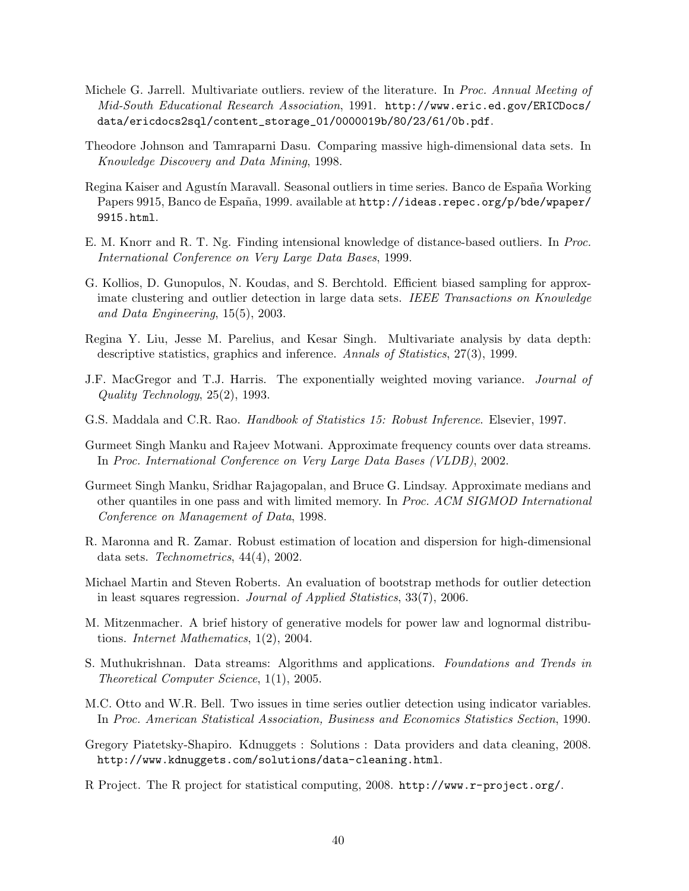Michele G. Jarrell. Multivariate outliers. review of the literature. In *Proc. Annual Meeting of Mid-South Educational Research Association*, 1991. http://www.eric.ed.gov/ERICDocs/data/ericdocs2sql/content_storage_01/0000019b/80/23/61/0b.pdf.

Theodore Johnson and Tamraparni Dasu. Comparing massive high-dimensional data sets. In *Knowledge Discovery and Data Mining*, 1998.

Regina Kaiser and Agustín Maravall. Seasonal outliers in time series. Banco de España Working Papers 9915, Banco de España, 1999. available at http://ideas.repec.org/p/bde/wpaper/9915.html.

E. M. Knorr and R. T. Ng. Finding intensional knowledge of distance-based outliers. In *Proc. International Conference on Very Large Data Bases*, 1999.

G. Kollios, D. Gunopulos, N. Koudas, and S. Berchtold. Efficient biased sampling for approximate clustering and outlier detection in large data sets. *IEEE Transactions on Knowledge and Data Engineering*, 15(5), 2003.

Regina Y. Liu, Jesse M. Parelius, and Kesar Singh. Multivariate analysis by data depth: descriptive statistics, graphics and inference. *Annals of Statistics*, 27(3), 1999.

J.F. MacGregor and T.J. Harris. The exponentially weighted moving variance. *Journal of Quality Technology*, 25(2), 1993.

G.S. Maddala and C.R. Rao. *Handbook of Statistics 15: Robust Inference*. Elsevier, 1997.

Gurmeet Singh Manku and Rajeev Motwani. Approximate frequency counts over data streams. In *Proc. International Conference on Very Large Data Bases (VLDB)*, 2002.

Gurmeet Singh Manku, Sridhar Rajagopalan, and Bruce G. Lindsay. Approximate medians and other quantiles in one pass and with limited memory. In *Proc. ACM SIGMOD International Conference on Management of Data*, 1998.

R. Maronna and R. Zamar. Robust estimation of location and dispersion for high-dimensional data sets. *Technometrics*, 44(4), 2002.

Michael Martin and Steven Roberts. An evaluation of bootstrap methods for outlier detection in least squares regression. *Journal of Applied Statistics*, 33(7), 2006.

M. Mitzenmacher. A brief history of generative models for power law and lognormal distributions. *Internet Mathematics*, 1(2), 2004.

S. Muthukrishnan. Data streams: Algorithms and applications. *Foundations and Trends in Theoretical Computer Science*, 1(1), 2005.

M.C. Otto and W.R. Bell. Two issues in time series outlier detection using indicator variables. In *Proc. American Statistical Association, Business and Economics Statistics Section*, 1990.

Gregory Piatetsky-Shapiro. Kdnuggets : Solutions : Data providers and data cleaning, 2008. http://www.kdnuggets.com/solutions/data-cleaning.html.

R Project. The R project for statistical computing, 2008. http://www.r-project.org/.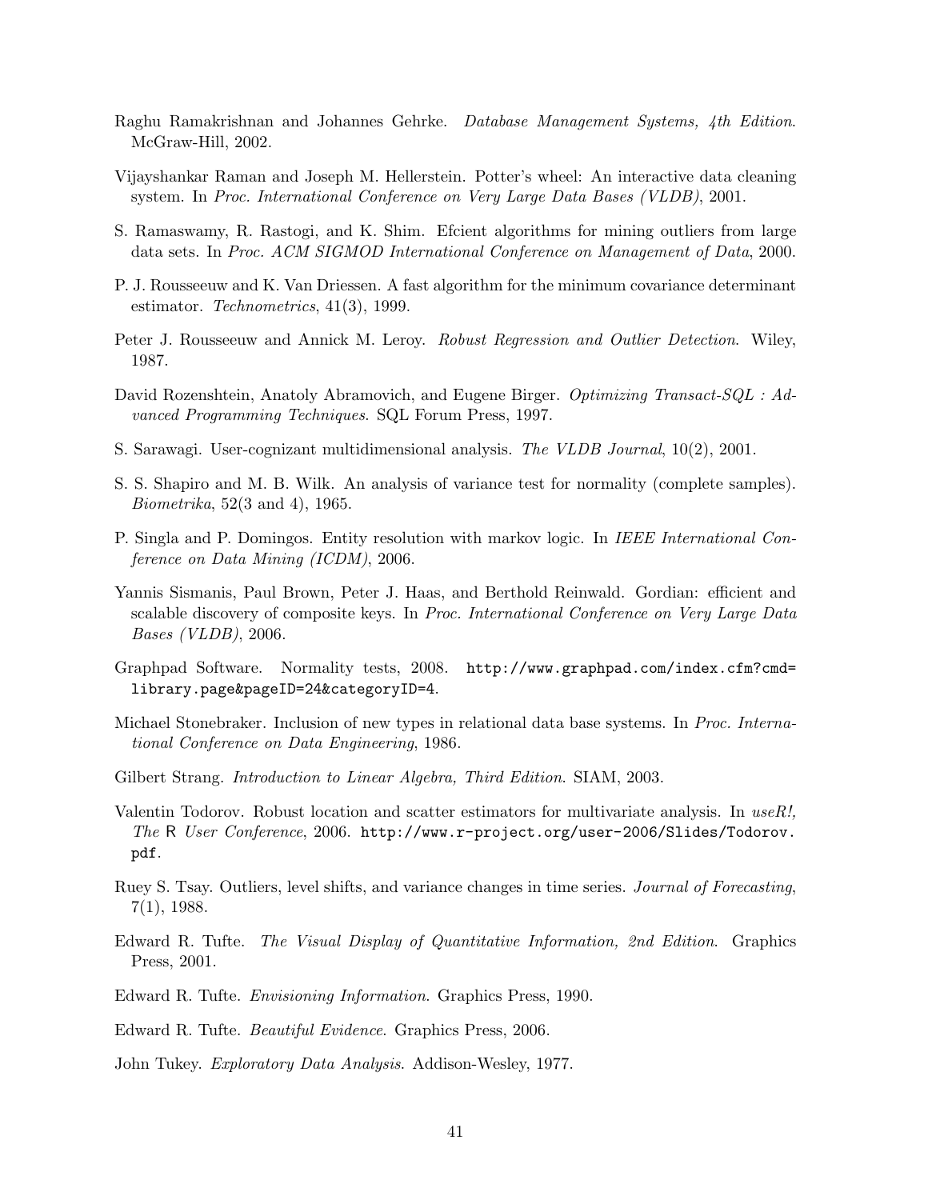Raghu Ramakrishnan and Johannes Gehrke. *Database Management Systems, 4th Edition*. McGraw-Hill, 2002.

Vijayshankar Raman and Joseph M. Hellerstein. Potter's wheel: An interactive data cleaning system. In *Proc. International Conference on Very Large Data Bases (VLDB)*, 2001.

S. Ramaswamy, R. Rastogi, and K. Shim. Efcient algorithms for mining outliers from large data sets. In *Proc. ACM SIGMOD International Conference on Management of Data*, 2000.

P. J. Rousseeuw and K. Van Driessen. A fast algorithm for the minimum covariance determinant estimator. *Technometrics*, 41(3), 1999.

Peter J. Rousseeuw and Annick M. Leroy. *Robust Regression and Outlier Detection*. Wiley, 1987.

David Rozenshtein, Anatoly Abramovich, and Eugene Birger. *Optimizing Transact-SQL : Advanced Programming Techniques*. SQL Forum Press, 1997.

S. Sarawagi. User-cognizant multidimensional analysis. *The VLDB Journal*, 10(2), 2001.

S. S. Shapiro and M. B. Wilk. An analysis of variance test for normality (complete samples). *Biometrika*, 52(3 and 4), 1965.

P. Singla and P. Domingos. Entity resolution with markov logic. In *IEEE International Conference on Data Mining (ICDM)*, 2006.

Yannis Sismanis, Paul Brown, Peter J. Haas, and Berthold Reinwald. Gordian: efficient and scalable discovery of composite keys. In *Proc. International Conference on Very Large Data Bases (VLDB)*, 2006.

Graphpad Software. Normality tests, 2008. `http://www.graphpad.com/index.cfm?cmd=library.page&pageID=24&categoryID=4`.

Michael Stonebraker. Inclusion of new types in relational data base systems. In *Proc. International Conference on Data Engineering*, 1986.

Gilbert Strang. *Introduction to Linear Algebra, Third Edition*. SIAM, 2003.

Valentin Todorov. Robust location and scatter estimators for multivariate analysis. In *useR!, The* R *User Conference*, 2006. `http://www.r-project.org/user-2006/Slides/Todorov.pdf`.

Ruey S. Tsay. Outliers, level shifts, and variance changes in time series. *Journal of Forecasting*, 7(1), 1988.

Edward R. Tufte. *The Visual Display of Quantitative Information, 2nd Edition*. Graphics Press, 2001.

Edward R. Tufte. *Envisioning Information*. Graphics Press, 1990.

Edward R. Tufte. *Beautiful Evidence*. Graphics Press, 2006.

John Tukey. *Exploratory Data Analysis*. Addison-Wesley, 1977.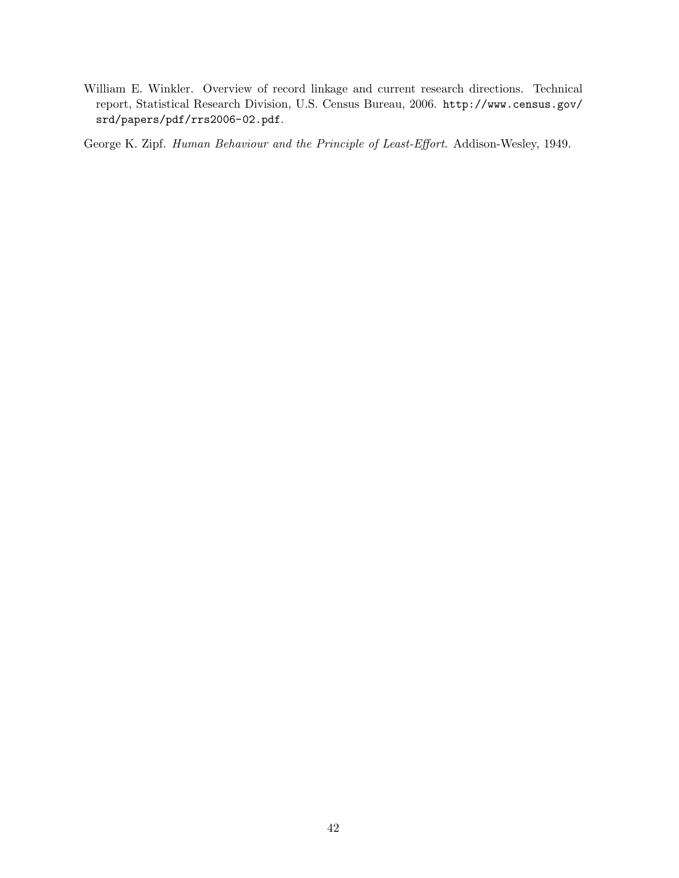William E. Winkler. Overview of record linkage and current research directions. Technical report, Statistical Research Division, U.S. Census Bureau, 2006. `http://www.census.gov/srd/papers/pdf/rrs2006-02.pdf`.

George K. Zipf. *Human Behaviour and the Principle of Least-Effort*. Addison-Wesley, 1949.